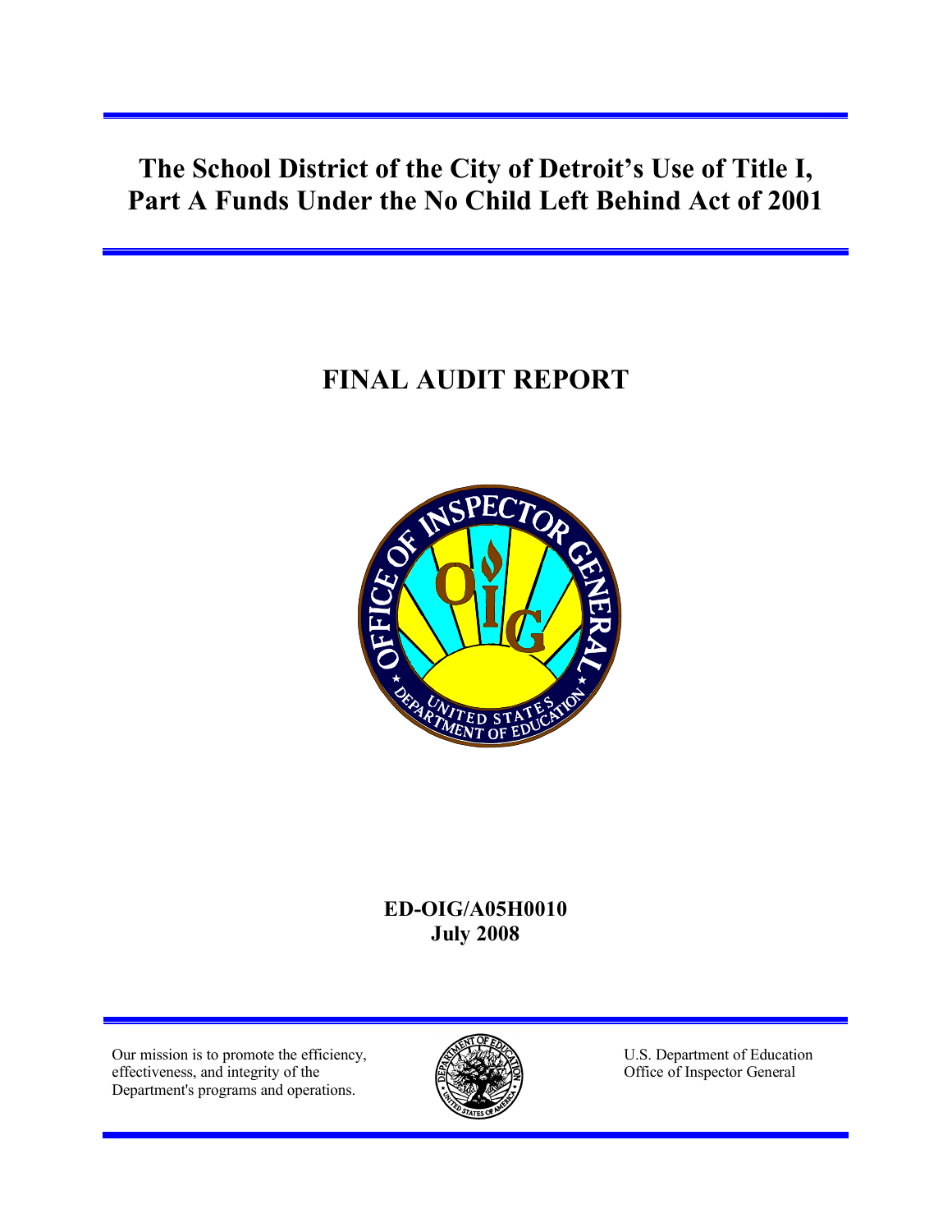# The School District of the City of Detroit's Use of Title I, Part A Funds Under the No Child Left Behind Act of 2001

## FINAL AUDIT REPORT

**ED-OIG/A05H0010**
**July 2008**

Our mission is to promote the efficiency, effectiveness, and integrity of the Department's programs and operations.

U.S. Department of Education
Office of Inspector General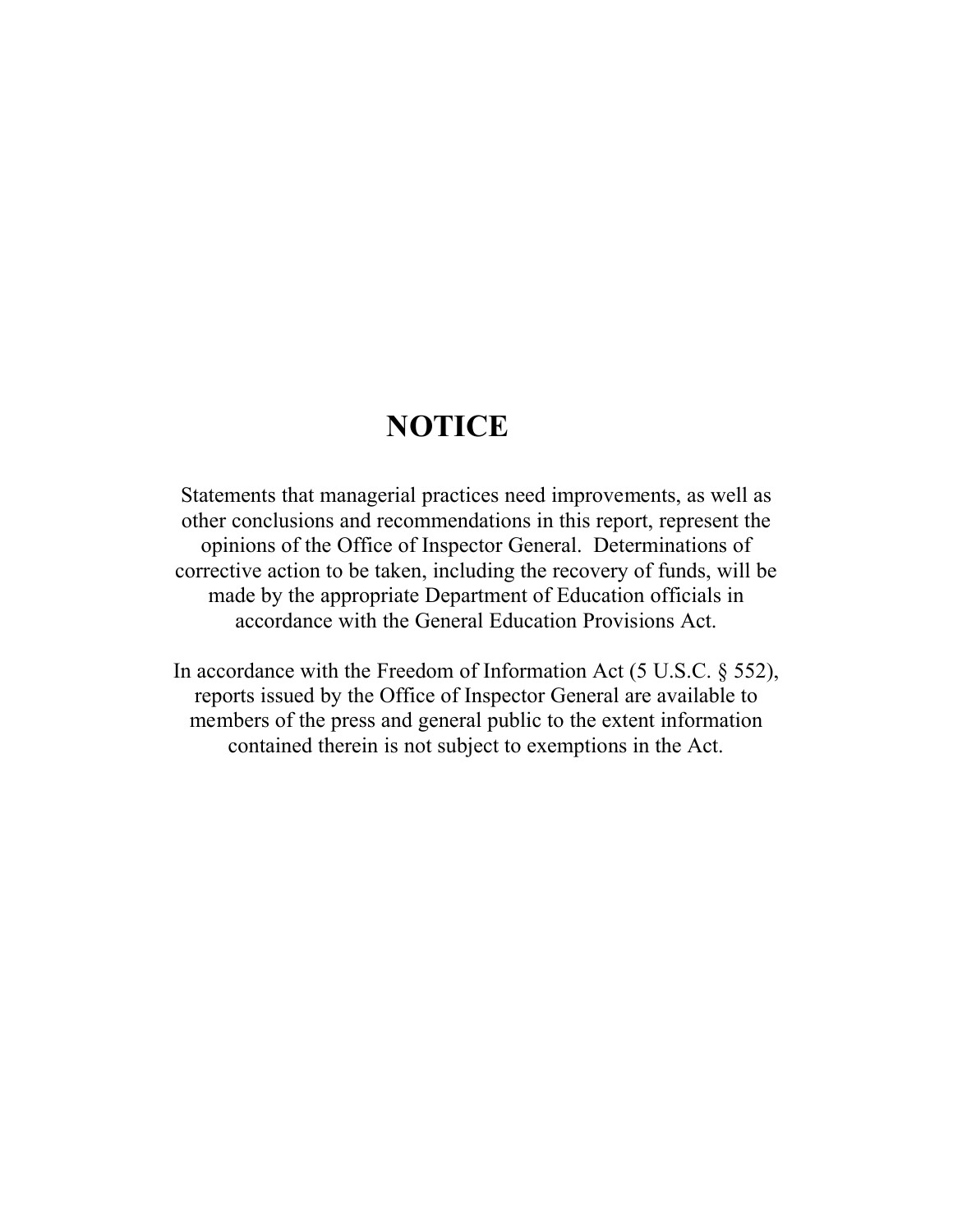# NOTICE

Statements that managerial practices need improvements, as well as other conclusions and recommendations in this report, represent the opinions of the Office of Inspector General. Determinations of corrective action to be taken, including the recovery of funds, will be made by the appropriate Department of Education officials in accordance with the General Education Provisions Act.

In accordance with the Freedom of Information Act (5 U.S.C. § 552), reports issued by the Office of Inspector General are available to members of the press and general public to the extent information contained therein is not subject to exemptions in the Act.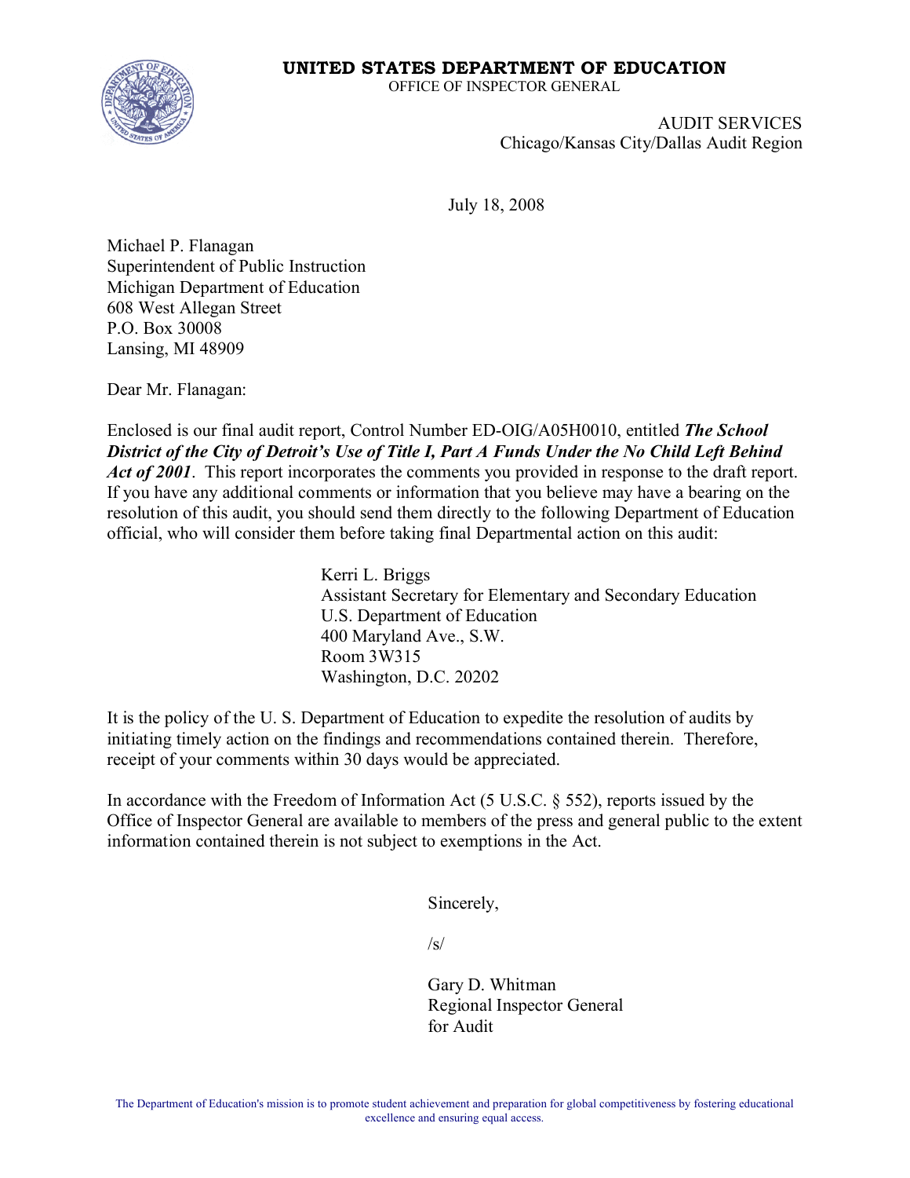**UNITED STATES DEPARTMENT OF EDUCATION**
OFFICE OF INSPECTOR GENERAL

AUDIT SERVICES
Chicago/Kansas City/Dallas Audit Region

July 18, 2008

Michael P. Flanagan
Superintendent of Public Instruction
Michigan Department of Education
608 West Allegan Street
P.O. Box 30008
Lansing, MI 48909

Dear Mr. Flanagan:

Enclosed is our final audit report, Control Number ED-OIG/A05H0010, entitled ***The School District of the City of Detroit's Use of Title I, Part A Funds Under the No Child Left Behind Act of 2001***. This report incorporates the comments you provided in response to the draft report. If you have any additional comments or information that you believe may have a bearing on the resolution of this audit, you should send them directly to the following Department of Education official, who will consider them before taking final Departmental action on this audit:

> Kerri L. Briggs
> Assistant Secretary for Elementary and Secondary Education
> U.S. Department of Education
> 400 Maryland Ave., S.W.
> Room 3W315
> Washington, D.C. 20202

It is the policy of the U. S. Department of Education to expedite the resolution of audits by initiating timely action on the findings and recommendations contained therein. Therefore, receipt of your comments within 30 days would be appreciated.

In accordance with the Freedom of Information Act (5 U.S.C. § 552), reports issued by the Office of Inspector General are available to members of the press and general public to the extent information contained therein is not subject to exemptions in the Act.

Sincerely,

/s/

Gary D. Whitman
Regional Inspector General
for Audit

The Department of Education's mission is to promote student achievement and preparation for global competitiveness by fostering educational excellence and ensuring equal access.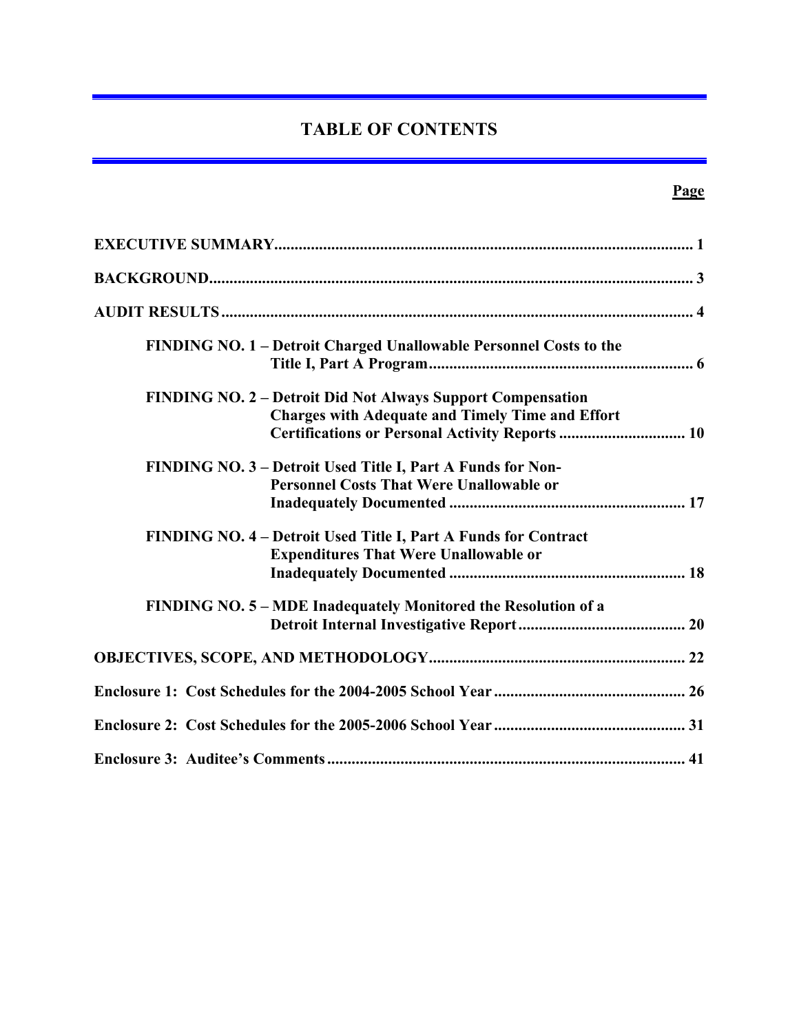# TABLE OF CONTENTS

**Page**

**EXECUTIVE SUMMARY** .......... **1**

**BACKGROUND** .......... **3**

**AUDIT RESULTS** .......... **4**

- **FINDING NO. 1 – Detroit Charged Unallowable Personnel Costs to the Title I, Part A Program** .......... **6**
- **FINDING NO. 2 – Detroit Did Not Always Support Compensation Charges with Adequate and Timely Time and Effort Certifications or Personal Activity Reports** .......... **10**
- **FINDING NO. 3 – Detroit Used Title I, Part A Funds for Non-Personnel Costs That Were Unallowable or Inadequately Documented** .......... **17**
- **FINDING NO. 4 – Detroit Used Title I, Part A Funds for Contract Expenditures That Were Unallowable or Inadequately Documented** .......... **18**
- **FINDING NO. 5 – MDE Inadequately Monitored the Resolution of a Detroit Internal Investigative Report** .......... **20**

**OBJECTIVES, SCOPE, AND METHODOLOGY** .......... **22**

**Enclosure 1: Cost Schedules for the 2004-2005 School Year** .......... **26**

**Enclosure 2: Cost Schedules for the 2005-2006 School Year** .......... **31**

**Enclosure 3: Auditee's Comments** .......... **41**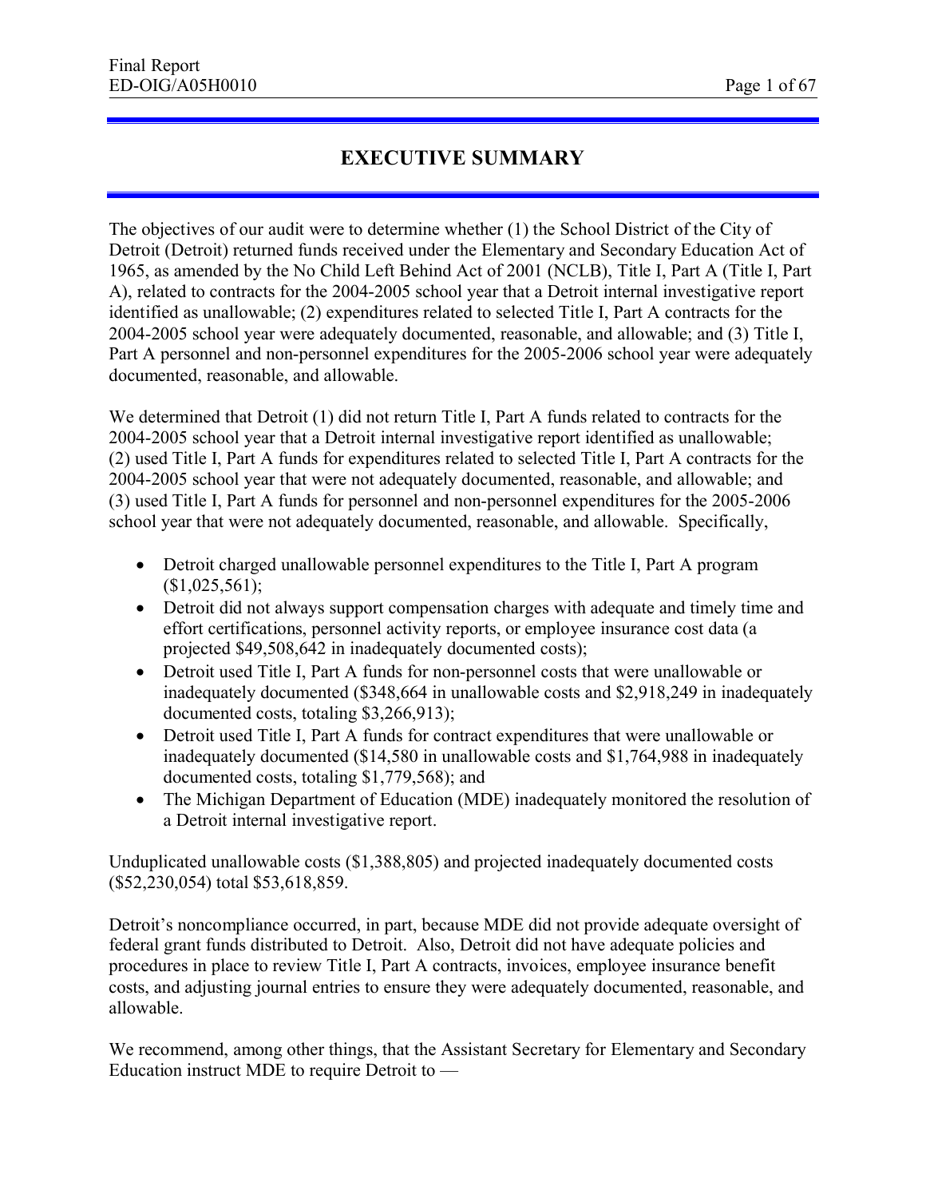# EXECUTIVE SUMMARY

The objectives of our audit were to determine whether (1) the School District of the City of Detroit (Detroit) returned funds received under the Elementary and Secondary Education Act of 1965, as amended by the No Child Left Behind Act of 2001 (NCLB), Title I, Part A (Title I, Part A), related to contracts for the 2004-2005 school year that a Detroit internal investigative report identified as unallowable; (2) expenditures related to selected Title I, Part A contracts for the 2004-2005 school year were adequately documented, reasonable, and allowable; and (3) Title I, Part A personnel and non-personnel expenditures for the 2005-2006 school year were adequately documented, reasonable, and allowable.

We determined that Detroit (1) did not return Title I, Part A funds related to contracts for the 2004-2005 school year that a Detroit internal investigative report identified as unallowable; (2) used Title I, Part A funds for expenditures related to selected Title I, Part A contracts for the 2004-2005 school year that were not adequately documented, reasonable, and allowable; and (3) used Title I, Part A funds for personnel and non-personnel expenditures for the 2005-2006 school year that were not adequately documented, reasonable, and allowable. Specifically,

- Detroit charged unallowable personnel expenditures to the Title I, Part A program ($1,025,561);
- Detroit did not always support compensation charges with adequate and timely time and effort certifications, personnel activity reports, or employee insurance cost data (a projected $49,508,642 in inadequately documented costs);
- Detroit used Title I, Part A funds for non-personnel costs that were unallowable or inadequately documented ($348,664 in unallowable costs and $2,918,249 in inadequately documented costs, totaling $3,266,913);
- Detroit used Title I, Part A funds for contract expenditures that were unallowable or inadequately documented ($14,580 in unallowable costs and $1,764,988 in inadequately documented costs, totaling $1,779,568); and
- The Michigan Department of Education (MDE) inadequately monitored the resolution of a Detroit internal investigative report.

Unduplicated unallowable costs ($1,388,805) and projected inadequately documented costs ($52,230,054) total $53,618,859.

Detroit's noncompliance occurred, in part, because MDE did not provide adequate oversight of federal grant funds distributed to Detroit. Also, Detroit did not have adequate policies and procedures in place to review Title I, Part A contracts, invoices, employee insurance benefit costs, and adjusting journal entries to ensure they were adequately documented, reasonable, and allowable.

We recommend, among other things, that the Assistant Secretary for Elementary and Secondary Education instruct MDE to require Detroit to —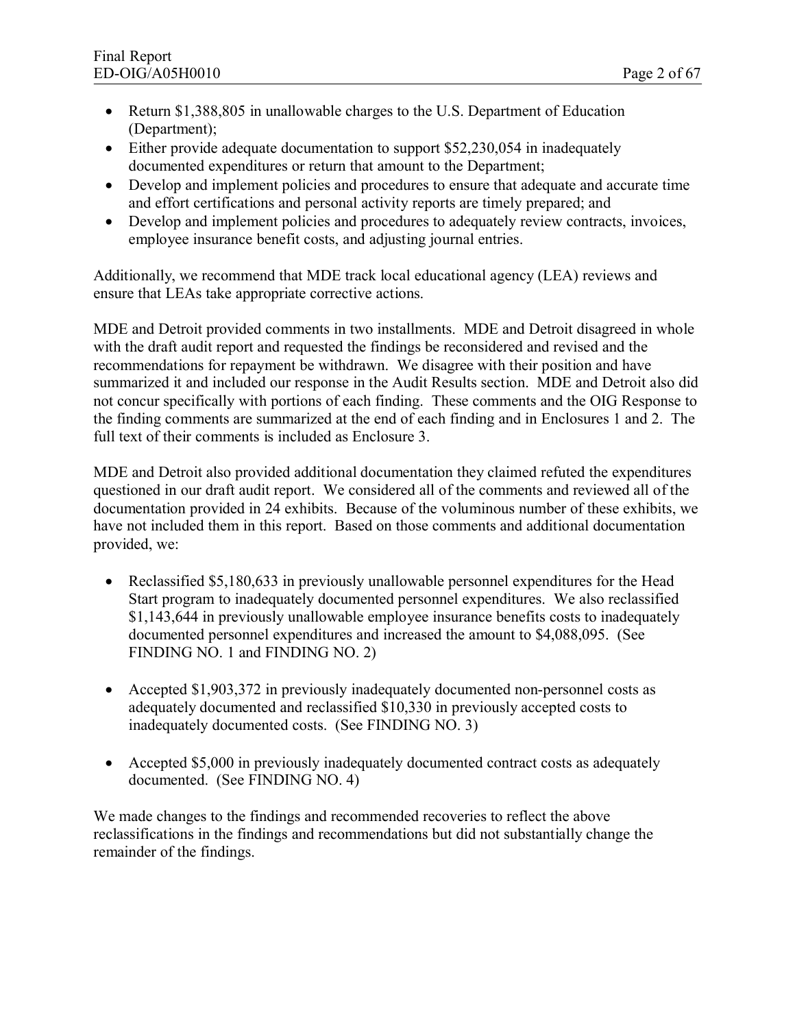- Return $1,388,805 in unallowable charges to the U.S. Department of Education (Department);
- Either provide adequate documentation to support $52,230,054 in inadequately documented expenditures or return that amount to the Department;
- Develop and implement policies and procedures to ensure that adequate and accurate time and effort certifications and personal activity reports are timely prepared; and
- Develop and implement policies and procedures to adequately review contracts, invoices, employee insurance benefit costs, and adjusting journal entries.

Additionally, we recommend that MDE track local educational agency (LEA) reviews and ensure that LEAs take appropriate corrective actions.

MDE and Detroit provided comments in two installments. MDE and Detroit disagreed in whole with the draft audit report and requested the findings be reconsidered and revised and the recommendations for repayment be withdrawn. We disagree with their position and have summarized it and included our response in the Audit Results section. MDE and Detroit also did not concur specifically with portions of each finding. These comments and the OIG Response to the finding comments are summarized at the end of each finding and in Enclosures 1 and 2. The full text of their comments is included as Enclosure 3.

MDE and Detroit also provided additional documentation they claimed refuted the expenditures questioned in our draft audit report. We considered all of the comments and reviewed all of the documentation provided in 24 exhibits. Because of the voluminous number of these exhibits, we have not included them in this report. Based on those comments and additional documentation provided, we:

- Reclassified $5,180,633 in previously unallowable personnel expenditures for the Head Start program to inadequately documented personnel expenditures. We also reclassified $1,143,644 in previously unallowable employee insurance benefits costs to inadequately documented personnel expenditures and increased the amount to $4,088,095. (See FINDING NO. 1 and FINDING NO. 2)

- Accepted $1,903,372 in previously inadequately documented non-personnel costs as adequately documented and reclassified $10,330 in previously accepted costs to inadequately documented costs. (See FINDING NO. 3)

- Accepted $5,000 in previously inadequately documented contract costs as adequately documented. (See FINDING NO. 4)

We made changes to the findings and recommended recoveries to reflect the above reclassifications in the findings and recommendations but did not substantially change the remainder of the findings.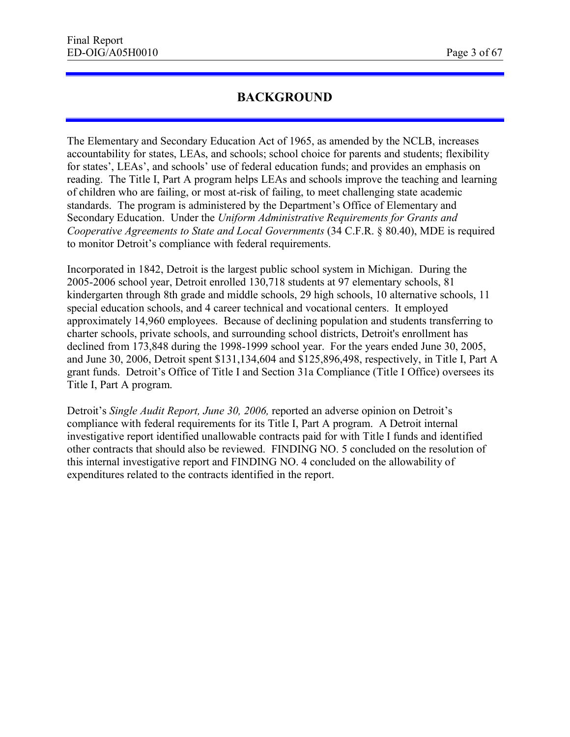# BACKGROUND

The Elementary and Secondary Education Act of 1965, as amended by the NCLB, increases accountability for states, LEAs, and schools; school choice for parents and students; flexibility for states', LEAs', and schools' use of federal education funds; and provides an emphasis on reading. The Title I, Part A program helps LEAs and schools improve the teaching and learning of children who are failing, or most at-risk of failing, to meet challenging state academic standards. The program is administered by the Department's Office of Elementary and Secondary Education. Under the *Uniform Administrative Requirements for Grants and Cooperative Agreements to State and Local Governments* (34 C.F.R. § 80.40), MDE is required to monitor Detroit's compliance with federal requirements.

Incorporated in 1842, Detroit is the largest public school system in Michigan. During the 2005-2006 school year, Detroit enrolled 130,718 students at 97 elementary schools, 81 kindergarten through 8th grade and middle schools, 29 high schools, 10 alternative schools, 11 special education schools, and 4 career technical and vocational centers. It employed approximately 14,960 employees. Because of declining population and students transferring to charter schools, private schools, and surrounding school districts, Detroit's enrollment has declined from 173,848 during the 1998-1999 school year. For the years ended June 30, 2005, and June 30, 2006, Detroit spent $131,134,604 and $125,896,498, respectively, in Title I, Part A grant funds. Detroit's Office of Title I and Section 31a Compliance (Title I Office) oversees its Title I, Part A program.

Detroit's *Single Audit Report, June 30, 2006,* reported an adverse opinion on Detroit's compliance with federal requirements for its Title I, Part A program. A Detroit internal investigative report identified unallowable contracts paid for with Title I funds and identified other contracts that should also be reviewed. FINDING NO. 5 concluded on the resolution of this internal investigative report and FINDING NO. 4 concluded on the allowability of expenditures related to the contracts identified in the report.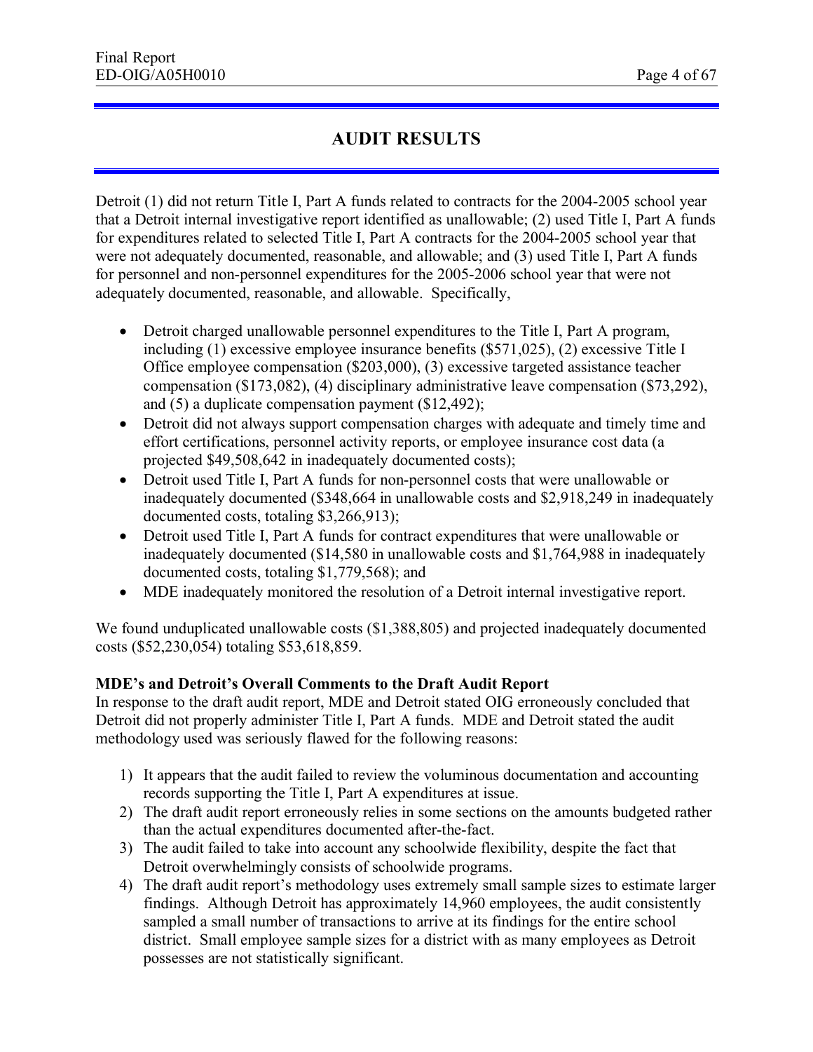# AUDIT RESULTS

Detroit (1) did not return Title I, Part A funds related to contracts for the 2004-2005 school year that a Detroit internal investigative report identified as unallowable; (2) used Title I, Part A funds for expenditures related to selected Title I, Part A contracts for the 2004-2005 school year that were not adequately documented, reasonable, and allowable; and (3) used Title I, Part A funds for personnel and non-personnel expenditures for the 2005-2006 school year that were not adequately documented, reasonable, and allowable. Specifically,

- Detroit charged unallowable personnel expenditures to the Title I, Part A program, including (1) excessive employee insurance benefits ($571,025), (2) excessive Title I Office employee compensation ($203,000), (3) excessive targeted assistance teacher compensation ($173,082), (4) disciplinary administrative leave compensation ($73,292), and (5) a duplicate compensation payment ($12,492);
- Detroit did not always support compensation charges with adequate and timely time and effort certifications, personnel activity reports, or employee insurance cost data (a projected $49,508,642 in inadequately documented costs);
- Detroit used Title I, Part A funds for non-personnel costs that were unallowable or inadequately documented ($348,664 in unallowable costs and $2,918,249 in inadequately documented costs, totaling $3,266,913);
- Detroit used Title I, Part A funds for contract expenditures that were unallowable or inadequately documented ($14,580 in unallowable costs and $1,764,988 in inadequately documented costs, totaling $1,779,568); and
- MDE inadequately monitored the resolution of a Detroit internal investigative report.

We found unduplicated unallowable costs ($1,388,805) and projected inadequately documented costs ($52,230,054) totaling $53,618,859.

**MDE's and Detroit's Overall Comments to the Draft Audit Report**

In response to the draft audit report, MDE and Detroit stated OIG erroneously concluded that Detroit did not properly administer Title I, Part A funds. MDE and Detroit stated the audit methodology used was seriously flawed for the following reasons:

1) It appears that the audit failed to review the voluminous documentation and accounting records supporting the Title I, Part A expenditures at issue.
2) The draft audit report erroneously relies in some sections on the amounts budgeted rather than the actual expenditures documented after-the-fact.
3) The audit failed to take into account any schoolwide flexibility, despite the fact that Detroit overwhelmingly consists of schoolwide programs.
4) The draft audit report's methodology uses extremely small sample sizes to estimate larger findings. Although Detroit has approximately 14,960 employees, the audit consistently sampled a small number of transactions to arrive at its findings for the entire school district. Small employee sample sizes for a district with as many employees as Detroit possesses are not statistically significant.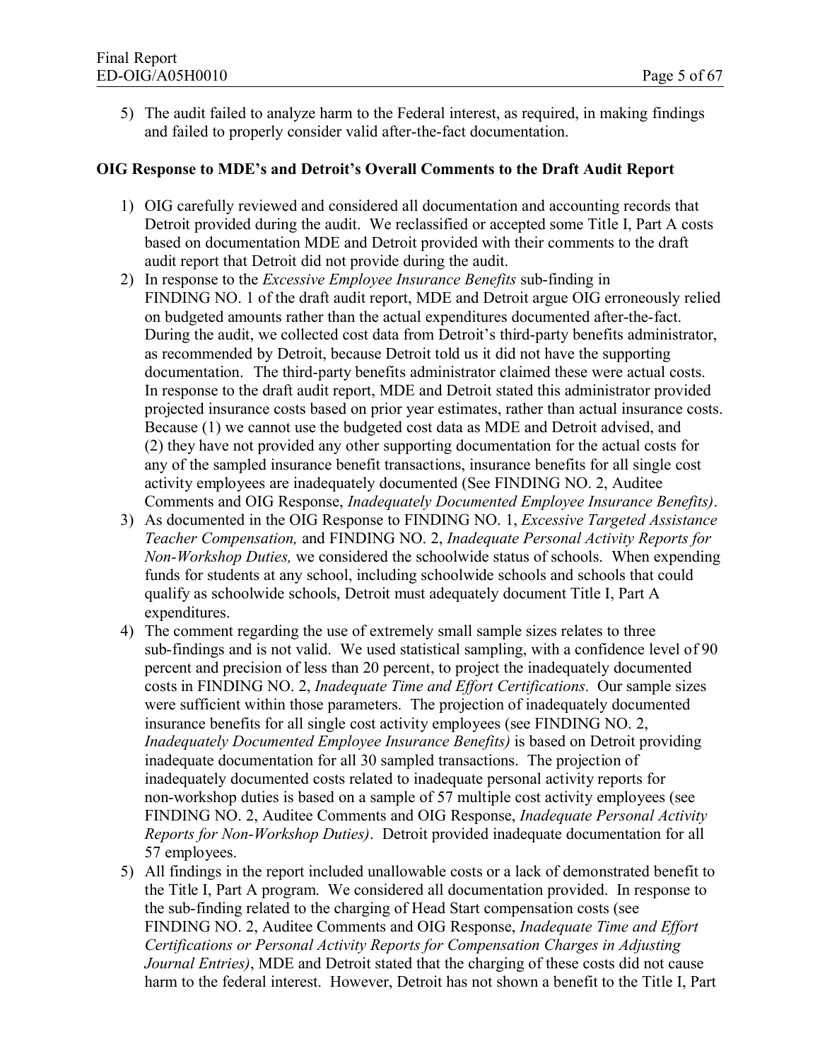5) The audit failed to analyze harm to the Federal interest, as required, in making findings and failed to properly consider valid after-the-fact documentation.

**OIG Response to MDE's and Detroit's Overall Comments to the Draft Audit Report**

1) OIG carefully reviewed and considered all documentation and accounting records that Detroit provided during the audit. We reclassified or accepted some Title I, Part A costs based on documentation MDE and Detroit provided with their comments to the draft audit report that Detroit did not provide during the audit.
2) In response to the *Excessive Employee Insurance Benefits* sub-finding in FINDING NO. 1 of the draft audit report, MDE and Detroit argue OIG erroneously relied on budgeted amounts rather than the actual expenditures documented after-the-fact. During the audit, we collected cost data from Detroit's third-party benefits administrator, as recommended by Detroit, because Detroit told us it did not have the supporting documentation. The third-party benefits administrator claimed these were actual costs. In response to the draft audit report, MDE and Detroit stated this administrator provided projected insurance costs based on prior year estimates, rather than actual insurance costs. Because (1) we cannot use the budgeted cost data as MDE and Detroit advised, and (2) they have not provided any other supporting documentation for the actual costs for any of the sampled insurance benefit transactions, insurance benefits for all single cost activity employees are inadequately documented (See FINDING NO. 2, Auditee Comments and OIG Response, *Inadequately Documented Employee Insurance Benefits)*.
3) As documented in the OIG Response to FINDING NO. 1, *Excessive Targeted Assistance Teacher Compensation,* and FINDING NO. 2, *Inadequate Personal Activity Reports for Non-Workshop Duties,* we considered the schoolwide status of schools. When expending funds for students at any school, including schoolwide schools and schools that could qualify as schoolwide schools, Detroit must adequately document Title I, Part A expenditures.
4) The comment regarding the use of extremely small sample sizes relates to three sub-findings and is not valid. We used statistical sampling, with a confidence level of 90 percent and precision of less than 20 percent, to project the inadequately documented costs in FINDING NO. 2, *Inadequate Time and Effort Certifications*. Our sample sizes were sufficient within those parameters. The projection of inadequately documented insurance benefits for all single cost activity employees (see FINDING NO. 2, *Inadequately Documented Employee Insurance Benefits)* is based on Detroit providing inadequate documentation for all 30 sampled transactions. The projection of inadequately documented costs related to inadequate personal activity reports for non-workshop duties is based on a sample of 57 multiple cost activity employees (see FINDING NO. 2, Auditee Comments and OIG Response, *Inadequate Personal Activity Reports for Non-Workshop Duties)*. Detroit provided inadequate documentation for all 57 employees.
5) All findings in the report included unallowable costs or a lack of demonstrated benefit to the Title I, Part A program. We considered all documentation provided. In response to the sub-finding related to the charging of Head Start compensation costs (see FINDING NO. 2, Auditee Comments and OIG Response, *Inadequate Time and Effort Certifications or Personal Activity Reports for Compensation Charges in Adjusting Journal Entries)*, MDE and Detroit stated that the charging of these costs did not cause harm to the federal interest. However, Detroit has not shown a benefit to the Title I, Part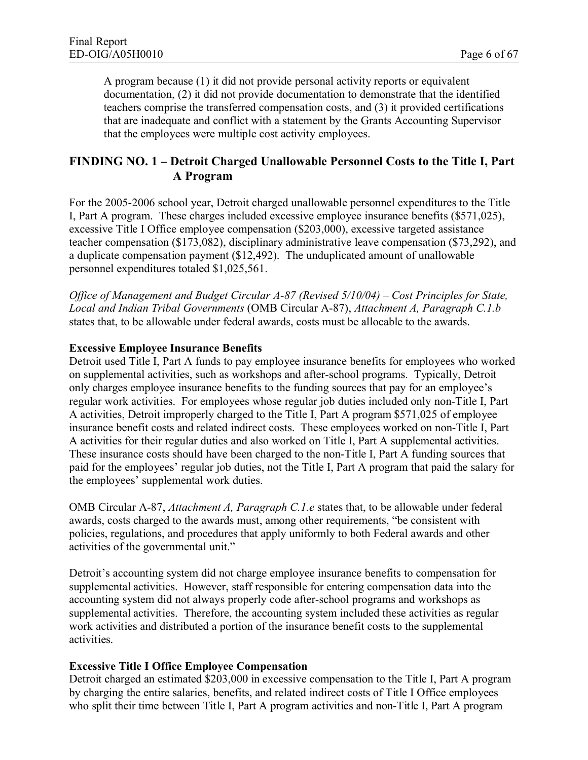A program because (1) it did not provide personal activity reports or equivalent documentation, (2) it did not provide documentation to demonstrate that the identified teachers comprise the transferred compensation costs, and (3) it provided certifications that are inadequate and conflict with a statement by the Grants Accounting Supervisor that the employees were multiple cost activity employees.

## FINDING NO. 1 – Detroit Charged Unallowable Personnel Costs to the Title I, Part A Program

For the 2005-2006 school year, Detroit charged unallowable personnel expenditures to the Title I, Part A program. These charges included excessive employee insurance benefits ($571,025), excessive Title I Office employee compensation ($203,000), excessive targeted assistance teacher compensation ($173,082), disciplinary administrative leave compensation ($73,292), and a duplicate compensation payment ($12,492). The unduplicated amount of unallowable personnel expenditures totaled $1,025,561.

*Office of Management and Budget Circular A-87 (Revised 5/10/04) – Cost Principles for State, Local and Indian Tribal Governments* (OMB Circular A-87), *Attachment A, Paragraph C.1.b* states that, to be allowable under federal awards, costs must be allocable to the awards.

**Excessive Employee Insurance Benefits**

Detroit used Title I, Part A funds to pay employee insurance benefits for employees who worked on supplemental activities, such as workshops and after-school programs. Typically, Detroit only charges employee insurance benefits to the funding sources that pay for an employee's regular work activities. For employees whose regular job duties included only non-Title I, Part A activities, Detroit improperly charged to the Title I, Part A program $571,025 of employee insurance benefit costs and related indirect costs. These employees worked on non-Title I, Part A activities for their regular duties and also worked on Title I, Part A supplemental activities. These insurance costs should have been charged to the non-Title I, Part A funding sources that paid for the employees' regular job duties, not the Title I, Part A program that paid the salary for the employees' supplemental work duties.

OMB Circular A-87, *Attachment A, Paragraph C.1.e* states that, to be allowable under federal awards, costs charged to the awards must, among other requirements, "be consistent with policies, regulations, and procedures that apply uniformly to both Federal awards and other activities of the governmental unit."

Detroit's accounting system did not charge employee insurance benefits to compensation for supplemental activities. However, staff responsible for entering compensation data into the accounting system did not always properly code after-school programs and workshops as supplemental activities. Therefore, the accounting system included these activities as regular work activities and distributed a portion of the insurance benefit costs to the supplemental activities.

**Excessive Title I Office Employee Compensation**

Detroit charged an estimated $203,000 in excessive compensation to the Title I, Part A program by charging the entire salaries, benefits, and related indirect costs of Title I Office employees who split their time between Title I, Part A program activities and non-Title I, Part A program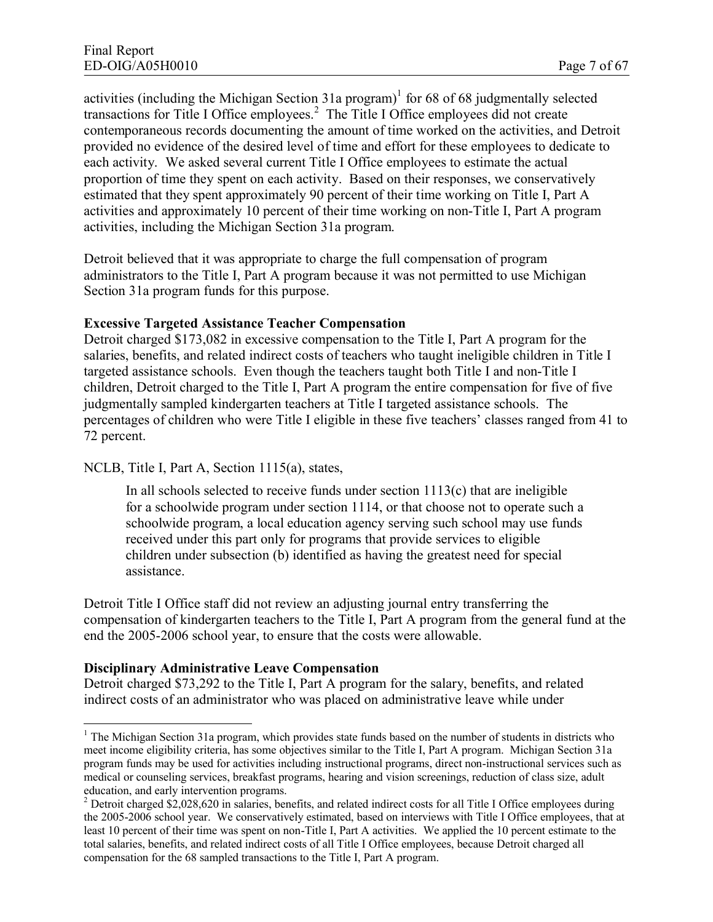activities (including the Michigan Section 31a program)[1] for 68 of 68 judgmentally selected transactions for Title I Office employees.[2] The Title I Office employees did not create contemporaneous records documenting the amount of time worked on the activities, and Detroit provided no evidence of the desired level of time and effort for these employees to dedicate to each activity. We asked several current Title I Office employees to estimate the actual proportion of time they spent on each activity. Based on their responses, we conservatively estimated that they spent approximately 90 percent of their time working on Title I, Part A activities and approximately 10 percent of their time working on non-Title I, Part A program activities, including the Michigan Section 31a program.

Detroit believed that it was appropriate to charge the full compensation of program administrators to the Title I, Part A program because it was not permitted to use Michigan Section 31a program funds for this purpose.

**Excessive Targeted Assistance Teacher Compensation**

Detroit charged $173,082 in excessive compensation to the Title I, Part A program for the salaries, benefits, and related indirect costs of teachers who taught ineligible children in Title I targeted assistance schools. Even though the teachers taught both Title I and non-Title I children, Detroit charged to the Title I, Part A program the entire compensation for five of five judgmentally sampled kindergarten teachers at Title I targeted assistance schools. The percentages of children who were Title I eligible in these five teachers' classes ranged from 41 to 72 percent.

NCLB, Title I, Part A, Section 1115(a), states,

> In all schools selected to receive funds under section 1113(c) that are ineligible for a schoolwide program under section 1114, or that choose not to operate such a schoolwide program, a local education agency serving such school may use funds received under this part only for programs that provide services to eligible children under subsection (b) identified as having the greatest need for special assistance.

Detroit Title I Office staff did not review an adjusting journal entry transferring the compensation of kindergarten teachers to the Title I, Part A program from the general fund at the end the 2005-2006 school year, to ensure that the costs were allowable.

**Disciplinary Administrative Leave Compensation**

Detroit charged $73,292 to the Title I, Part A program for the salary, benefits, and related indirect costs of an administrator who was placed on administrative leave while under

---

[1] The Michigan Section 31a program, which provides state funds based on the number of students in districts who meet income eligibility criteria, has some objectives similar to the Title I, Part A program. Michigan Section 31a program funds may be used for activities including instructional programs, direct non-instructional services such as medical or counseling services, breakfast programs, hearing and vision screenings, reduction of class size, adult education, and early intervention programs.

[2] Detroit charged $2,028,620 in salaries, benefits, and related indirect costs for all Title I Office employees during the 2005-2006 school year. We conservatively estimated, based on interviews with Title I Office employees, that at least 10 percent of their time was spent on non-Title I, Part A activities. We applied the 10 percent estimate to the total salaries, benefits, and related indirect costs of all Title I Office employees, because Detroit charged all compensation for the 68 sampled transactions to the Title I, Part A program.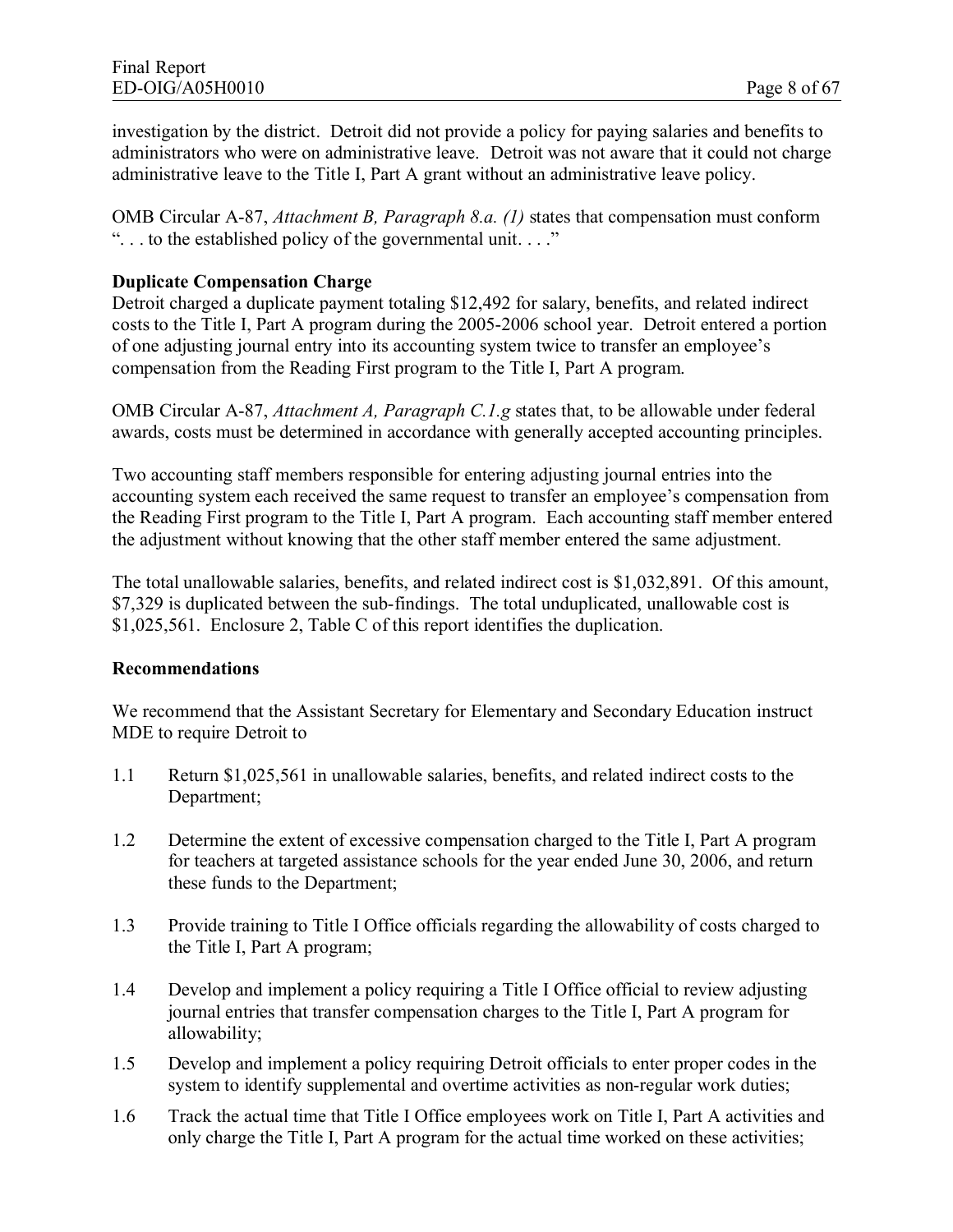investigation by the district. Detroit did not provide a policy for paying salaries and benefits to administrators who were on administrative leave. Detroit was not aware that it could not charge administrative leave to the Title I, Part A grant without an administrative leave policy.

OMB Circular A-87, *Attachment B, Paragraph 8.a. (1)* states that compensation must conform ". . . to the established policy of the governmental unit. . . ."

**Duplicate Compensation Charge**

Detroit charged a duplicate payment totaling $12,492 for salary, benefits, and related indirect costs to the Title I, Part A program during the 2005-2006 school year. Detroit entered a portion of one adjusting journal entry into its accounting system twice to transfer an employee's compensation from the Reading First program to the Title I, Part A program.

OMB Circular A-87, *Attachment A, Paragraph C.1.g* states that, to be allowable under federal awards, costs must be determined in accordance with generally accepted accounting principles.

Two accounting staff members responsible for entering adjusting journal entries into the accounting system each received the same request to transfer an employee's compensation from the Reading First program to the Title I, Part A program. Each accounting staff member entered the adjustment without knowing that the other staff member entered the same adjustment.

The total unallowable salaries, benefits, and related indirect cost is $1,032,891. Of this amount, $7,329 is duplicated between the sub-findings. The total unduplicated, unallowable cost is $1,025,561. Enclosure 2, Table C of this report identifies the duplication.

**Recommendations**

We recommend that the Assistant Secretary for Elementary and Secondary Education instruct MDE to require Detroit to

1.1 Return $1,025,561 in unallowable salaries, benefits, and related indirect costs to the Department;

1.2 Determine the extent of excessive compensation charged to the Title I, Part A program for teachers at targeted assistance schools for the year ended June 30, 2006, and return these funds to the Department;

1.3 Provide training to Title I Office officials regarding the allowability of costs charged to the Title I, Part A program;

1.4 Develop and implement a policy requiring a Title I Office official to review adjusting journal entries that transfer compensation charges to the Title I, Part A program for allowability;

1.5 Develop and implement a policy requiring Detroit officials to enter proper codes in the system to identify supplemental and overtime activities as non-regular work duties;

1.6 Track the actual time that Title I Office employees work on Title I, Part A activities and only charge the Title I, Part A program for the actual time worked on these activities;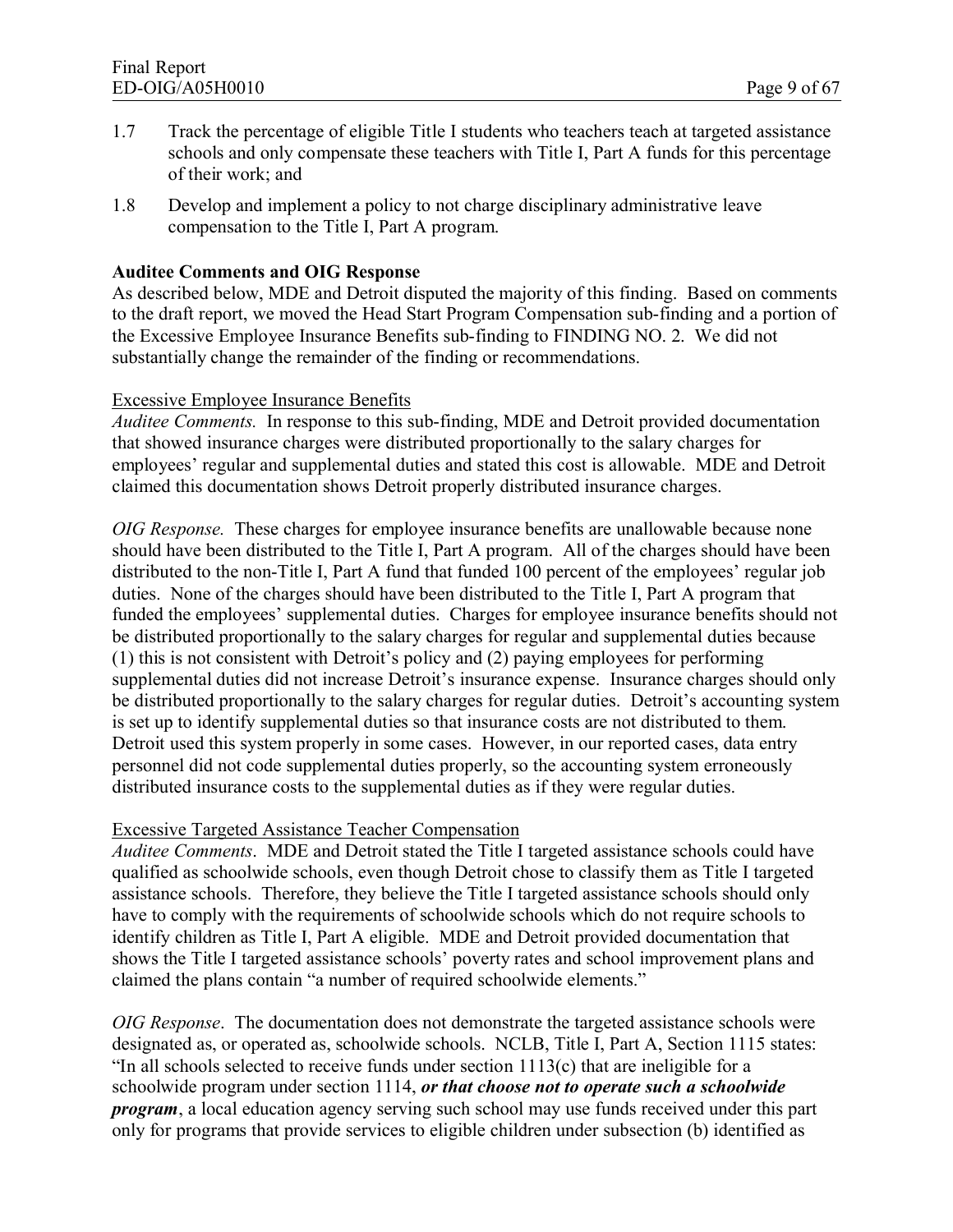1.7 Track the percentage of eligible Title I students who teachers teach at targeted assistance schools and only compensate these teachers with Title I, Part A funds for this percentage of their work; and

1.8 Develop and implement a policy to not charge disciplinary administrative leave compensation to the Title I, Part A program.

**Auditee Comments and OIG Response**

As described below, MDE and Detroit disputed the majority of this finding. Based on comments to the draft report, we moved the Head Start Program Compensation sub-finding and a portion of the Excessive Employee Insurance Benefits sub-finding to FINDING NO. 2. We did not substantially change the remainder of the finding or recommendations.

Excessive Employee Insurance Benefits

*Auditee Comments.* In response to this sub-finding, MDE and Detroit provided documentation that showed insurance charges were distributed proportionally to the salary charges for employees' regular and supplemental duties and stated this cost is allowable. MDE and Detroit claimed this documentation shows Detroit properly distributed insurance charges.

*OIG Response.* These charges for employee insurance benefits are unallowable because none should have been distributed to the Title I, Part A program. All of the charges should have been distributed to the non-Title I, Part A fund that funded 100 percent of the employees' regular job duties. None of the charges should have been distributed to the Title I, Part A program that funded the employees' supplemental duties. Charges for employee insurance benefits should not be distributed proportionally to the salary charges for regular and supplemental duties because (1) this is not consistent with Detroit's policy and (2) paying employees for performing supplemental duties did not increase Detroit's insurance expense. Insurance charges should only be distributed proportionally to the salary charges for regular duties. Detroit's accounting system is set up to identify supplemental duties so that insurance costs are not distributed to them. Detroit used this system properly in some cases. However, in our reported cases, data entry personnel did not code supplemental duties properly, so the accounting system erroneously distributed insurance costs to the supplemental duties as if they were regular duties.

Excessive Targeted Assistance Teacher Compensation

*Auditee Comments*. MDE and Detroit stated the Title I targeted assistance schools could have qualified as schoolwide schools, even though Detroit chose to classify them as Title I targeted assistance schools. Therefore, they believe the Title I targeted assistance schools should only have to comply with the requirements of schoolwide schools which do not require schools to identify children as Title I, Part A eligible. MDE and Detroit provided documentation that shows the Title I targeted assistance schools' poverty rates and school improvement plans and claimed the plans contain "a number of required schoolwide elements."

*OIG Response*. The documentation does not demonstrate the targeted assistance schools were designated as, or operated as, schoolwide schools. NCLB, Title I, Part A, Section 1115 states: "In all schools selected to receive funds under section 1113(c) that are ineligible for a schoolwide program under section 1114, ***or that choose not to operate such a schoolwide program***, a local education agency serving such school may use funds received under this part only for programs that provide services to eligible children under subsection (b) identified as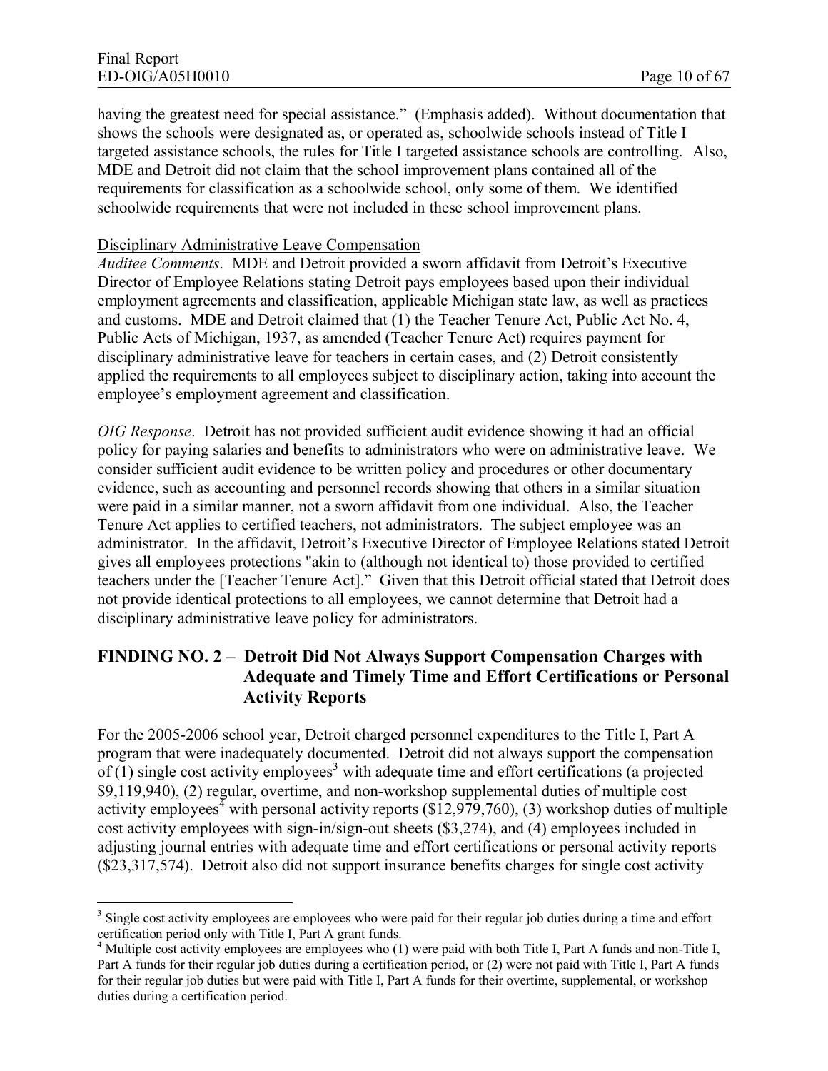having the greatest need for special assistance." (Emphasis added). Without documentation that shows the schools were designated as, or operated as, schoolwide schools instead of Title I targeted assistance schools, the rules for Title I targeted assistance schools are controlling. Also, MDE and Detroit did not claim that the school improvement plans contained all of the requirements for classification as a schoolwide school, only some of them. We identified schoolwide requirements that were not included in these school improvement plans.

Disciplinary Administrative Leave Compensation

*Auditee Comments*. MDE and Detroit provided a sworn affidavit from Detroit's Executive Director of Employee Relations stating Detroit pays employees based upon their individual employment agreements and classification, applicable Michigan state law, as well as practices and customs. MDE and Detroit claimed that (1) the Teacher Tenure Act, Public Act No. 4, Public Acts of Michigan, 1937, as amended (Teacher Tenure Act) requires payment for disciplinary administrative leave for teachers in certain cases, and (2) Detroit consistently applied the requirements to all employees subject to disciplinary action, taking into account the employee's employment agreement and classification.

*OIG Response*. Detroit has not provided sufficient audit evidence showing it had an official policy for paying salaries and benefits to administrators who were on administrative leave. We consider sufficient audit evidence to be written policy and procedures or other documentary evidence, such as accounting and personnel records showing that others in a similar situation were paid in a similar manner, not a sworn affidavit from one individual. Also, the Teacher Tenure Act applies to certified teachers, not administrators. The subject employee was an administrator. In the affidavit, Detroit's Executive Director of Employee Relations stated Detroit gives all employees protections "akin to (although not identical to) those provided to certified teachers under the [Teacher Tenure Act]." Given that this Detroit official stated that Detroit does not provide identical protections to all employees, we cannot determine that Detroit had a disciplinary administrative leave policy for administrators.

## FINDING NO. 2 – Detroit Did Not Always Support Compensation Charges with Adequate and Timely Time and Effort Certifications or Personal Activity Reports

For the 2005-2006 school year, Detroit charged personnel expenditures to the Title I, Part A program that were inadequately documented. Detroit did not always support the compensation of (1) single cost activity employees[3] with adequate time and effort certifications (a projected $9,119,940), (2) regular, overtime, and non-workshop supplemental duties of multiple cost activity employees[4] with personal activity reports ($12,979,760), (3) workshop duties of multiple cost activity employees with sign-in/sign-out sheets ($3,274), and (4) employees included in adjusting journal entries with adequate time and effort certifications or personal activity reports ($23,317,574). Detroit also did not support insurance benefits charges for single cost activity

---

[3] Single cost activity employees are employees who were paid for their regular job duties during a time and effort certification period only with Title I, Part A grant funds.

[4] Multiple cost activity employees are employees who (1) were paid with both Title I, Part A funds and non-Title I, Part A funds for their regular job duties during a certification period, or (2) were not paid with Title I, Part A funds for their regular job duties but were paid with Title I, Part A funds for their overtime, supplemental, or workshop duties during a certification period.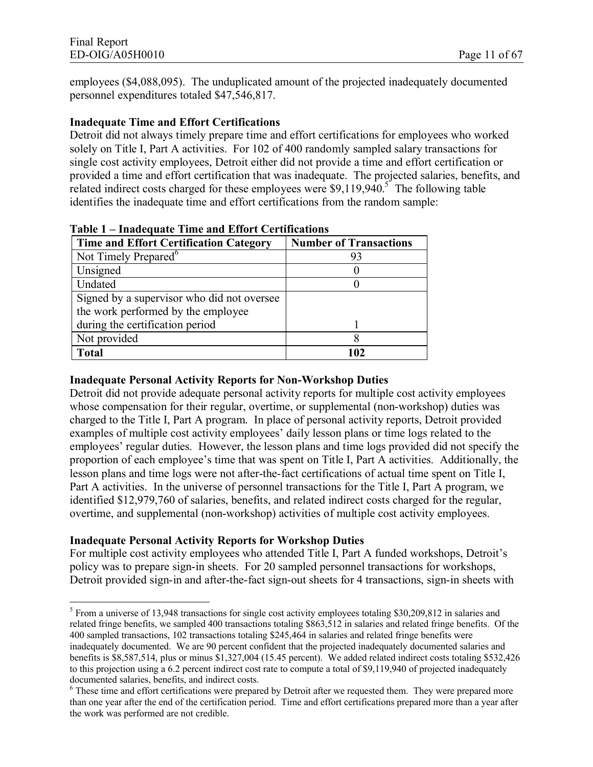employees ($4,088,095). The unduplicated amount of the projected inadequately documented personnel expenditures totaled $47,546,817.

**Inadequate Time and Effort Certifications**

Detroit did not always timely prepare time and effort certifications for employees who worked solely on Title I, Part A activities. For 102 of 400 randomly sampled salary transactions for single cost activity employees, Detroit either did not provide a time and effort certification or provided a time and effort certification that was inadequate. The projected salaries, benefits, and related indirect costs charged for these employees were $9,119,940.[5] The following table identifies the inadequate time and effort certifications from the random sample:

**Table 1 – Inadequate Time and Effort Certifications**

| Time and Effort Certification Category | Number of Transactions |
|---|---|
| Not Timely Prepared[6] | 93 |
| Unsigned | 0 |
| Undated | 0 |
| Signed by a supervisor who did not oversee the work performed by the employee during the certification period | 1 |
| Not provided | 8 |
| **Total** | **102** |

**Inadequate Personal Activity Reports for Non-Workshop Duties**

Detroit did not provide adequate personal activity reports for multiple cost activity employees whose compensation for their regular, overtime, or supplemental (non-workshop) duties was charged to the Title I, Part A program. In place of personal activity reports, Detroit provided examples of multiple cost activity employees' daily lesson plans or time logs related to the employees' regular duties. However, the lesson plans and time logs provided did not specify the proportion of each employee's time that was spent on Title I, Part A activities. Additionally, the lesson plans and time logs were not after-the-fact certifications of actual time spent on Title I, Part A activities. In the universe of personnel transactions for the Title I, Part A program, we identified $12,979,760 of salaries, benefits, and related indirect costs charged for the regular, overtime, and supplemental (non-workshop) activities of multiple cost activity employees.

**Inadequate Personal Activity Reports for Workshop Duties**

For multiple cost activity employees who attended Title I, Part A funded workshops, Detroit's policy was to prepare sign-in sheets. For 20 sampled personnel transactions for workshops, Detroit provided sign-in and after-the-fact sign-out sheets for 4 transactions, sign-in sheets with

---

[5] From a universe of 13,948 transactions for single cost activity employees totaling $30,209,812 in salaries and related fringe benefits, we sampled 400 transactions totaling $863,512 in salaries and related fringe benefits. Of the 400 sampled transactions, 102 transactions totaling $245,464 in salaries and related fringe benefits were inadequately documented. We are 90 percent confident that the projected inadequately documented salaries and benefits is $8,587,514, plus or minus $1,327,004 (15.45 percent). We added related indirect costs totaling $532,426 to this projection using a 6.2 percent indirect cost rate to compute a total of $9,119,940 of projected inadequately documented salaries, benefits, and indirect costs.

[6] These time and effort certifications were prepared by Detroit after we requested them. They were prepared more than one year after the end of the certification period. Time and effort certifications prepared more than a year after the work was performed are not credible.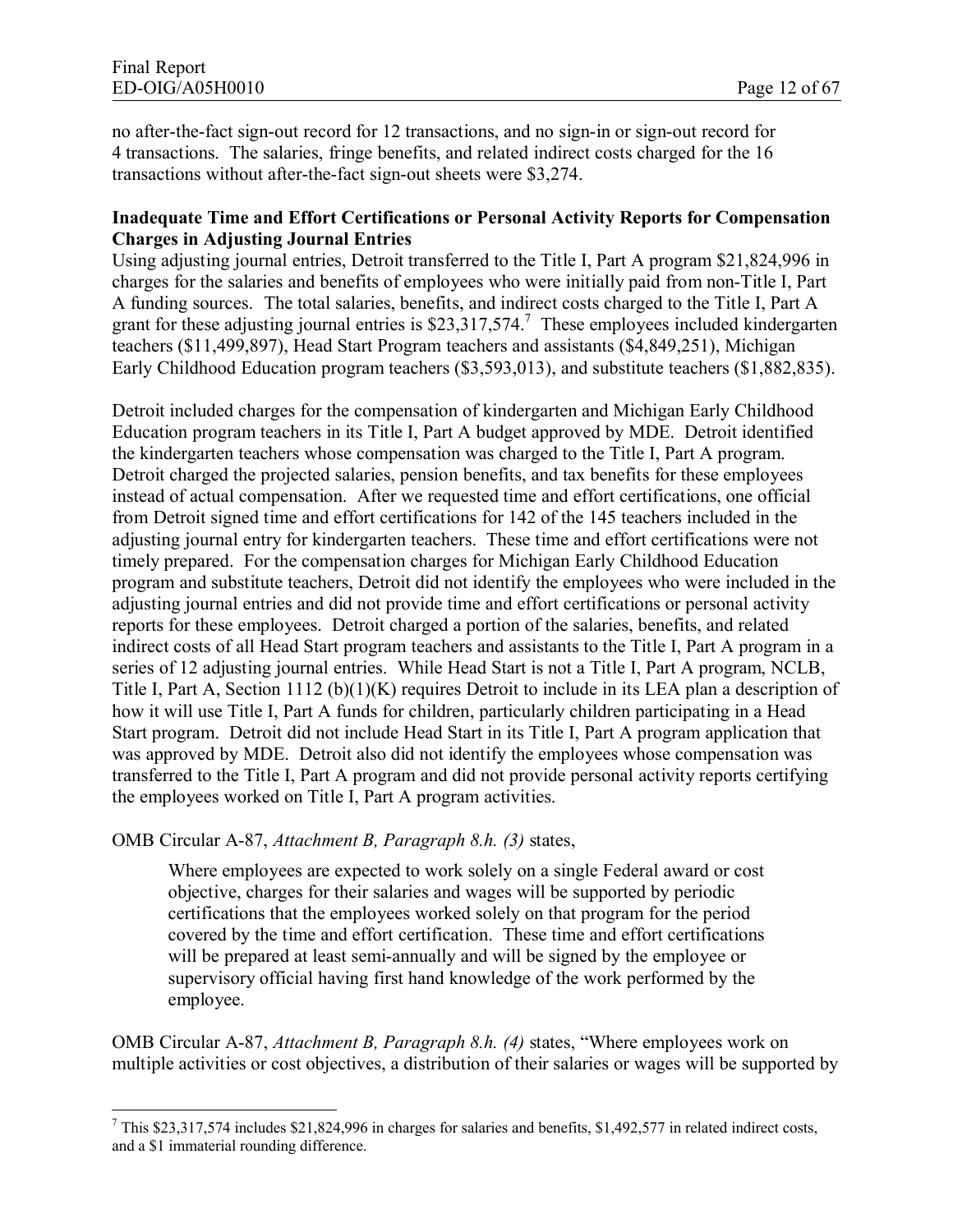no after-the-fact sign-out record for 12 transactions, and no sign-in or sign-out record for 4 transactions. The salaries, fringe benefits, and related indirect costs charged for the 16 transactions without after-the-fact sign-out sheets were $3,274.

**Inadequate Time and Effort Certifications or Personal Activity Reports for Compensation Charges in Adjusting Journal Entries**

Using adjusting journal entries, Detroit transferred to the Title I, Part A program $21,824,996 in charges for the salaries and benefits of employees who were initially paid from non-Title I, Part A funding sources. The total salaries, benefits, and indirect costs charged to the Title I, Part A grant for these adjusting journal entries is $23,317,574.[7] These employees included kindergarten teachers ($11,499,897), Head Start Program teachers and assistants ($4,849,251), Michigan Early Childhood Education program teachers ($3,593,013), and substitute teachers ($1,882,835).

Detroit included charges for the compensation of kindergarten and Michigan Early Childhood Education program teachers in its Title I, Part A budget approved by MDE. Detroit identified the kindergarten teachers whose compensation was charged to the Title I, Part A program. Detroit charged the projected salaries, pension benefits, and tax benefits for these employees instead of actual compensation. After we requested time and effort certifications, one official from Detroit signed time and effort certifications for 142 of the 145 teachers included in the adjusting journal entry for kindergarten teachers. These time and effort certifications were not timely prepared. For the compensation charges for Michigan Early Childhood Education program and substitute teachers, Detroit did not identify the employees who were included in the adjusting journal entries and did not provide time and effort certifications or personal activity reports for these employees. Detroit charged a portion of the salaries, benefits, and related indirect costs of all Head Start program teachers and assistants to the Title I, Part A program in a series of 12 adjusting journal entries. While Head Start is not a Title I, Part A program, NCLB, Title I, Part A, Section 1112 (b)(1)(K) requires Detroit to include in its LEA plan a description of how it will use Title I, Part A funds for children, particularly children participating in a Head Start program. Detroit did not include Head Start in its Title I, Part A program application that was approved by MDE. Detroit also did not identify the employees whose compensation was transferred to the Title I, Part A program and did not provide personal activity reports certifying the employees worked on Title I, Part A program activities.

OMB Circular A-87, *Attachment B, Paragraph 8.h. (3)* states,

> Where employees are expected to work solely on a single Federal award or cost objective, charges for their salaries and wages will be supported by periodic certifications that the employees worked solely on that program for the period covered by the time and effort certification. These time and effort certifications will be prepared at least semi-annually and will be signed by the employee or supervisory official having first hand knowledge of the work performed by the employee.

OMB Circular A-87, *Attachment B, Paragraph 8.h. (4)* states, "Where employees work on multiple activities or cost objectives, a distribution of their salaries or wages will be supported by

[7] This $23,317,574 includes $21,824,996 in charges for salaries and benefits, $1,492,577 in related indirect costs, and a $1 immaterial rounding difference.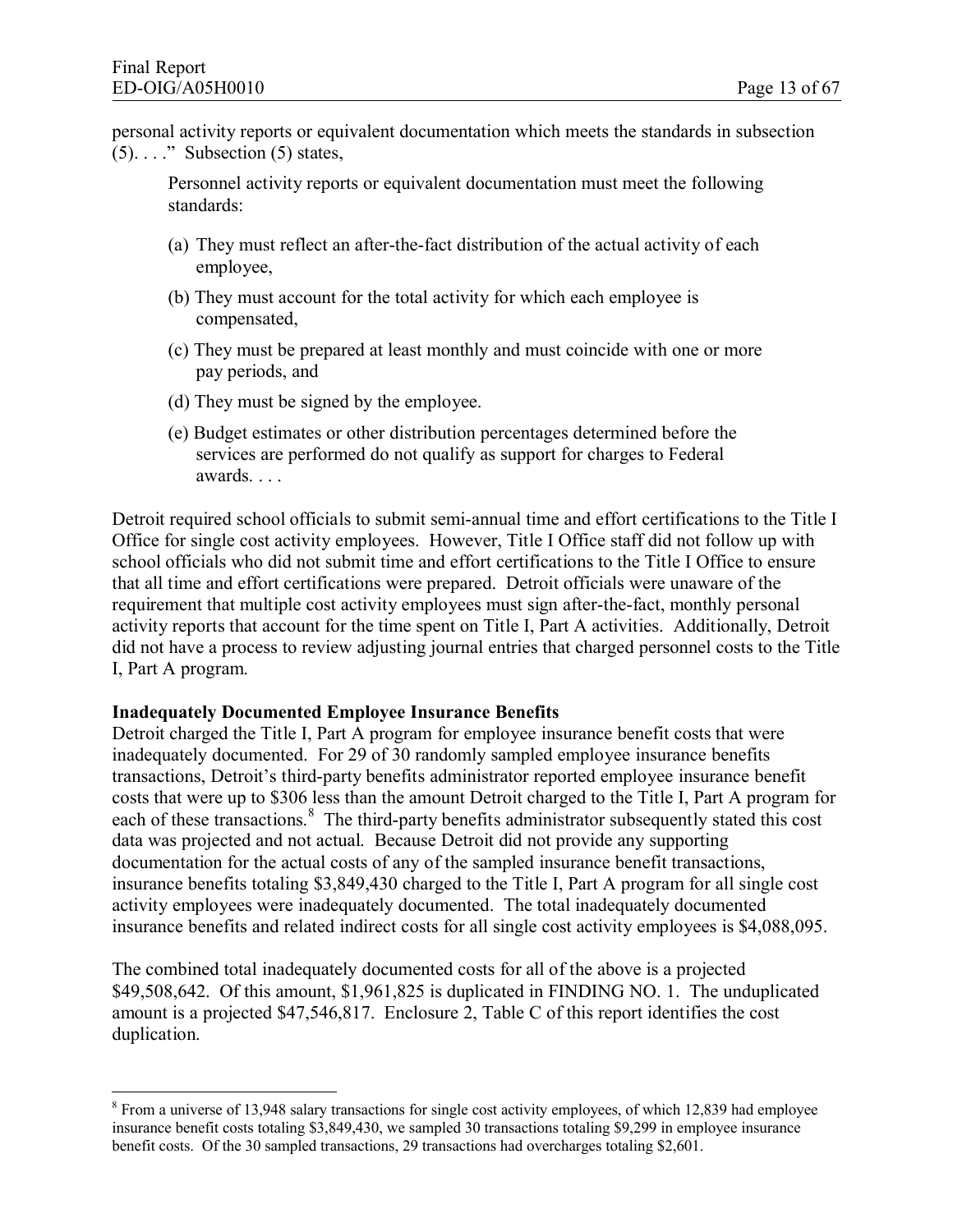personal activity reports or equivalent documentation which meets the standards in subsection (5). . . ." Subsection (5) states,

> Personnel activity reports or equivalent documentation must meet the following standards:
>
> (a) They must reflect an after-the-fact distribution of the actual activity of each employee,
>
> (b) They must account for the total activity for which each employee is compensated,
>
> (c) They must be prepared at least monthly and must coincide with one or more pay periods, and
>
> (d) They must be signed by the employee.
>
> (e) Budget estimates or other distribution percentages determined before the services are performed do not qualify as support for charges to Federal awards. . . .

Detroit required school officials to submit semi-annual time and effort certifications to the Title I Office for single cost activity employees. However, Title I Office staff did not follow up with school officials who did not submit time and effort certifications to the Title I Office to ensure that all time and effort certifications were prepared. Detroit officials were unaware of the requirement that multiple cost activity employees must sign after-the-fact, monthly personal activity reports that account for the time spent on Title I, Part A activities. Additionally, Detroit did not have a process to review adjusting journal entries that charged personnel costs to the Title I, Part A program.

**Inadequately Documented Employee Insurance Benefits**

Detroit charged the Title I, Part A program for employee insurance benefit costs that were inadequately documented. For 29 of 30 randomly sampled employee insurance benefits transactions, Detroit's third-party benefits administrator reported employee insurance benefit costs that were up to $306 less than the amount Detroit charged to the Title I, Part A program for each of these transactions.[8] The third-party benefits administrator subsequently stated this cost data was projected and not actual. Because Detroit did not provide any supporting documentation for the actual costs of any of the sampled insurance benefit transactions, insurance benefits totaling $3,849,430 charged to the Title I, Part A program for all single cost activity employees were inadequately documented. The total inadequately documented insurance benefits and related indirect costs for all single cost activity employees is $4,088,095.

The combined total inadequately documented costs for all of the above is a projected $49,508,642. Of this amount, $1,961,825 is duplicated in FINDING NO. 1. The unduplicated amount is a projected $47,546,817. Enclosure 2, Table C of this report identifies the cost duplication.

---

[8] From a universe of 13,948 salary transactions for single cost activity employees, of which 12,839 had employee insurance benefit costs totaling $3,849,430, we sampled 30 transactions totaling $9,299 in employee insurance benefit costs. Of the 30 sampled transactions, 29 transactions had overcharges totaling $2,601.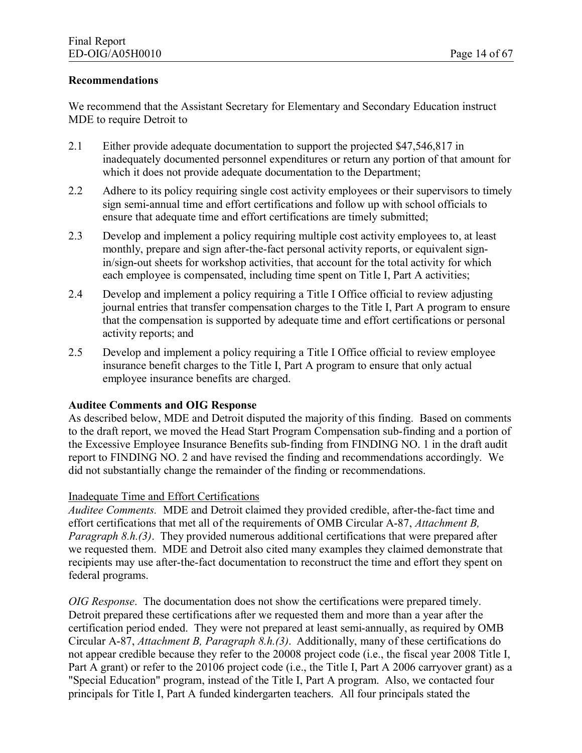### Recommendations

We recommend that the Assistant Secretary for Elementary and Secondary Education instruct MDE to require Detroit to

2.1 Either provide adequate documentation to support the projected $47,546,817 in inadequately documented personnel expenditures or return any portion of that amount for which it does not provide adequate documentation to the Department;

2.2 Adhere to its policy requiring single cost activity employees or their supervisors to timely sign semi-annual time and effort certifications and follow up with school officials to ensure that adequate time and effort certifications are timely submitted;

2.3 Develop and implement a policy requiring multiple cost activity employees to, at least monthly, prepare and sign after-the-fact personal activity reports, or equivalent sign-in/sign-out sheets for workshop activities, that account for the total activity for which each employee is compensated, including time spent on Title I, Part A activities;

2.4 Develop and implement a policy requiring a Title I Office official to review adjusting journal entries that transfer compensation charges to the Title I, Part A program to ensure that the compensation is supported by adequate time and effort certifications or personal activity reports; and

2.5 Develop and implement a policy requiring a Title I Office official to review employee insurance benefit charges to the Title I, Part A program to ensure that only actual employee insurance benefits are charged.

### Auditee Comments and OIG Response

As described below, MDE and Detroit disputed the majority of this finding. Based on comments to the draft report, we moved the Head Start Program Compensation sub-finding and a portion of the Excessive Employee Insurance Benefits sub-finding from FINDING NO. 1 in the draft audit report to FINDING NO. 2 and have revised the finding and recommendations accordingly. We did not substantially change the remainder of the finding or recommendations.

Inadequate Time and Effort Certifications

*Auditee Comments.* MDE and Detroit claimed they provided credible, after-the-fact time and effort certifications that met all of the requirements of OMB Circular A-87, *Attachment B, Paragraph 8.h.(3)*. They provided numerous additional certifications that were prepared after we requested them. MDE and Detroit also cited many examples they claimed demonstrate that recipients may use after-the-fact documentation to reconstruct the time and effort they spent on federal programs.

*OIG Response*. The documentation does not show the certifications were prepared timely. Detroit prepared these certifications after we requested them and more than a year after the certification period ended. They were not prepared at least semi-annually, as required by OMB Circular A-87, *Attachment B, Paragraph 8.h.(3)*. Additionally, many of these certifications do not appear credible because they refer to the 20008 project code (i.e., the fiscal year 2008 Title I, Part A grant) or refer to the 20106 project code (i.e., the Title I, Part A 2006 carryover grant) as a "Special Education" program, instead of the Title I, Part A program. Also, we contacted four principals for Title I, Part A funded kindergarten teachers. All four principals stated the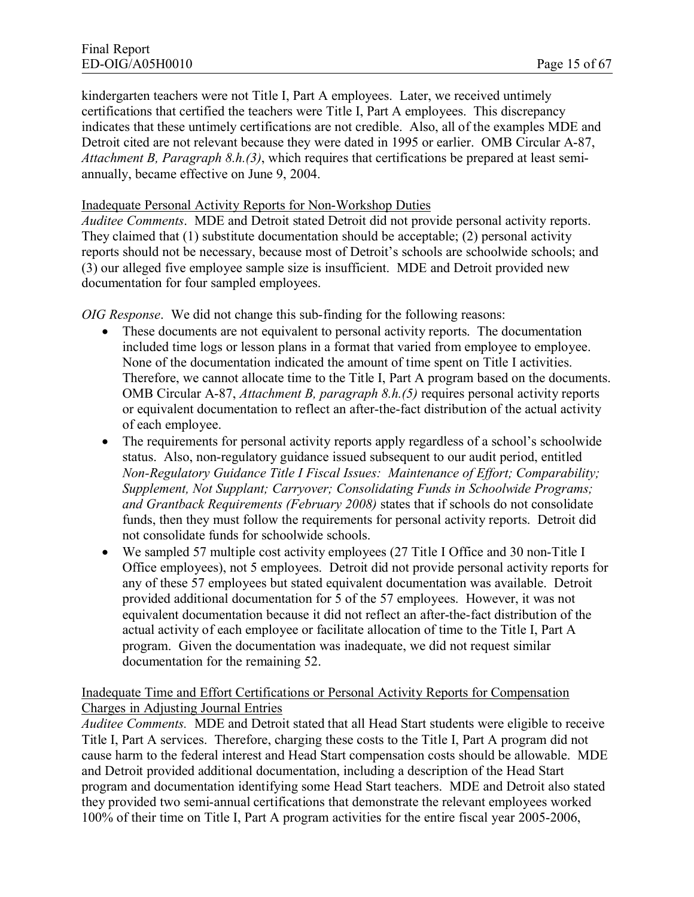kindergarten teachers were not Title I, Part A employees. Later, we received untimely certifications that certified the teachers were Title I, Part A employees. This discrepancy indicates that these untimely certifications are not credible. Also, all of the examples MDE and Detroit cited are not relevant because they were dated in 1995 or earlier. OMB Circular A-87, *Attachment B, Paragraph 8.h.(3)*, which requires that certifications be prepared at least semi-annually, became effective on June 9, 2004.

Inadequate Personal Activity Reports for Non-Workshop Duties

*Auditee Comments*. MDE and Detroit stated Detroit did not provide personal activity reports. They claimed that (1) substitute documentation should be acceptable; (2) personal activity reports should not be necessary, because most of Detroit's schools are schoolwide schools; and (3) our alleged five employee sample size is insufficient. MDE and Detroit provided new documentation for four sampled employees.

*OIG Response*. We did not change this sub-finding for the following reasons:

- These documents are not equivalent to personal activity reports. The documentation included time logs or lesson plans in a format that varied from employee to employee. None of the documentation indicated the amount of time spent on Title I activities. Therefore, we cannot allocate time to the Title I, Part A program based on the documents. OMB Circular A-87, *Attachment B, paragraph 8.h.(5)* requires personal activity reports or equivalent documentation to reflect an after-the-fact distribution of the actual activity of each employee.
- The requirements for personal activity reports apply regardless of a school's schoolwide status. Also, non-regulatory guidance issued subsequent to our audit period, entitled *Non-Regulatory Guidance Title I Fiscal Issues: Maintenance of Effort; Comparability; Supplement, Not Supplant; Carryover; Consolidating Funds in Schoolwide Programs; and Grantback Requirements (February 2008)* states that if schools do not consolidate funds, then they must follow the requirements for personal activity reports. Detroit did not consolidate funds for schoolwide schools.
- We sampled 57 multiple cost activity employees (27 Title I Office and 30 non-Title I Office employees), not 5 employees. Detroit did not provide personal activity reports for any of these 57 employees but stated equivalent documentation was available. Detroit provided additional documentation for 5 of the 57 employees. However, it was not equivalent documentation because it did not reflect an after-the-fact distribution of the actual activity of each employee or facilitate allocation of time to the Title I, Part A program. Given the documentation was inadequate, we did not request similar documentation for the remaining 52.

Inadequate Time and Effort Certifications or Personal Activity Reports for Compensation Charges in Adjusting Journal Entries

*Auditee Comments.* MDE and Detroit stated that all Head Start students were eligible to receive Title I, Part A services. Therefore, charging these costs to the Title I, Part A program did not cause harm to the federal interest and Head Start compensation costs should be allowable. MDE and Detroit provided additional documentation, including a description of the Head Start program and documentation identifying some Head Start teachers. MDE and Detroit also stated they provided two semi-annual certifications that demonstrate the relevant employees worked 100% of their time on Title I, Part A program activities for the entire fiscal year 2005-2006,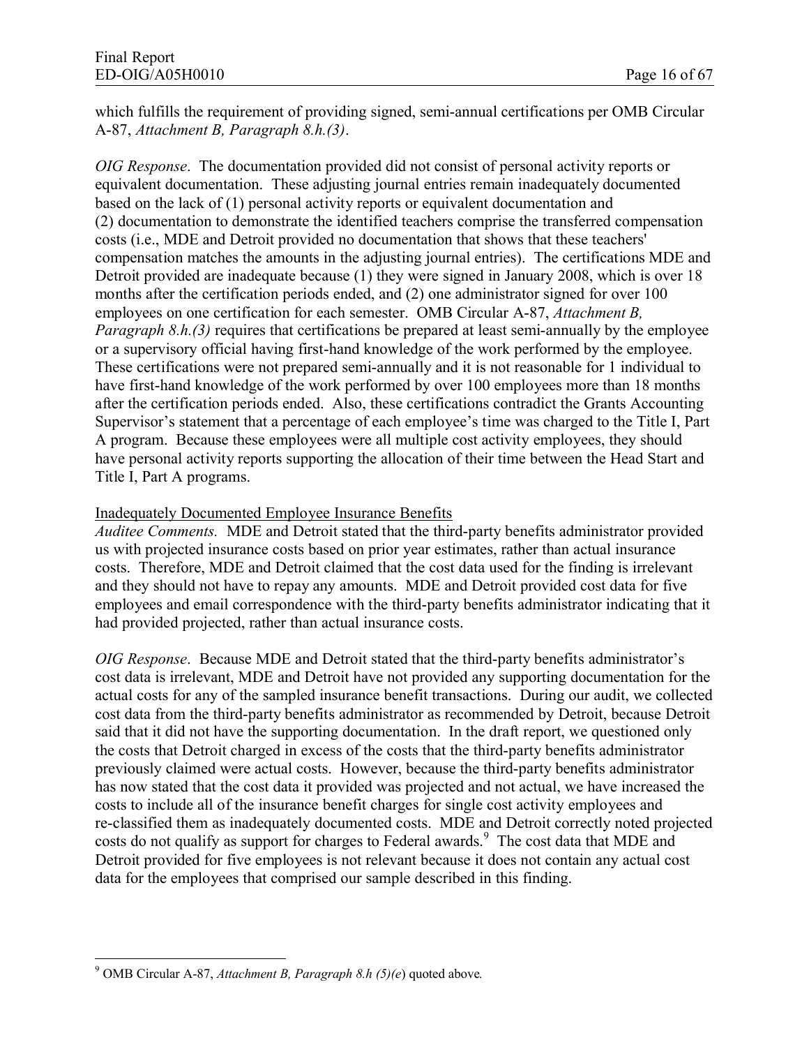which fulfills the requirement of providing signed, semi-annual certifications per OMB Circular A-87, *Attachment B, Paragraph 8.h.(3)*.

*OIG Response*. The documentation provided did not consist of personal activity reports or equivalent documentation. These adjusting journal entries remain inadequately documented based on the lack of (1) personal activity reports or equivalent documentation and (2) documentation to demonstrate the identified teachers comprise the transferred compensation costs (i.e., MDE and Detroit provided no documentation that shows that these teachers' compensation matches the amounts in the adjusting journal entries). The certifications MDE and Detroit provided are inadequate because (1) they were signed in January 2008, which is over 18 months after the certification periods ended, and (2) one administrator signed for over 100 employees on one certification for each semester. OMB Circular A-87, *Attachment B, Paragraph 8.h.(3)* requires that certifications be prepared at least semi-annually by the employee or a supervisory official having first-hand knowledge of the work performed by the employee. These certifications were not prepared semi-annually and it is not reasonable for 1 individual to have first-hand knowledge of the work performed by over 100 employees more than 18 months after the certification periods ended. Also, these certifications contradict the Grants Accounting Supervisor's statement that a percentage of each employee's time was charged to the Title I, Part A program. Because these employees were all multiple cost activity employees, they should have personal activity reports supporting the allocation of their time between the Head Start and Title I, Part A programs.

<u>Inadequately Documented Employee Insurance Benefits</u>

*Auditee Comments.* MDE and Detroit stated that the third-party benefits administrator provided us with projected insurance costs based on prior year estimates, rather than actual insurance costs. Therefore, MDE and Detroit claimed that the cost data used for the finding is irrelevant and they should not have to repay any amounts. MDE and Detroit provided cost data for five employees and email correspondence with the third-party benefits administrator indicating that it had provided projected, rather than actual insurance costs.

*OIG Response*. Because MDE and Detroit stated that the third-party benefits administrator's cost data is irrelevant, MDE and Detroit have not provided any supporting documentation for the actual costs for any of the sampled insurance benefit transactions. During our audit, we collected cost data from the third-party benefits administrator as recommended by Detroit, because Detroit said that it did not have the supporting documentation. In the draft report, we questioned only the costs that Detroit charged in excess of the costs that the third-party benefits administrator previously claimed were actual costs. However, because the third-party benefits administrator has now stated that the cost data it provided was projected and not actual, we have increased the costs to include all of the insurance benefit charges for single cost activity employees and re-classified them as inadequately documented costs. MDE and Detroit correctly noted projected costs do not qualify as support for charges to Federal awards.[9] The cost data that MDE and Detroit provided for five employees is not relevant because it does not contain any actual cost data for the employees that comprised our sample described in this finding.

---

[9] OMB Circular A-87, *Attachment B, Paragraph 8.h (5)(e)* quoted above.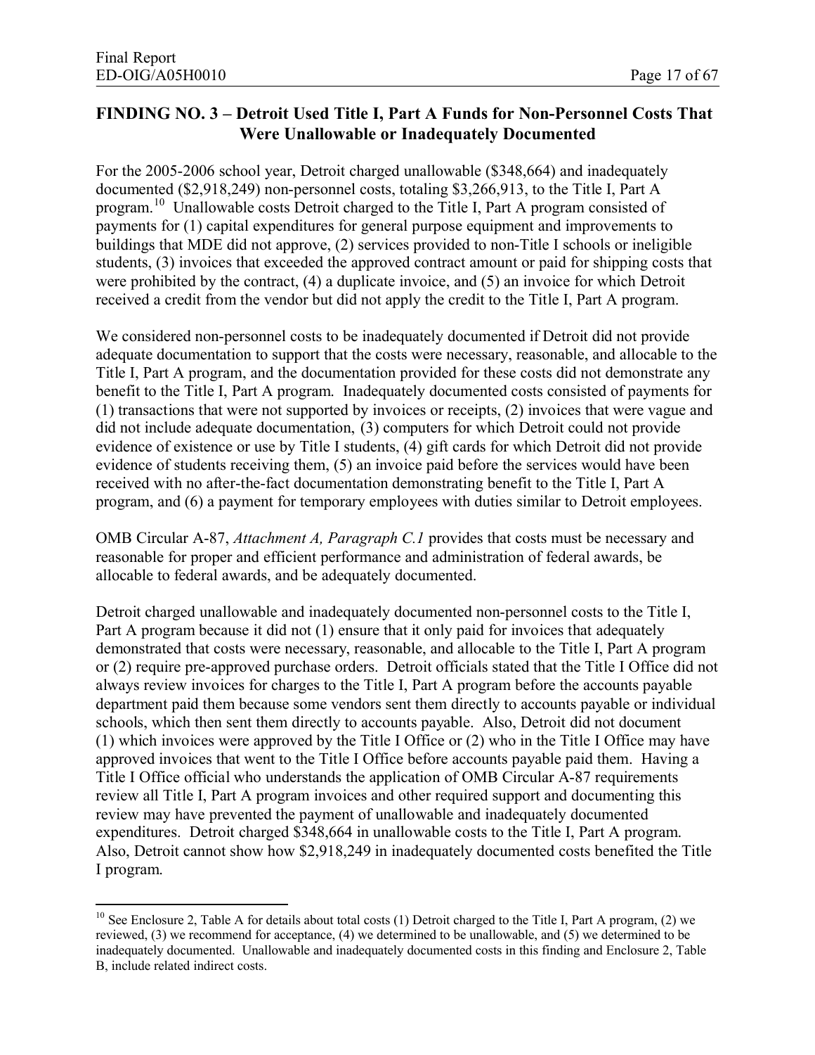## FINDING NO. 3 – Detroit Used Title I, Part A Funds for Non-Personnel Costs That Were Unallowable or Inadequately Documented

For the 2005-2006 school year, Detroit charged unallowable ($348,664) and inadequately documented ($2,918,249) non-personnel costs, totaling $3,266,913, to the Title I, Part A program.[10] Unallowable costs Detroit charged to the Title I, Part A program consisted of payments for (1) capital expenditures for general purpose equipment and improvements to buildings that MDE did not approve, (2) services provided to non-Title I schools or ineligible students, (3) invoices that exceeded the approved contract amount or paid for shipping costs that were prohibited by the contract, (4) a duplicate invoice, and (5) an invoice for which Detroit received a credit from the vendor but did not apply the credit to the Title I, Part A program.

We considered non-personnel costs to be inadequately documented if Detroit did not provide adequate documentation to support that the costs were necessary, reasonable, and allocable to the Title I, Part A program, and the documentation provided for these costs did not demonstrate any benefit to the Title I, Part A program. Inadequately documented costs consisted of payments for (1) transactions that were not supported by invoices or receipts, (2) invoices that were vague and did not include adequate documentation, (3) computers for which Detroit could not provide evidence of existence or use by Title I students, (4) gift cards for which Detroit did not provide evidence of students receiving them, (5) an invoice paid before the services would have been received with no after-the-fact documentation demonstrating benefit to the Title I, Part A program, and (6) a payment for temporary employees with duties similar to Detroit employees.

OMB Circular A-87, *Attachment A, Paragraph C.1* provides that costs must be necessary and reasonable for proper and efficient performance and administration of federal awards, be allocable to federal awards, and be adequately documented.

Detroit charged unallowable and inadequately documented non-personnel costs to the Title I, Part A program because it did not (1) ensure that it only paid for invoices that adequately demonstrated that costs were necessary, reasonable, and allocable to the Title I, Part A program or (2) require pre-approved purchase orders. Detroit officials stated that the Title I Office did not always review invoices for charges to the Title I, Part A program before the accounts payable department paid them because some vendors sent them directly to accounts payable or individual schools, which then sent them directly to accounts payable. Also, Detroit did not document (1) which invoices were approved by the Title I Office or (2) who in the Title I Office may have approved invoices that went to the Title I Office before accounts payable paid them. Having a Title I Office official who understands the application of OMB Circular A-87 requirements review all Title I, Part A program invoices and other required support and documenting this review may have prevented the payment of unallowable and inadequately documented expenditures. Detroit charged $348,664 in unallowable costs to the Title I, Part A program. Also, Detroit cannot show how $2,918,249 in inadequately documented costs benefited the Title I program.

---

[10] See Enclosure 2, Table A for details about total costs (1) Detroit charged to the Title I, Part A program, (2) we reviewed, (3) we recommend for acceptance, (4) we determined to be unallowable, and (5) we determined to be inadequately documented. Unallowable and inadequately documented costs in this finding and Enclosure 2, Table B, include related indirect costs.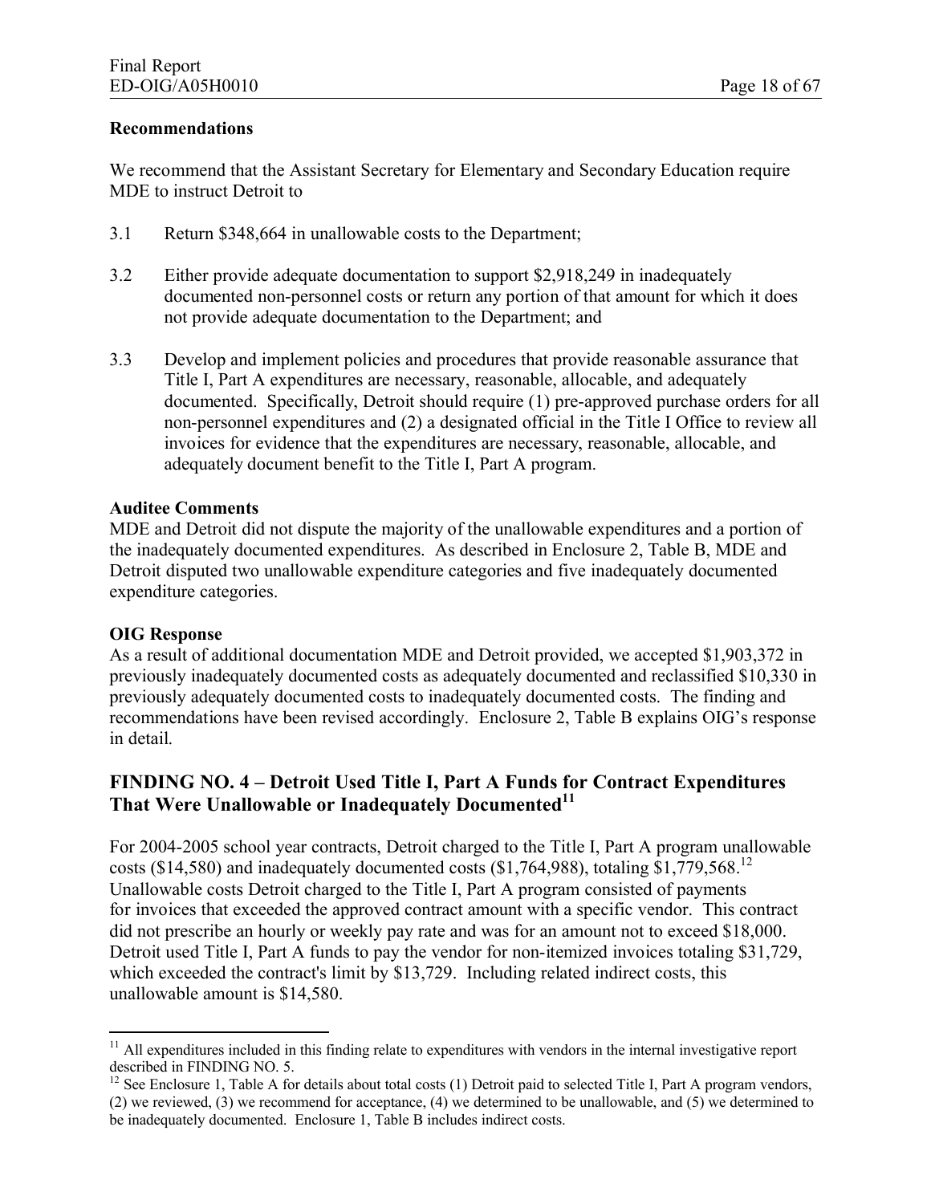### Recommendations

We recommend that the Assistant Secretary for Elementary and Secondary Education require MDE to instruct Detroit to

3.1 Return $348,664 in unallowable costs to the Department;

3.2 Either provide adequate documentation to support $2,918,249 in inadequately documented non-personnel costs or return any portion of that amount for which it does not provide adequate documentation to the Department; and

3.3 Develop and implement policies and procedures that provide reasonable assurance that Title I, Part A expenditures are necessary, reasonable, allocable, and adequately documented. Specifically, Detroit should require (1) pre-approved purchase orders for all non-personnel expenditures and (2) a designated official in the Title I Office to review all invoices for evidence that the expenditures are necessary, reasonable, allocable, and adequately document benefit to the Title I, Part A program.

**Auditee Comments**

MDE and Detroit did not dispute the majority of the unallowable expenditures and a portion of the inadequately documented expenditures. As described in Enclosure 2, Table B, MDE and Detroit disputed two unallowable expenditure categories and five inadequately documented expenditure categories.

**OIG Response**

As a result of additional documentation MDE and Detroit provided, we accepted $1,903,372 in previously inadequately documented costs as adequately documented and reclassified $10,330 in previously adequately documented costs to inadequately documented costs. The finding and recommendations have been revised accordingly. Enclosure 2, Table B explains OIG's response in detail.

## FINDING NO. 4 – Detroit Used Title I, Part A Funds for Contract Expenditures That Were Unallowable or Inadequately Documented[11]

For 2004-2005 school year contracts, Detroit charged to the Title I, Part A program unallowable costs ($14,580) and inadequately documented costs ($1,764,988), totaling $1,779,568.[12] Unallowable costs Detroit charged to the Title I, Part A program consisted of payments for invoices that exceeded the approved contract amount with a specific vendor. This contract did not prescribe an hourly or weekly pay rate and was for an amount not to exceed $18,000. Detroit used Title I, Part A funds to pay the vendor for non-itemized invoices totaling $31,729, which exceeded the contract's limit by $13,729. Including related indirect costs, this unallowable amount is $14,580.

---

[11] All expenditures included in this finding relate to expenditures with vendors in the internal investigative report described in FINDING NO. 5.

[12] See Enclosure 1, Table A for details about total costs (1) Detroit paid to selected Title I, Part A program vendors, (2) we reviewed, (3) we recommend for acceptance, (4) we determined to be unallowable, and (5) we determined to be inadequately documented. Enclosure 1, Table B includes indirect costs.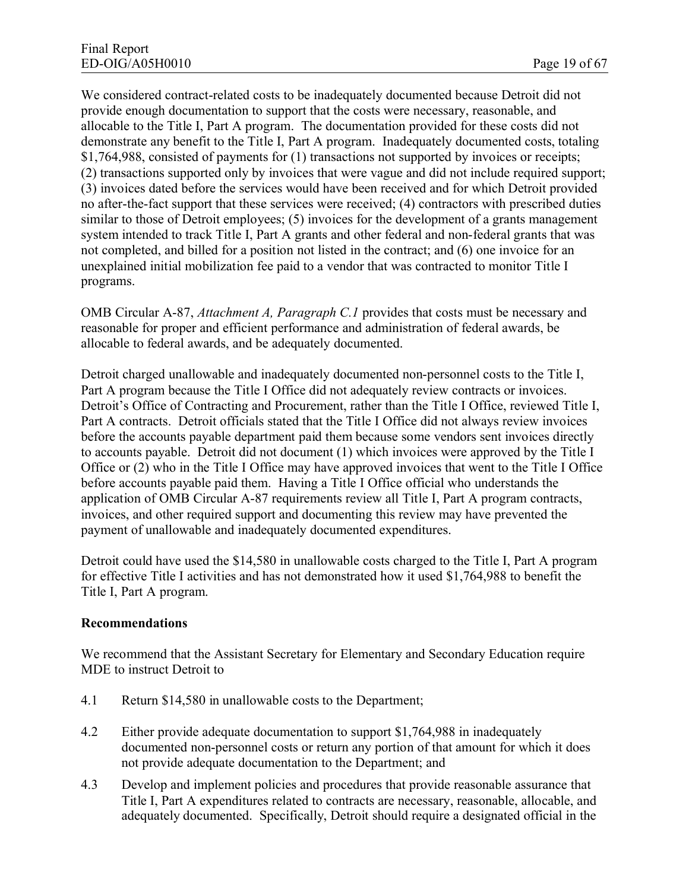We considered contract-related costs to be inadequately documented because Detroit did not provide enough documentation to support that the costs were necessary, reasonable, and allocable to the Title I, Part A program. The documentation provided for these costs did not demonstrate any benefit to the Title I, Part A program. Inadequately documented costs, totaling $1,764,988, consisted of payments for (1) transactions not supported by invoices or receipts; (2) transactions supported only by invoices that were vague and did not include required support; (3) invoices dated before the services would have been received and for which Detroit provided no after-the-fact support that these services were received; (4) contractors with prescribed duties similar to those of Detroit employees; (5) invoices for the development of a grants management system intended to track Title I, Part A grants and other federal and non-federal grants that was not completed, and billed for a position not listed in the contract; and (6) one invoice for an unexplained initial mobilization fee paid to a vendor that was contracted to monitor Title I programs.

OMB Circular A-87, *Attachment A, Paragraph C.1* provides that costs must be necessary and reasonable for proper and efficient performance and administration of federal awards, be allocable to federal awards, and be adequately documented.

Detroit charged unallowable and inadequately documented non-personnel costs to the Title I, Part A program because the Title I Office did not adequately review contracts or invoices. Detroit's Office of Contracting and Procurement, rather than the Title I Office, reviewed Title I, Part A contracts. Detroit officials stated that the Title I Office did not always review invoices before the accounts payable department paid them because some vendors sent invoices directly to accounts payable. Detroit did not document (1) which invoices were approved by the Title I Office or (2) who in the Title I Office may have approved invoices that went to the Title I Office before accounts payable paid them. Having a Title I Office official who understands the application of OMB Circular A-87 requirements review all Title I, Part A program contracts, invoices, and other required support and documenting this review may have prevented the payment of unallowable and inadequately documented expenditures.

Detroit could have used the $14,580 in unallowable costs charged to the Title I, Part A program for effective Title I activities and has not demonstrated how it used $1,764,988 to benefit the Title I, Part A program.

**Recommendations**

We recommend that the Assistant Secretary for Elementary and Secondary Education require MDE to instruct Detroit to

4.1 Return $14,580 in unallowable costs to the Department;

4.2 Either provide adequate documentation to support $1,764,988 in inadequately documented non-personnel costs or return any portion of that amount for which it does not provide adequate documentation to the Department; and

4.3 Develop and implement policies and procedures that provide reasonable assurance that Title I, Part A expenditures related to contracts are necessary, reasonable, allocable, and adequately documented. Specifically, Detroit should require a designated official in the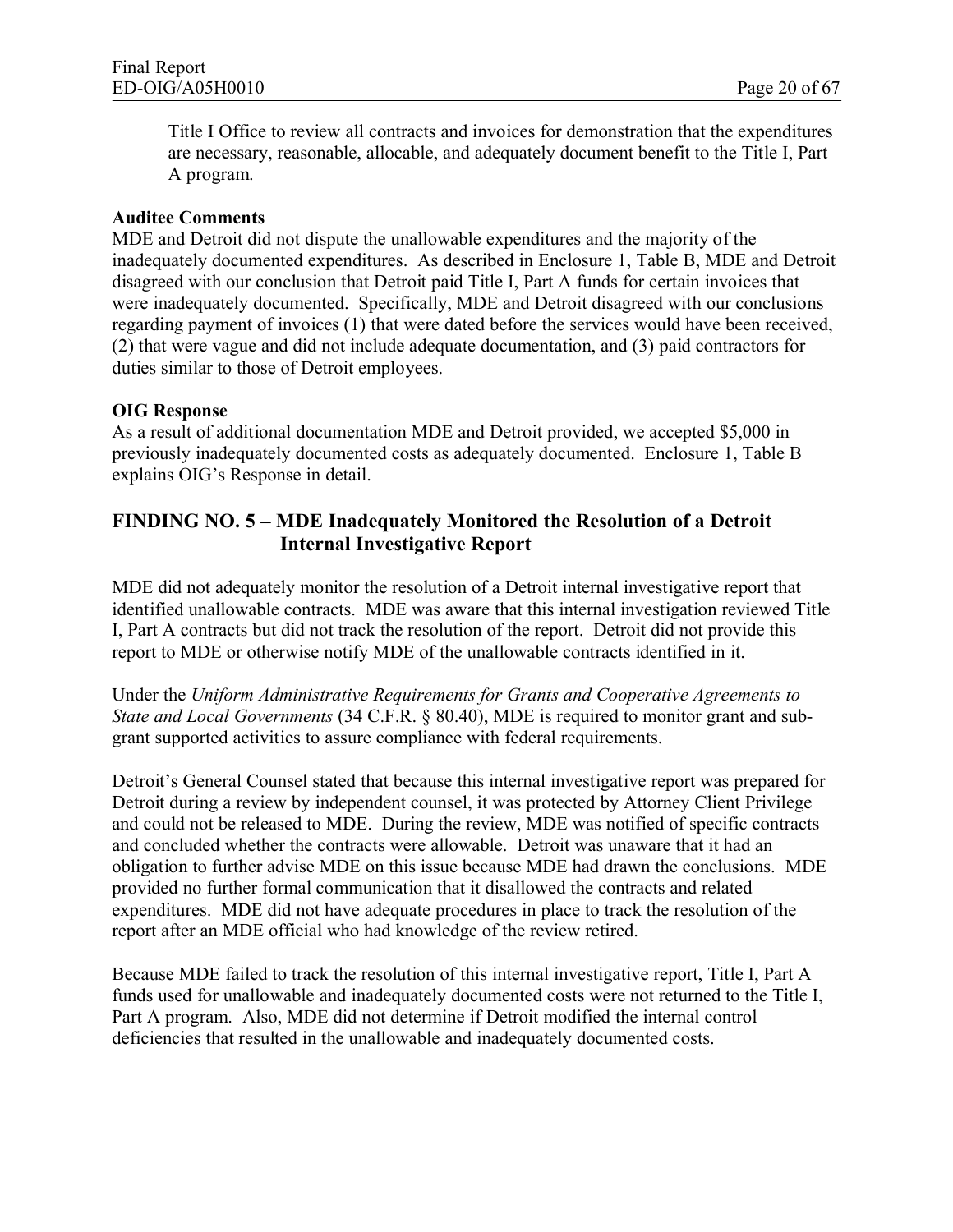Title I Office to review all contracts and invoices for demonstration that the expenditures are necessary, reasonable, allocable, and adequately document benefit to the Title I, Part A program.

**Auditee Comments**

MDE and Detroit did not dispute the unallowable expenditures and the majority of the inadequately documented expenditures. As described in Enclosure 1, Table B, MDE and Detroit disagreed with our conclusion that Detroit paid Title I, Part A funds for certain invoices that were inadequately documented. Specifically, MDE and Detroit disagreed with our conclusions regarding payment of invoices (1) that were dated before the services would have been received, (2) that were vague and did not include adequate documentation, and (3) paid contractors for duties similar to those of Detroit employees.

**OIG Response**

As a result of additional documentation MDE and Detroit provided, we accepted $5,000 in previously inadequately documented costs as adequately documented. Enclosure 1, Table B explains OIG's Response in detail.

## FINDING NO. 5 – MDE Inadequately Monitored the Resolution of a Detroit Internal Investigative Report

MDE did not adequately monitor the resolution of a Detroit internal investigative report that identified unallowable contracts. MDE was aware that this internal investigation reviewed Title I, Part A contracts but did not track the resolution of the report. Detroit did not provide this report to MDE or otherwise notify MDE of the unallowable contracts identified in it.

Under the *Uniform Administrative Requirements for Grants and Cooperative Agreements to State and Local Governments* (34 C.F.R. § 80.40), MDE is required to monitor grant and sub-grant supported activities to assure compliance with federal requirements.

Detroit's General Counsel stated that because this internal investigative report was prepared for Detroit during a review by independent counsel, it was protected by Attorney Client Privilege and could not be released to MDE. During the review, MDE was notified of specific contracts and concluded whether the contracts were allowable. Detroit was unaware that it had an obligation to further advise MDE on this issue because MDE had drawn the conclusions. MDE provided no further formal communication that it disallowed the contracts and related expenditures. MDE did not have adequate procedures in place to track the resolution of the report after an MDE official who had knowledge of the review retired.

Because MDE failed to track the resolution of this internal investigative report, Title I, Part A funds used for unallowable and inadequately documented costs were not returned to the Title I, Part A program. Also, MDE did not determine if Detroit modified the internal control deficiencies that resulted in the unallowable and inadequately documented costs.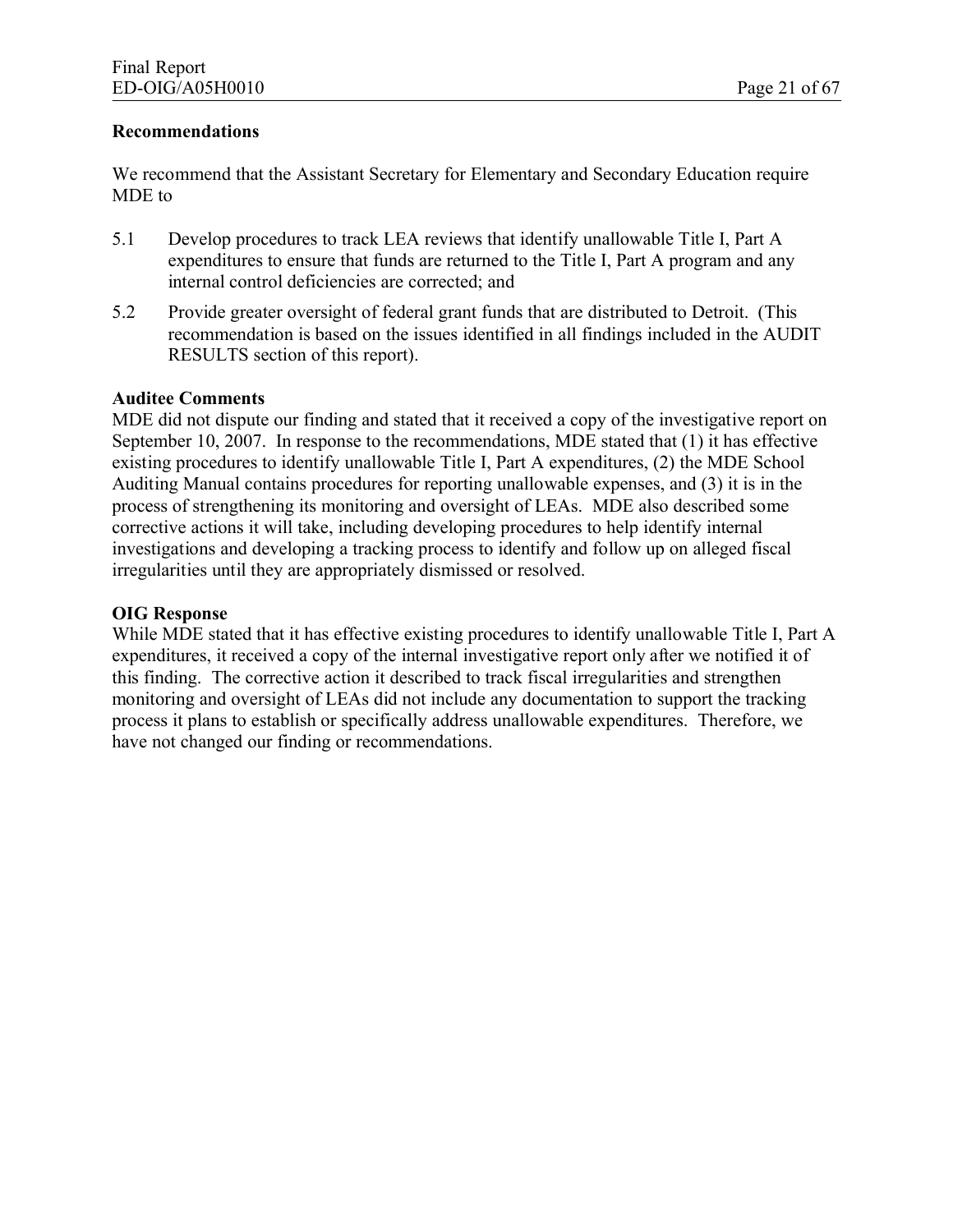**Recommendations**

We recommend that the Assistant Secretary for Elementary and Secondary Education require MDE to

5.1 Develop procedures to track LEA reviews that identify unallowable Title I, Part A expenditures to ensure that funds are returned to the Title I, Part A program and any internal control deficiencies are corrected; and

5.2 Provide greater oversight of federal grant funds that are distributed to Detroit. (This recommendation is based on the issues identified in all findings included in the AUDIT RESULTS section of this report).

**Auditee Comments**

MDE did not dispute our finding and stated that it received a copy of the investigative report on September 10, 2007. In response to the recommendations, MDE stated that (1) it has effective existing procedures to identify unallowable Title I, Part A expenditures, (2) the MDE School Auditing Manual contains procedures for reporting unallowable expenses, and (3) it is in the process of strengthening its monitoring and oversight of LEAs. MDE also described some corrective actions it will take, including developing procedures to help identify internal investigations and developing a tracking process to identify and follow up on alleged fiscal irregularities until they are appropriately dismissed or resolved.

**OIG Response**

While MDE stated that it has effective existing procedures to identify unallowable Title I, Part A expenditures, it received a copy of the internal investigative report only after we notified it of this finding. The corrective action it described to track fiscal irregularities and strengthen monitoring and oversight of LEAs did not include any documentation to support the tracking process it plans to establish or specifically address unallowable expenditures. Therefore, we have not changed our finding or recommendations.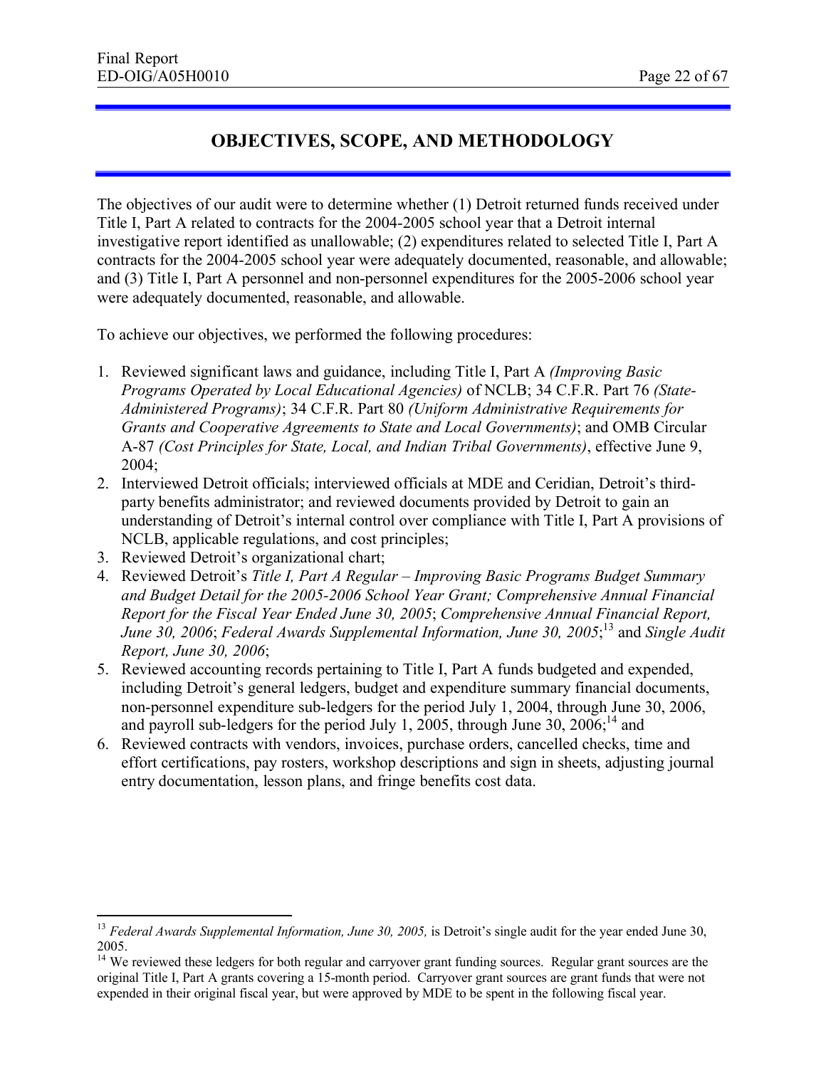# OBJECTIVES, SCOPE, AND METHODOLOGY

The objectives of our audit were to determine whether (1) Detroit returned funds received under Title I, Part A related to contracts for the 2004-2005 school year that a Detroit internal investigative report identified as unallowable; (2) expenditures related to selected Title I, Part A contracts for the 2004-2005 school year were adequately documented, reasonable, and allowable; and (3) Title I, Part A personnel and non-personnel expenditures for the 2005-2006 school year were adequately documented, reasonable, and allowable.

To achieve our objectives, we performed the following procedures:

1. Reviewed significant laws and guidance, including Title I, Part A *(Improving Basic Programs Operated by Local Educational Agencies)* of NCLB; 34 C.F.R. Part 76 *(State-Administered Programs)*; 34 C.F.R. Part 80 *(Uniform Administrative Requirements for Grants and Cooperative Agreements to State and Local Governments)*; and OMB Circular A-87 *(Cost Principles for State, Local, and Indian Tribal Governments)*, effective June 9, 2004;
2. Interviewed Detroit officials; interviewed officials at MDE and Ceridian, Detroit's third-party benefits administrator; and reviewed documents provided by Detroit to gain an understanding of Detroit's internal control over compliance with Title I, Part A provisions of NCLB, applicable regulations, and cost principles;
3. Reviewed Detroit's organizational chart;
4. Reviewed Detroit's *Title I, Part A Regular – Improving Basic Programs Budget Summary and Budget Detail for the 2005-2006 School Year Grant; Comprehensive Annual Financial Report for the Fiscal Year Ended June 30, 2005*; *Comprehensive Annual Financial Report, June 30, 2006*; *Federal Awards Supplemental Information, June 30, 2005*;[13] and *Single Audit Report, June 30, 2006*;
5. Reviewed accounting records pertaining to Title I, Part A funds budgeted and expended, including Detroit's general ledgers, budget and expenditure summary financial documents, non-personnel expenditure sub-ledgers for the period July 1, 2004, through June 30, 2006, and payroll sub-ledgers for the period July 1, 2005, through June 30, 2006;[14] and
6. Reviewed contracts with vendors, invoices, purchase orders, cancelled checks, time and effort certifications, pay rosters, workshop descriptions and sign in sheets, adjusting journal entry documentation, lesson plans, and fringe benefits cost data.

---

[13] *Federal Awards Supplemental Information, June 30, 2005,* is Detroit's single audit for the year ended June 30, 2005.

[14] We reviewed these ledgers for both regular and carryover grant funding sources. Regular grant sources are the original Title I, Part A grants covering a 15-month period. Carryover grant sources are grant funds that were not expended in their original fiscal year, but were approved by MDE to be spent in the following fiscal year.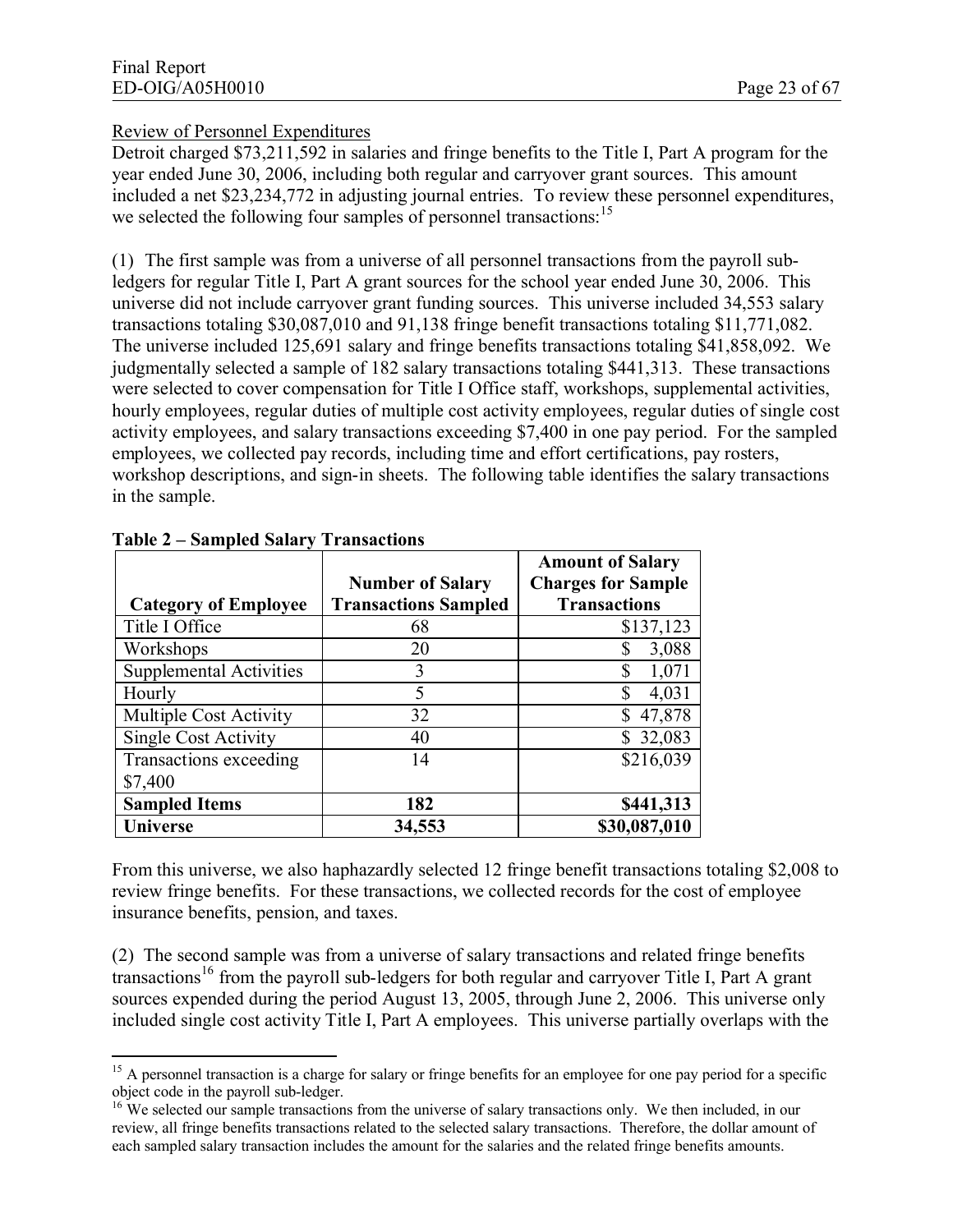Review of Personnel Expenditures

Detroit charged $73,211,592 in salaries and fringe benefits to the Title I, Part A program for the year ended June 30, 2006, including both regular and carryover grant sources. This amount included a net $23,234,772 in adjusting journal entries. To review these personnel expenditures, we selected the following four samples of personnel transactions:[15]

(1) The first sample was from a universe of all personnel transactions from the payroll sub-ledgers for regular Title I, Part A grant sources for the school year ended June 30, 2006. This universe did not include carryover grant funding sources. This universe included 34,553 salary transactions totaling $30,087,010 and 91,138 fringe benefit transactions totaling $11,771,082. The universe included 125,691 salary and fringe benefits transactions totaling $41,858,092. We judgmentally selected a sample of 182 salary transactions totaling $441,313. These transactions were selected to cover compensation for Title I Office staff, workshops, supplemental activities, hourly employees, regular duties of multiple cost activity employees, regular duties of single cost activity employees, and salary transactions exceeding $7,400 in one pay period. For the sampled employees, we collected pay records, including time and effort certifications, pay rosters, workshop descriptions, and sign-in sheets. The following table identifies the salary transactions in the sample.

**Table 2 – Sampled Salary Transactions**

| Category of Employee | Number of Salary Transactions Sampled | Amount of Salary Charges for Sample Transactions |
|---|---|---|
| Title I Office | 68 | $137,123 |
| Workshops | 20 | $ 3,088 |
| Supplemental Activities | 3 | $ 1,071 |
| Hourly | 5 | $ 4,031 |
| Multiple Cost Activity | 32 | $ 47,878 |
| Single Cost Activity | 40 | $ 32,083 |
| Transactions exceeding $7,400 | 14 | $216,039 |
| **Sampled Items** | **182** | **$441,313** |
| **Universe** | **34,553** | **$30,087,010** |

From this universe, we also haphazardly selected 12 fringe benefit transactions totaling $2,008 to review fringe benefits. For these transactions, we collected records for the cost of employee insurance benefits, pension, and taxes.

(2) The second sample was from a universe of salary transactions and related fringe benefits transactions[16] from the payroll sub-ledgers for both regular and carryover Title I, Part A grant sources expended during the period August 13, 2005, through June 2, 2006. This universe only included single cost activity Title I, Part A employees. This universe partially overlaps with the

---

[15] A personnel transaction is a charge for salary or fringe benefits for an employee for one pay period for a specific object code in the payroll sub-ledger.

[16] We selected our sample transactions from the universe of salary transactions only. We then included, in our review, all fringe benefits transactions related to the selected salary transactions. Therefore, the dollar amount of each sampled salary transaction includes the amount for the salaries and the related fringe benefits amounts.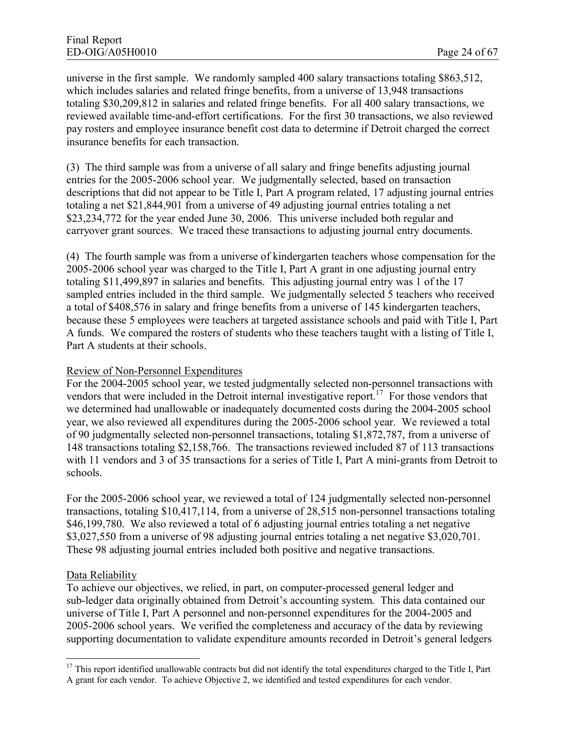universe in the first sample. We randomly sampled 400 salary transactions totaling $863,512, which includes salaries and related fringe benefits, from a universe of 13,948 transactions totaling $30,209,812 in salaries and related fringe benefits. For all 400 salary transactions, we reviewed available time-and-effort certifications. For the first 30 transactions, we also reviewed pay rosters and employee insurance benefit cost data to determine if Detroit charged the correct insurance benefits for each transaction.

(3) The third sample was from a universe of all salary and fringe benefits adjusting journal entries for the 2005-2006 school year. We judgmentally selected, based on transaction descriptions that did not appear to be Title I, Part A program related, 17 adjusting journal entries totaling a net $21,844,901 from a universe of 49 adjusting journal entries totaling a net $23,234,772 for the year ended June 30, 2006. This universe included both regular and carryover grant sources. We traced these transactions to adjusting journal entry documents.

(4) The fourth sample was from a universe of kindergarten teachers whose compensation for the 2005-2006 school year was charged to the Title I, Part A grant in one adjusting journal entry totaling $11,499,897 in salaries and benefits. This adjusting journal entry was 1 of the 17 sampled entries included in the third sample. We judgmentally selected 5 teachers who received a total of $408,576 in salary and fringe benefits from a universe of 145 kindergarten teachers, because these 5 employees were teachers at targeted assistance schools and paid with Title I, Part A funds. We compared the rosters of students who these teachers taught with a listing of Title I, Part A students at their schools.

Review of Non-Personnel Expenditures

For the 2004-2005 school year, we tested judgmentally selected non-personnel transactions with vendors that were included in the Detroit internal investigative report.[17] For those vendors that we determined had unallowable or inadequately documented costs during the 2004-2005 school year, we also reviewed all expenditures during the 2005-2006 school year. We reviewed a total of 90 judgmentally selected non-personnel transactions, totaling $1,872,787, from a universe of 148 transactions totaling $2,158,766. The transactions reviewed included 87 of 113 transactions with 11 vendors and 3 of 35 transactions for a series of Title I, Part A mini-grants from Detroit to schools.

For the 2005-2006 school year, we reviewed a total of 124 judgmentally selected non-personnel transactions, totaling $10,417,114, from a universe of 28,515 non-personnel transactions totaling $46,199,780. We also reviewed a total of 6 adjusting journal entries totaling a net negative $3,027,550 from a universe of 98 adjusting journal entries totaling a net negative $3,020,701. These 98 adjusting journal entries included both positive and negative transactions.

Data Reliability

To achieve our objectives, we relied, in part, on computer-processed general ledger and sub-ledger data originally obtained from Detroit's accounting system. This data contained our universe of Title I, Part A personnel and non-personnel expenditures for the 2004-2005 and 2005-2006 school years. We verified the completeness and accuracy of the data by reviewing supporting documentation to validate expenditure amounts recorded in Detroit's general ledgers

[17] This report identified unallowable contracts but did not identify the total expenditures charged to the Title I, Part A grant for each vendor. To achieve Objective 2, we identified and tested expenditures for each vendor.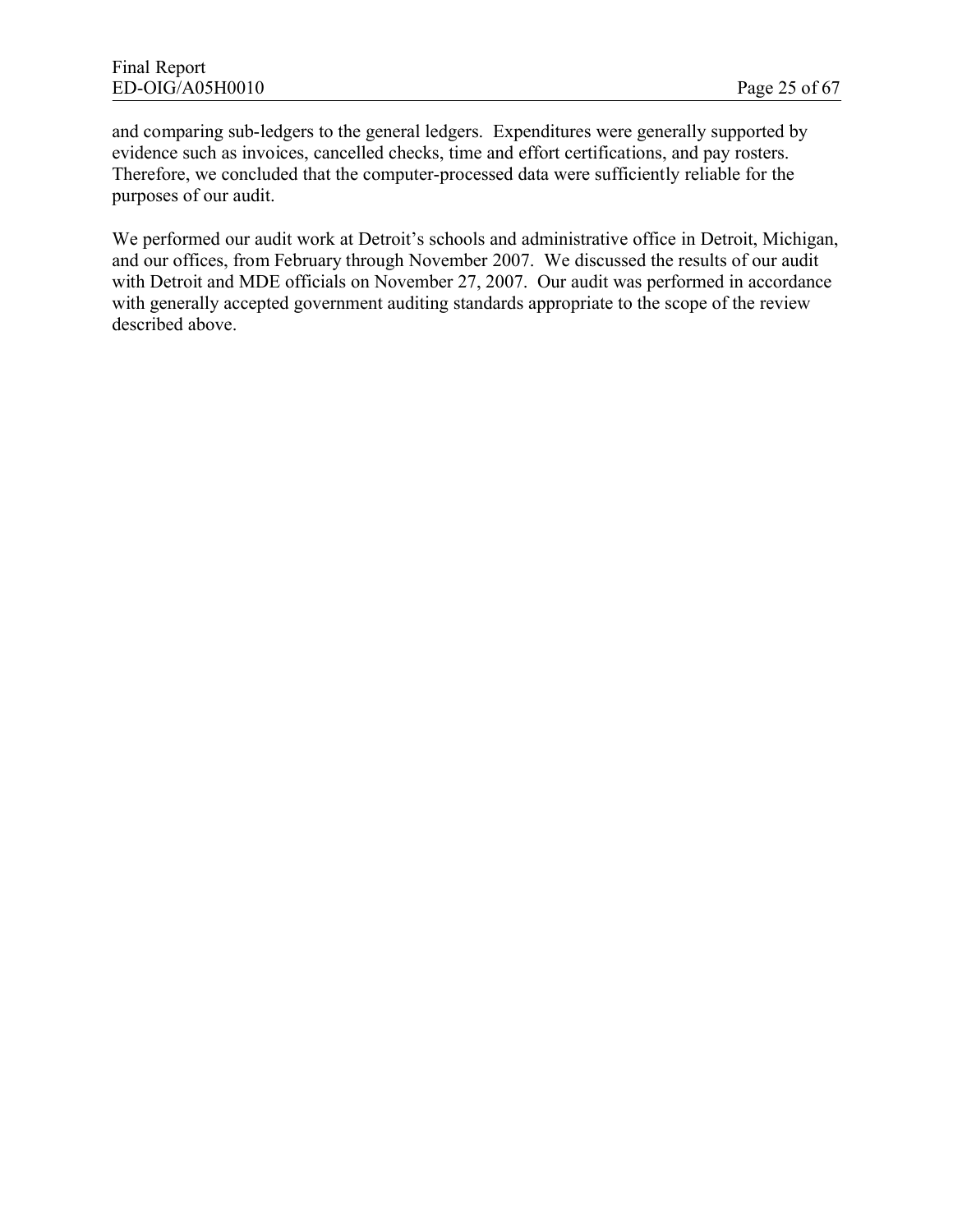and comparing sub-ledgers to the general ledgers. Expenditures were generally supported by evidence such as invoices, cancelled checks, time and effort certifications, and pay rosters. Therefore, we concluded that the computer-processed data were sufficiently reliable for the purposes of our audit.

We performed our audit work at Detroit's schools and administrative office in Detroit, Michigan, and our offices, from February through November 2007. We discussed the results of our audit with Detroit and MDE officials on November 27, 2007. Our audit was performed in accordance with generally accepted government auditing standards appropriate to the scope of the review described above.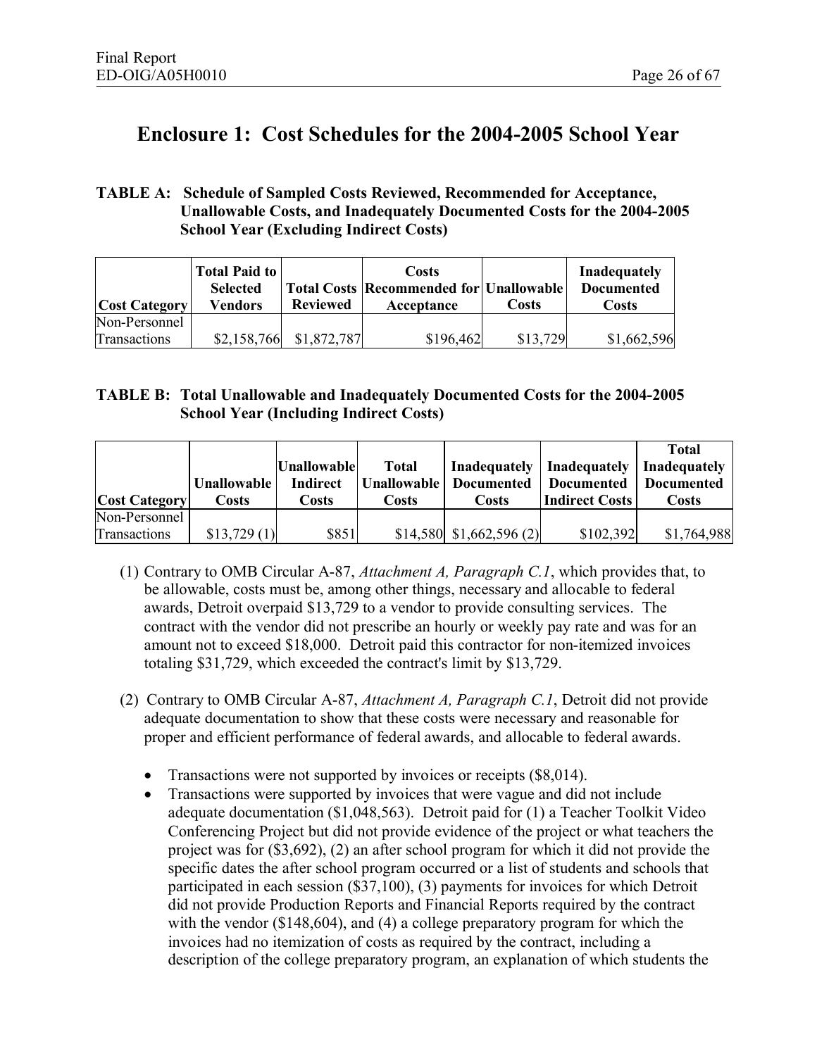# Enclosure 1: Cost Schedules for the 2004-2005 School Year

**TABLE A: Schedule of Sampled Costs Reviewed, Recommended for Acceptance, Unallowable Costs, and Inadequately Documented Costs for the 2004-2005 School Year (Excluding Indirect Costs)**

| Cost Category | Total Paid to Selected Vendors | Total Costs Reviewed | Costs Recommended for Acceptance | Unallowable Costs | Inadequately Documented Costs |
|---|---|---|---|---|---|
| Non-Personnel Transactions | $2,158,766 | $1,872,787 | $196,462 | $13,729 | $1,662,596 |

**TABLE B: Total Unallowable and Inadequately Documented Costs for the 2004-2005 School Year (Including Indirect Costs)**

| Cost Category | Unallowable Costs | Unallowable Indirect Costs | Total Unallowable Costs | Inadequately Documented Costs | Inadequately Documented Indirect Costs | Total Inadequately Documented Costs |
|---|---|---|---|---|---|---|
| Non-Personnel Transactions | $13,729 (1) | $851 | $14,580 | $1,662,596 (2) | $102,392 | $1,764,988 |

(1) Contrary to OMB Circular A-87, *Attachment A, Paragraph C.1*, which provides that, to be allowable, costs must be, among other things, necessary and allocable to federal awards, Detroit overpaid $13,729 to a vendor to provide consulting services. The contract with the vendor did not prescribe an hourly or weekly pay rate and was for an amount not to exceed $18,000. Detroit paid this contractor for non-itemized invoices totaling $31,729, which exceeded the contract's limit by $13,729.

(2) Contrary to OMB Circular A-87, *Attachment A, Paragraph C.1*, Detroit did not provide adequate documentation to show that these costs were necessary and reasonable for proper and efficient performance of federal awards, and allocable to federal awards.

- Transactions were not supported by invoices or receipts ($8,014).
- Transactions were supported by invoices that were vague and did not include adequate documentation ($1,048,563). Detroit paid for (1) a Teacher Toolkit Video Conferencing Project but did not provide evidence of the project or what teachers the project was for ($3,692), (2) an after school program for which it did not provide the specific dates the after school program occurred or a list of students and schools that participated in each session ($37,100), (3) payments for invoices for which Detroit did not provide Production Reports and Financial Reports required by the contract with the vendor ($148,604), and (4) a college preparatory program for which the invoices had no itemization of costs as required by the contract, including a description of the college preparatory program, an explanation of which students the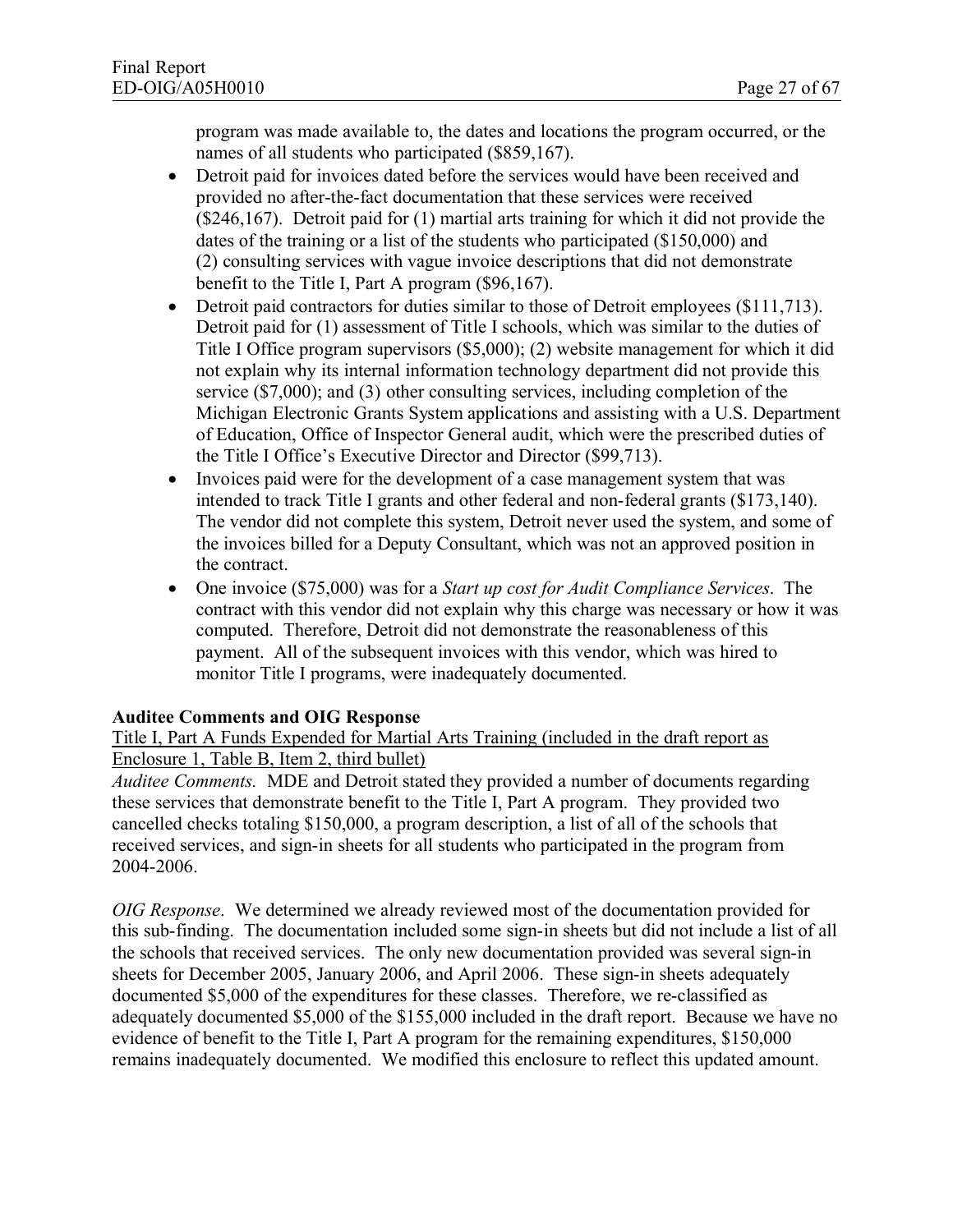program was made available to, the dates and locations the program occurred, or the names of all students who participated ($859,167).

- Detroit paid for invoices dated before the services would have been received and provided no after-the-fact documentation that these services were received ($246,167). Detroit paid for (1) martial arts training for which it did not provide the dates of the training or a list of the students who participated ($150,000) and (2) consulting services with vague invoice descriptions that did not demonstrate benefit to the Title I, Part A program ($96,167).
- Detroit paid contractors for duties similar to those of Detroit employees ($111,713). Detroit paid for (1) assessment of Title I schools, which was similar to the duties of Title I Office program supervisors ($5,000); (2) website management for which it did not explain why its internal information technology department did not provide this service ($7,000); and (3) other consulting services, including completion of the Michigan Electronic Grants System applications and assisting with a U.S. Department of Education, Office of Inspector General audit, which were the prescribed duties of the Title I Office's Executive Director and Director ($99,713).
- Invoices paid were for the development of a case management system that was intended to track Title I grants and other federal and non-federal grants ($173,140). The vendor did not complete this system, Detroit never used the system, and some of the invoices billed for a Deputy Consultant, which was not an approved position in the contract.
- One invoice ($75,000) was for a *Start up cost for Audit Compliance Services*. The contract with this vendor did not explain why this charge was necessary or how it was computed. Therefore, Detroit did not demonstrate the reasonableness of this payment. All of the subsequent invoices with this vendor, which was hired to monitor Title I programs, were inadequately documented.

**Auditee Comments and OIG Response**

<u>Title I, Part A Funds Expended for Martial Arts Training (included in the draft report as Enclosure 1, Table B, Item 2, third bullet)</u>

*Auditee Comments.* MDE and Detroit stated they provided a number of documents regarding these services that demonstrate benefit to the Title I, Part A program. They provided two cancelled checks totaling $150,000, a program description, a list of all of the schools that received services, and sign-in sheets for all students who participated in the program from 2004-2006.

*OIG Response*. We determined we already reviewed most of the documentation provided for this sub-finding. The documentation included some sign-in sheets but did not include a list of all the schools that received services. The only new documentation provided was several sign-in sheets for December 2005, January 2006, and April 2006. These sign-in sheets adequately documented $5,000 of the expenditures for these classes. Therefore, we re-classified as adequately documented $5,000 of the $155,000 included in the draft report. Because we have no evidence of benefit to the Title I, Part A program for the remaining expenditures, $150,000 remains inadequately documented. We modified this enclosure to reflect this updated amount.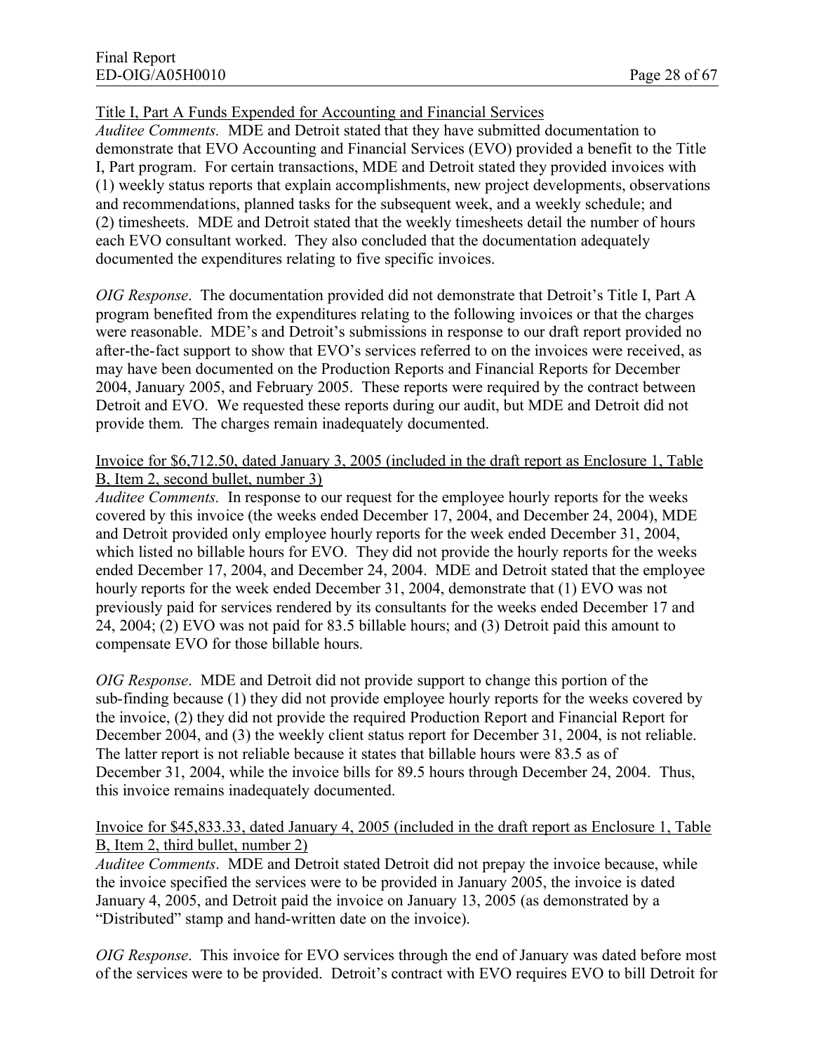Title I, Part A Funds Expended for Accounting and Financial Services

*Auditee Comments.* MDE and Detroit stated that they have submitted documentation to demonstrate that EVO Accounting and Financial Services (EVO) provided a benefit to the Title I, Part program. For certain transactions, MDE and Detroit stated they provided invoices with (1) weekly status reports that explain accomplishments, new project developments, observations and recommendations, planned tasks for the subsequent week, and a weekly schedule; and (2) timesheets. MDE and Detroit stated that the weekly timesheets detail the number of hours each EVO consultant worked. They also concluded that the documentation adequately documented the expenditures relating to five specific invoices.

*OIG Response*. The documentation provided did not demonstrate that Detroit's Title I, Part A program benefited from the expenditures relating to the following invoices or that the charges were reasonable. MDE's and Detroit's submissions in response to our draft report provided no after-the-fact support to show that EVO's services referred to on the invoices were received, as may have been documented on the Production Reports and Financial Reports for December 2004, January 2005, and February 2005. These reports were required by the contract between Detroit and EVO. We requested these reports during our audit, but MDE and Detroit did not provide them. The charges remain inadequately documented.

Invoice for $6,712.50, dated January 3, 2005 (included in the draft report as Enclosure 1, Table B, Item 2, second bullet, number 3)

*Auditee Comments.* In response to our request for the employee hourly reports for the weeks covered by this invoice (the weeks ended December 17, 2004, and December 24, 2004), MDE and Detroit provided only employee hourly reports for the week ended December 31, 2004, which listed no billable hours for EVO. They did not provide the hourly reports for the weeks ended December 17, 2004, and December 24, 2004. MDE and Detroit stated that the employee hourly reports for the week ended December 31, 2004, demonstrate that (1) EVO was not previously paid for services rendered by its consultants for the weeks ended December 17 and 24, 2004; (2) EVO was not paid for 83.5 billable hours; and (3) Detroit paid this amount to compensate EVO for those billable hours.

*OIG Response*. MDE and Detroit did not provide support to change this portion of the sub-finding because (1) they did not provide employee hourly reports for the weeks covered by the invoice, (2) they did not provide the required Production Report and Financial Report for December 2004, and (3) the weekly client status report for December 31, 2004, is not reliable. The latter report is not reliable because it states that billable hours were 83.5 as of December 31, 2004, while the invoice bills for 89.5 hours through December 24, 2004. Thus, this invoice remains inadequately documented.

Invoice for $45,833.33, dated January 4, 2005 (included in the draft report as Enclosure 1, Table B, Item 2, third bullet, number 2)

*Auditee Comments*. MDE and Detroit stated Detroit did not prepay the invoice because, while the invoice specified the services were to be provided in January 2005, the invoice is dated January 4, 2005, and Detroit paid the invoice on January 13, 2005 (as demonstrated by a "Distributed" stamp and hand-written date on the invoice).

*OIG Response*. This invoice for EVO services through the end of January was dated before most of the services were to be provided. Detroit's contract with EVO requires EVO to bill Detroit for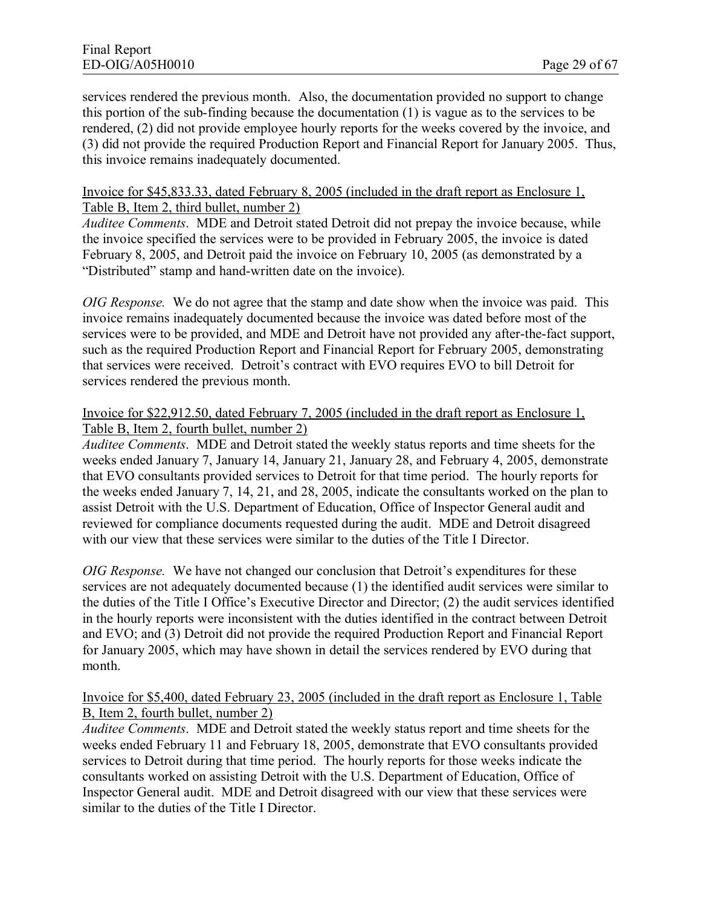services rendered the previous month. Also, the documentation provided no support to change this portion of the sub-finding because the documentation (1) is vague as to the services to be rendered, (2) did not provide employee hourly reports for the weeks covered by the invoice, and (3) did not provide the required Production Report and Financial Report for January 2005. Thus, this invoice remains inadequately documented.

<u>Invoice for $45,833.33, dated February 8, 2005 (included in the draft report as Enclosure 1, Table B, Item 2, third bullet, number 2)</u>

*Auditee Comments*. MDE and Detroit stated Detroit did not prepay the invoice because, while the invoice specified the services were to be provided in February 2005, the invoice is dated February 8, 2005, and Detroit paid the invoice on February 10, 2005 (as demonstrated by a "Distributed" stamp and hand-written date on the invoice).

*OIG Response.* We do not agree that the stamp and date show when the invoice was paid. This invoice remains inadequately documented because the invoice was dated before most of the services were to be provided, and MDE and Detroit have not provided any after-the-fact support, such as the required Production Report and Financial Report for February 2005, demonstrating that services were received. Detroit's contract with EVO requires EVO to bill Detroit for services rendered the previous month.

<u>Invoice for $22,912.50, dated February 7, 2005 (included in the draft report as Enclosure 1, Table B, Item 2, fourth bullet, number 2)</u>

*Auditee Comments*. MDE and Detroit stated the weekly status reports and time sheets for the weeks ended January 7, January 14, January 21, January 28, and February 4, 2005, demonstrate that EVO consultants provided services to Detroit for that time period. The hourly reports for the weeks ended January 7, 14, 21, and 28, 2005, indicate the consultants worked on the plan to assist Detroit with the U.S. Department of Education, Office of Inspector General audit and reviewed for compliance documents requested during the audit. MDE and Detroit disagreed with our view that these services were similar to the duties of the Title I Director.

*OIG Response.* We have not changed our conclusion that Detroit's expenditures for these services are not adequately documented because (1) the identified audit services were similar to the duties of the Title I Office's Executive Director and Director; (2) the audit services identified in the hourly reports were inconsistent with the duties identified in the contract between Detroit and EVO; and (3) Detroit did not provide the required Production Report and Financial Report for January 2005, which may have shown in detail the services rendered by EVO during that month.

<u>Invoice for $5,400, dated February 23, 2005 (included in the draft report as Enclosure 1, Table B, Item 2, fourth bullet, number 2)</u>

*Auditee Comments*. MDE and Detroit stated the weekly status report and time sheets for the weeks ended February 11 and February 18, 2005, demonstrate that EVO consultants provided services to Detroit during that time period. The hourly reports for those weeks indicate the consultants worked on assisting Detroit with the U.S. Department of Education, Office of Inspector General audit. MDE and Detroit disagreed with our view that these services were similar to the duties of the Title I Director.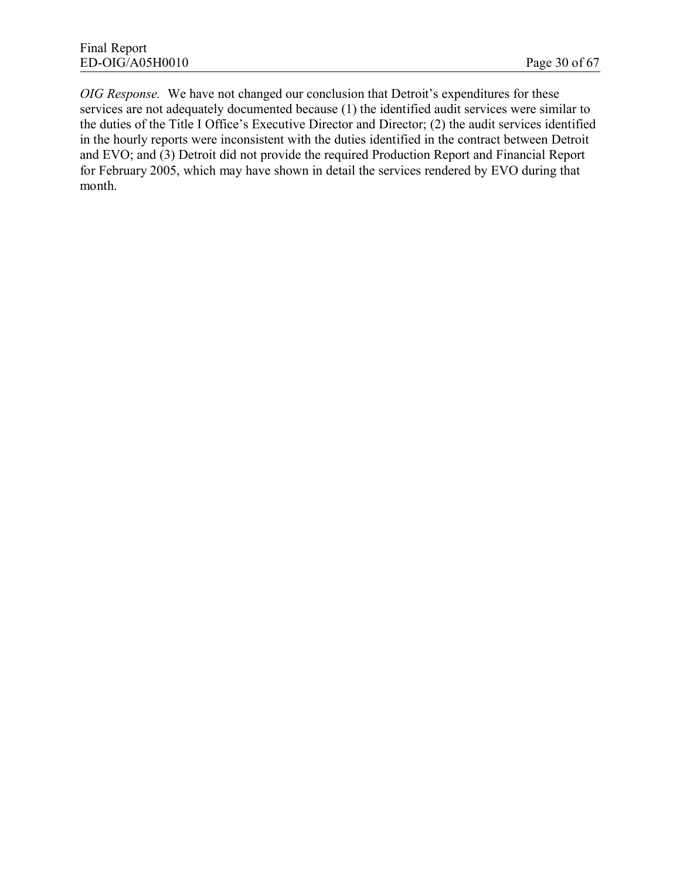*OIG Response.* We have not changed our conclusion that Detroit's expenditures for these services are not adequately documented because (1) the identified audit services were similar to the duties of the Title I Office's Executive Director and Director; (2) the audit services identified in the hourly reports were inconsistent with the duties identified in the contract between Detroit and EVO; and (3) Detroit did not provide the required Production Report and Financial Report for February 2005, which may have shown in detail the services rendered by EVO during that month.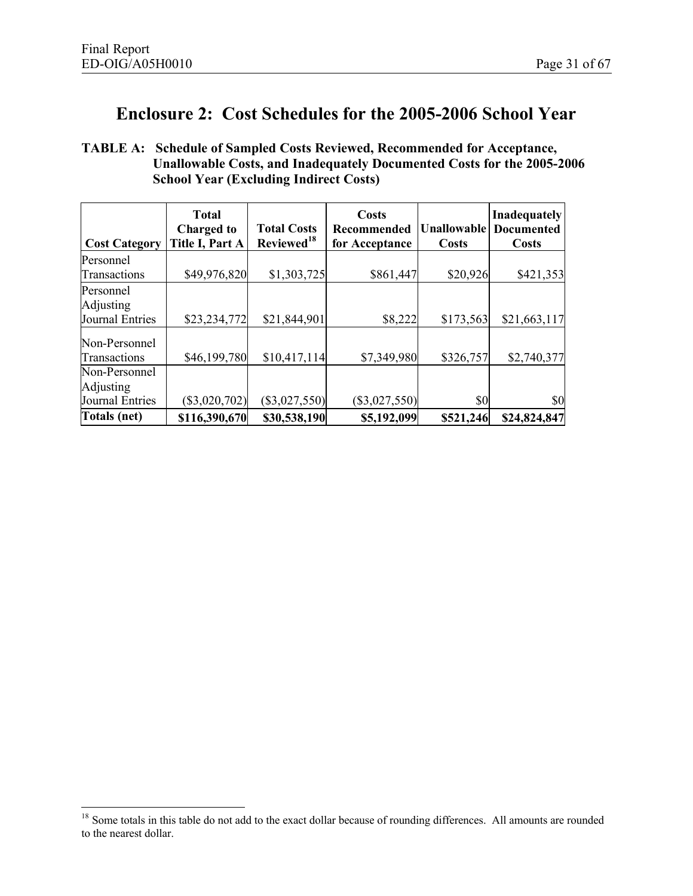# Enclosure 2: Cost Schedules for the 2005-2006 School Year

**TABLE A: Schedule of Sampled Costs Reviewed, Recommended for Acceptance, Unallowable Costs, and Inadequately Documented Costs for the 2005-2006 School Year (Excluding Indirect Costs)**

| Cost Category | Total Charged to Title I, Part A | Total Costs Reviewed[18] | Costs Recommended for Acceptance | Unallowable Costs | Inadequately Documented Costs |
|---|---|---|---|---|---|
| Personnel Transactions | $49,976,820 | $1,303,725 | $861,447 | $20,926 | $421,353 |
| Personnel Adjusting Journal Entries | $23,234,772 | $21,844,901 | $8,222 | $173,563 | $21,663,117 |
| Non-Personnel Transactions | $46,199,780 | $10,417,114 | $7,349,980 | $326,757 | $2,740,377 |
| Non-Personnel Adjusting Journal Entries | ($3,020,702) | ($3,027,550) | ($3,027,550) | $0 | $0 |
| **Totals (net)** | **$116,390,670** | **$30,538,190** | **$5,192,099** | **$521,246** | **$24,824,847** |

[18] Some totals in this table do not add to the exact dollar because of rounding differences. All amounts are rounded to the nearest dollar.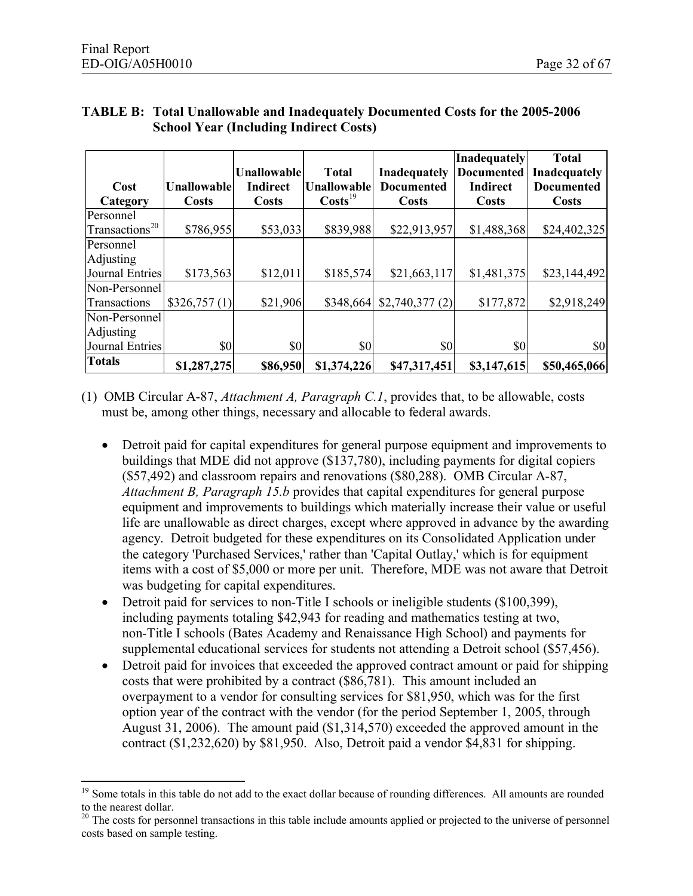**TABLE B: Total Unallowable and Inadequately Documented Costs for the 2005-2006 School Year (Including Indirect Costs)**

| Cost Category | Unallowable Costs | Unallowable Indirect Costs | Total Unallowable Costs[19] | Inadequately Documented Costs | Inadequately Documented Indirect Costs | Total Inadequately Documented Costs |
|---|---|---|---|---|---|---|
| Personnel Transactions[20] | $786,955 | $53,033 | $839,988 | $22,913,957 | $1,488,368 | $24,402,325 |
| Personnel Adjusting Journal Entries | $173,563 | $12,011 | $185,574 | $21,663,117 | $1,481,375 | $23,144,492 |
| Non-Personnel Transactions | $326,757 (1) | $21,906 | $348,664 | $2,740,377 (2) | $177,872 | $2,918,249 |
| Non-Personnel Adjusting Journal Entries | $0 | $0 | $0 | $0 | $0 | $0 |
| **Totals** | **$1,287,275** | **$86,950** | **$1,374,226** | **$47,317,451** | **$3,147,615** | **$50,465,066** |

(1) OMB Circular A-87, *Attachment A, Paragraph C.1*, provides that, to be allowable, costs must be, among other things, necessary and allocable to federal awards.

- Detroit paid for capital expenditures for general purpose equipment and improvements to buildings that MDE did not approve ($137,780), including payments for digital copiers ($57,492) and classroom repairs and renovations ($80,288). OMB Circular A-87, *Attachment B, Paragraph 15.b* provides that capital expenditures for general purpose equipment and improvements to buildings which materially increase their value or useful life are unallowable as direct charges, except where approved in advance by the awarding agency. Detroit budgeted for these expenditures on its Consolidated Application under the category 'Purchased Services,' rather than 'Capital Outlay,' which is for equipment items with a cost of $5,000 or more per unit. Therefore, MDE was not aware that Detroit was budgeting for capital expenditures.
- Detroit paid for services to non-Title I schools or ineligible students ($100,399), including payments totaling $42,943 for reading and mathematics testing at two, non-Title I schools (Bates Academy and Renaissance High School) and payments for supplemental educational services for students not attending a Detroit school ($57,456).
- Detroit paid for invoices that exceeded the approved contract amount or paid for shipping costs that were prohibited by a contract ($86,781). This amount included an overpayment to a vendor for consulting services for $81,950, which was for the first option year of the contract with the vendor (for the period September 1, 2005, through August 31, 2006). The amount paid ($1,314,570) exceeded the approved amount in the contract ($1,232,620) by $81,950. Also, Detroit paid a vendor $4,831 for shipping.

---

[19] Some totals in this table do not add to the exact dollar because of rounding differences. All amounts are rounded to the nearest dollar.

[20] The costs for personnel transactions in this table include amounts applied or projected to the universe of personnel costs based on sample testing.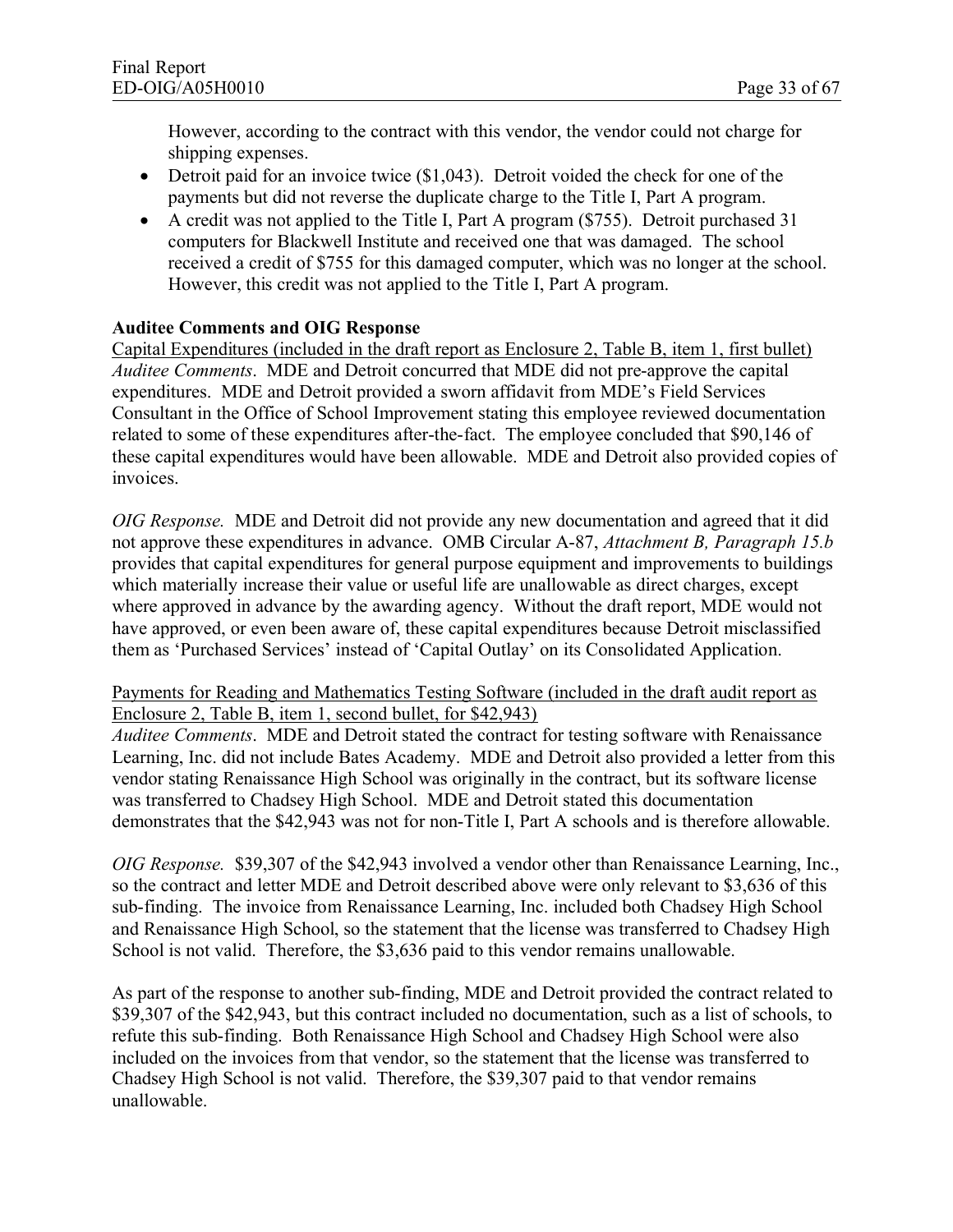However, according to the contract with this vendor, the vendor could not charge for shipping expenses.

- Detroit paid for an invoice twice ($1,043). Detroit voided the check for one of the payments but did not reverse the duplicate charge to the Title I, Part A program.
- A credit was not applied to the Title I, Part A program ($755). Detroit purchased 31 computers for Blackwell Institute and received one that was damaged. The school received a credit of $755 for this damaged computer, which was no longer at the school. However, this credit was not applied to the Title I, Part A program.

**Auditee Comments and OIG Response**

<u>Capital Expenditures (included in the draft report as Enclosure 2, Table B, item 1, first bullet)</u>
*Auditee Comments*. MDE and Detroit concurred that MDE did not pre-approve the capital expenditures. MDE and Detroit provided a sworn affidavit from MDE's Field Services Consultant in the Office of School Improvement stating this employee reviewed documentation related to some of these expenditures after-the-fact. The employee concluded that $90,146 of these capital expenditures would have been allowable. MDE and Detroit also provided copies of invoices.

*OIG Response.* MDE and Detroit did not provide any new documentation and agreed that it did not approve these expenditures in advance. OMB Circular A-87, *Attachment B, Paragraph 15.b* provides that capital expenditures for general purpose equipment and improvements to buildings which materially increase their value or useful life are unallowable as direct charges, except where approved in advance by the awarding agency. Without the draft report, MDE would not have approved, or even been aware of, these capital expenditures because Detroit misclassified them as 'Purchased Services' instead of 'Capital Outlay' on its Consolidated Application.

<u>Payments for Reading and Mathematics Testing Software (included in the draft audit report as Enclosure 2, Table B, item 1, second bullet, for $42,943)</u>
*Auditee Comments*. MDE and Detroit stated the contract for testing software with Renaissance Learning, Inc. did not include Bates Academy. MDE and Detroit also provided a letter from this vendor stating Renaissance High School was originally in the contract, but its software license was transferred to Chadsey High School. MDE and Detroit stated this documentation demonstrates that the $42,943 was not for non-Title I, Part A schools and is therefore allowable.

*OIG Response.* $39,307 of the $42,943 involved a vendor other than Renaissance Learning, Inc., so the contract and letter MDE and Detroit described above were only relevant to $3,636 of this sub-finding. The invoice from Renaissance Learning, Inc. included both Chadsey High School and Renaissance High School, so the statement that the license was transferred to Chadsey High School is not valid. Therefore, the $3,636 paid to this vendor remains unallowable.

As part of the response to another sub-finding, MDE and Detroit provided the contract related to $39,307 of the $42,943, but this contract included no documentation, such as a list of schools, to refute this sub-finding. Both Renaissance High School and Chadsey High School were also included on the invoices from that vendor, so the statement that the license was transferred to Chadsey High School is not valid. Therefore, the $39,307 paid to that vendor remains unallowable.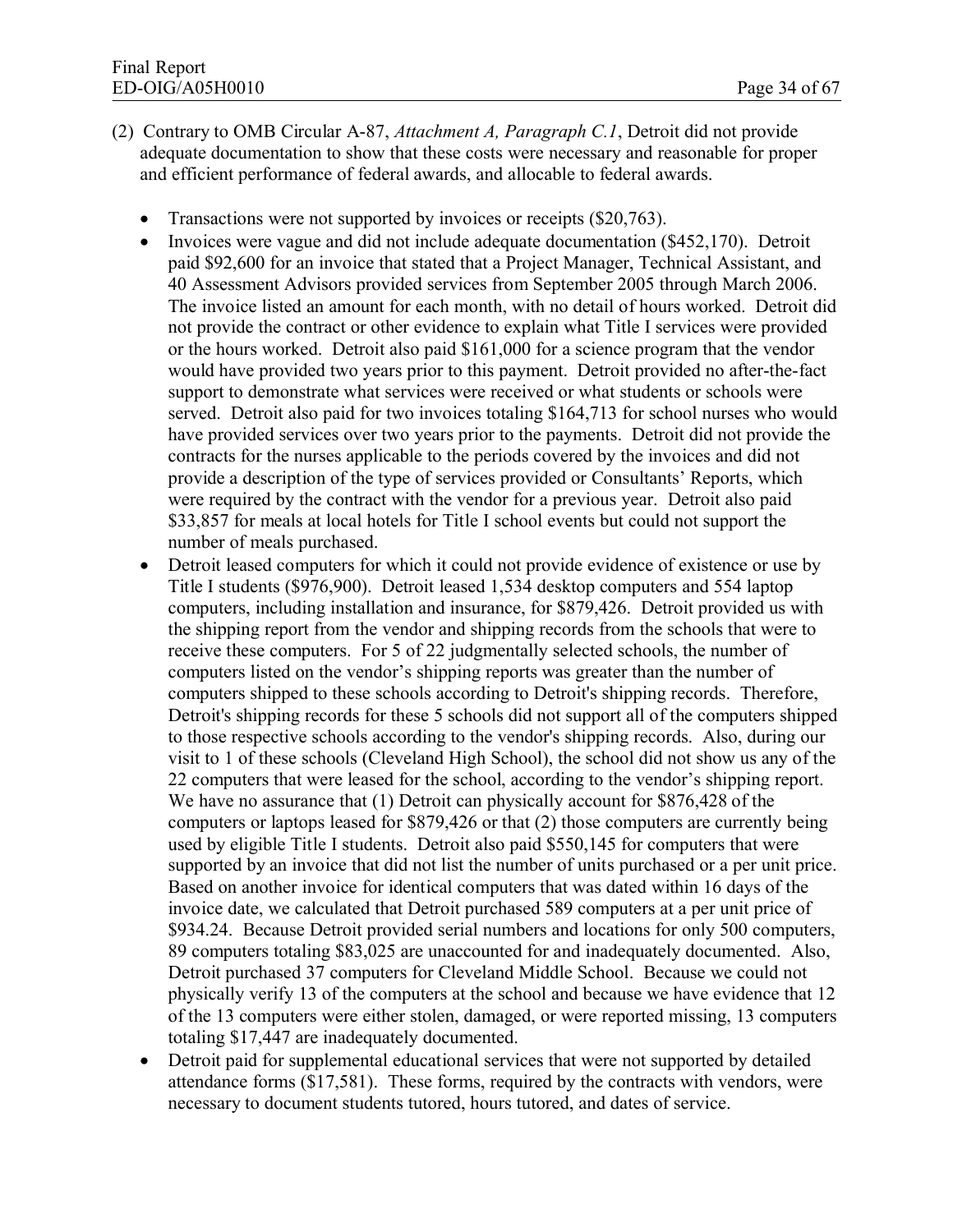(2) Contrary to OMB Circular A-87, *Attachment A, Paragraph C.1*, Detroit did not provide adequate documentation to show that these costs were necessary and reasonable for proper and efficient performance of federal awards, and allocable to federal awards.

- Transactions were not supported by invoices or receipts ($20,763).
- Invoices were vague and did not include adequate documentation ($452,170). Detroit paid $92,600 for an invoice that stated that a Project Manager, Technical Assistant, and 40 Assessment Advisors provided services from September 2005 through March 2006. The invoice listed an amount for each month, with no detail of hours worked. Detroit did not provide the contract or other evidence to explain what Title I services were provided or the hours worked. Detroit also paid $161,000 for a science program that the vendor would have provided two years prior to this payment. Detroit provided no after-the-fact support to demonstrate what services were received or what students or schools were served. Detroit also paid for two invoices totaling $164,713 for school nurses who would have provided services over two years prior to the payments. Detroit did not provide the contracts for the nurses applicable to the periods covered by the invoices and did not provide a description of the type of services provided or Consultants' Reports, which were required by the contract with the vendor for a previous year. Detroit also paid $33,857 for meals at local hotels for Title I school events but could not support the number of meals purchased.
- Detroit leased computers for which it could not provide evidence of existence or use by Title I students ($976,900). Detroit leased 1,534 desktop computers and 554 laptop computers, including installation and insurance, for $879,426. Detroit provided us with the shipping report from the vendor and shipping records from the schools that were to receive these computers. For 5 of 22 judgmentally selected schools, the number of computers listed on the vendor's shipping reports was greater than the number of computers shipped to these schools according to Detroit's shipping records. Therefore, Detroit's shipping records for these 5 schools did not support all of the computers shipped to those respective schools according to the vendor's shipping records. Also, during our visit to 1 of these schools (Cleveland High School), the school did not show us any of the 22 computers that were leased for the school, according to the vendor's shipping report. We have no assurance that (1) Detroit can physically account for $876,428 of the computers or laptops leased for $879,426 or that (2) those computers are currently being used by eligible Title I students. Detroit also paid $550,145 for computers that were supported by an invoice that did not list the number of units purchased or a per unit price. Based on another invoice for identical computers that was dated within 16 days of the invoice date, we calculated that Detroit purchased 589 computers at a per unit price of $934.24. Because Detroit provided serial numbers and locations for only 500 computers, 89 computers totaling $83,025 are unaccounted for and inadequately documented. Also, Detroit purchased 37 computers for Cleveland Middle School. Because we could not physically verify 13 of the computers at the school and because we have evidence that 12 of the 13 computers were either stolen, damaged, or were reported missing, 13 computers totaling $17,447 are inadequately documented.
- Detroit paid for supplemental educational services that were not supported by detailed attendance forms ($17,581). These forms, required by the contracts with vendors, were necessary to document students tutored, hours tutored, and dates of service.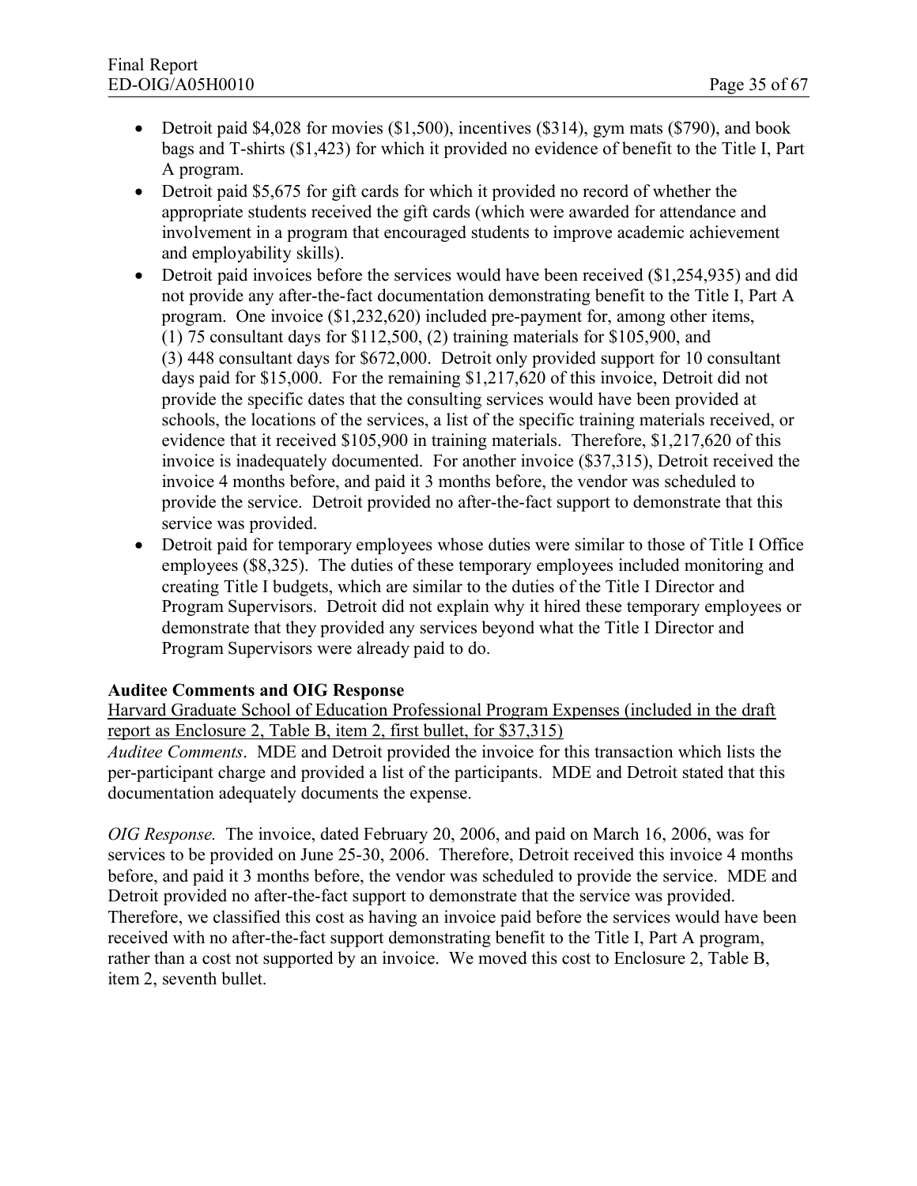- Detroit paid $4,028 for movies ($1,500), incentives ($314), gym mats ($790), and book bags and T-shirts ($1,423) for which it provided no evidence of benefit to the Title I, Part A program.
- Detroit paid $5,675 for gift cards for which it provided no record of whether the appropriate students received the gift cards (which were awarded for attendance and involvement in a program that encouraged students to improve academic achievement and employability skills).
- Detroit paid invoices before the services would have been received ($1,254,935) and did not provide any after-the-fact documentation demonstrating benefit to the Title I, Part A program. One invoice ($1,232,620) included pre-payment for, among other items, (1) 75 consultant days for $112,500, (2) training materials for $105,900, and (3) 448 consultant days for $672,000. Detroit only provided support for 10 consultant days paid for $15,000. For the remaining $1,217,620 of this invoice, Detroit did not provide the specific dates that the consulting services would have been provided at schools, the locations of the services, a list of the specific training materials received, or evidence that it received $105,900 in training materials. Therefore, $1,217,620 of this invoice is inadequately documented. For another invoice ($37,315), Detroit received the invoice 4 months before, and paid it 3 months before, the vendor was scheduled to provide the service. Detroit provided no after-the-fact support to demonstrate that this service was provided.
- Detroit paid for temporary employees whose duties were similar to those of Title I Office employees ($8,325). The duties of these temporary employees included monitoring and creating Title I budgets, which are similar to the duties of the Title I Director and Program Supervisors. Detroit did not explain why it hired these temporary employees or demonstrate that they provided any services beyond what the Title I Director and Program Supervisors were already paid to do.

**Auditee Comments and OIG Response**

Harvard Graduate School of Education Professional Program Expenses (included in the draft report as Enclosure 2, Table B, item 2, first bullet, for $37,315)

*Auditee Comments*. MDE and Detroit provided the invoice for this transaction which lists the per-participant charge and provided a list of the participants. MDE and Detroit stated that this documentation adequately documents the expense.

*OIG Response.* The invoice, dated February 20, 2006, and paid on March 16, 2006, was for services to be provided on June 25-30, 2006. Therefore, Detroit received this invoice 4 months before, and paid it 3 months before, the vendor was scheduled to provide the service. MDE and Detroit provided no after-the-fact support to demonstrate that the service was provided. Therefore, we classified this cost as having an invoice paid before the services would have been received with no after-the-fact support demonstrating benefit to the Title I, Part A program, rather than a cost not supported by an invoice. We moved this cost to Enclosure 2, Table B, item 2, seventh bullet.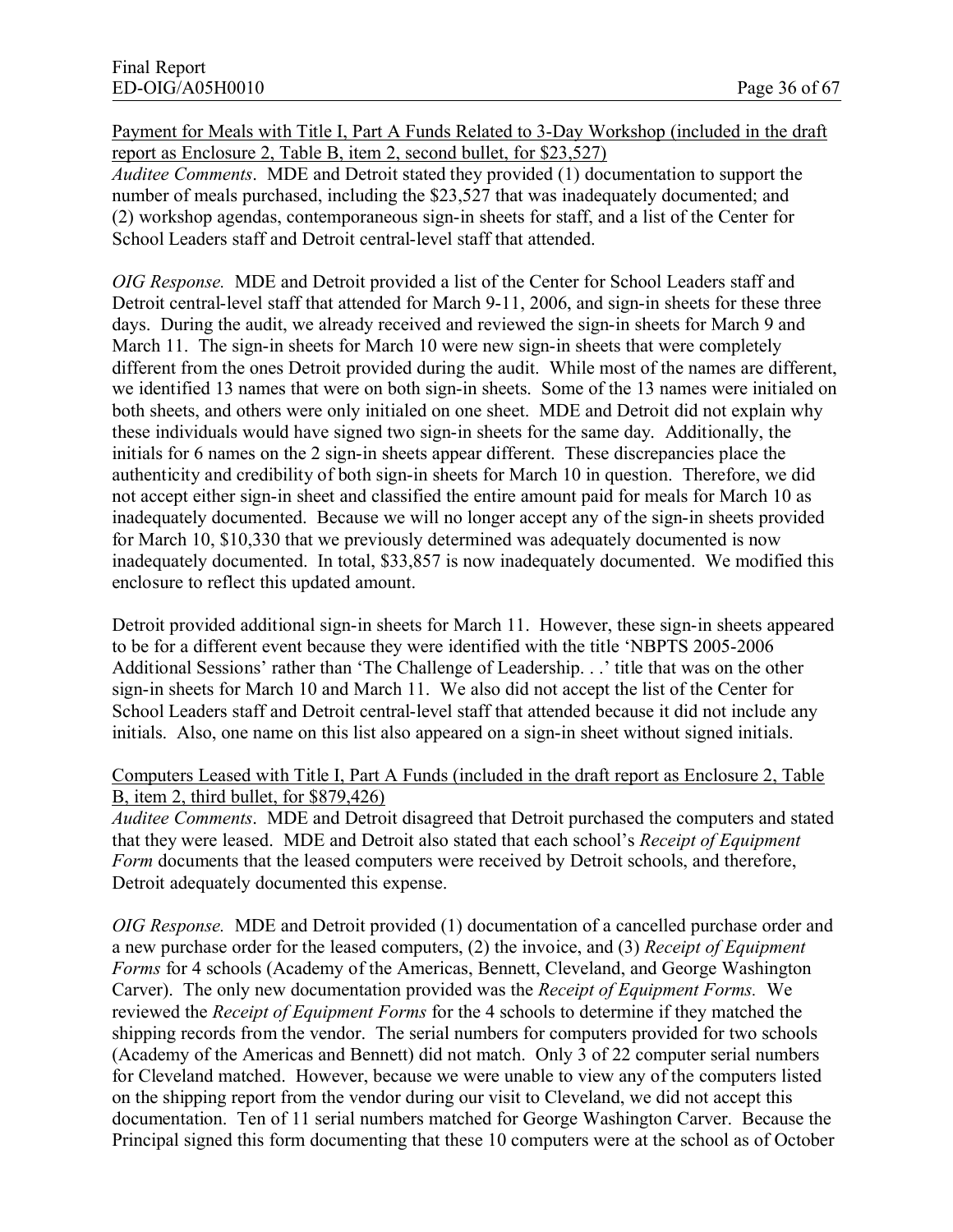Payment for Meals with Title I, Part A Funds Related to 3-Day Workshop (included in the draft report as Enclosure 2, Table B, item 2, second bullet, for $23,527)

*Auditee Comments*. MDE and Detroit stated they provided (1) documentation to support the number of meals purchased, including the $23,527 that was inadequately documented; and (2) workshop agendas, contemporaneous sign-in sheets for staff, and a list of the Center for School Leaders staff and Detroit central-level staff that attended.

*OIG Response.* MDE and Detroit provided a list of the Center for School Leaders staff and Detroit central-level staff that attended for March 9-11, 2006, and sign-in sheets for these three days. During the audit, we already received and reviewed the sign-in sheets for March 9 and March 11. The sign-in sheets for March 10 were new sign-in sheets that were completely different from the ones Detroit provided during the audit. While most of the names are different, we identified 13 names that were on both sign-in sheets. Some of the 13 names were initialed on both sheets, and others were only initialed on one sheet. MDE and Detroit did not explain why these individuals would have signed two sign-in sheets for the same day. Additionally, the initials for 6 names on the 2 sign-in sheets appear different. These discrepancies place the authenticity and credibility of both sign-in sheets for March 10 in question. Therefore, we did not accept either sign-in sheet and classified the entire amount paid for meals for March 10 as inadequately documented. Because we will no longer accept any of the sign-in sheets provided for March 10, $10,330 that we previously determined was adequately documented is now inadequately documented. In total, $33,857 is now inadequately documented. We modified this enclosure to reflect this updated amount.

Detroit provided additional sign-in sheets for March 11. However, these sign-in sheets appeared to be for a different event because they were identified with the title 'NBPTS 2005-2006 Additional Sessions' rather than 'The Challenge of Leadership. . .' title that was on the other sign-in sheets for March 10 and March 11. We also did not accept the list of the Center for School Leaders staff and Detroit central-level staff that attended because it did not include any initials. Also, one name on this list also appeared on a sign-in sheet without signed initials.

Computers Leased with Title I, Part A Funds (included in the draft report as Enclosure 2, Table B, item 2, third bullet, for $879,426)

*Auditee Comments*. MDE and Detroit disagreed that Detroit purchased the computers and stated that they were leased. MDE and Detroit also stated that each school's *Receipt of Equipment Form* documents that the leased computers were received by Detroit schools, and therefore, Detroit adequately documented this expense.

*OIG Response.* MDE and Detroit provided (1) documentation of a cancelled purchase order and a new purchase order for the leased computers, (2) the invoice, and (3) *Receipt of Equipment Forms* for 4 schools (Academy of the Americas, Bennett, Cleveland, and George Washington Carver). The only new documentation provided was the *Receipt of Equipment Forms.* We reviewed the *Receipt of Equipment Forms* for the 4 schools to determine if they matched the shipping records from the vendor. The serial numbers for computers provided for two schools (Academy of the Americas and Bennett) did not match. Only 3 of 22 computer serial numbers for Cleveland matched. However, because we were unable to view any of the computers listed on the shipping report from the vendor during our visit to Cleveland, we did not accept this documentation. Ten of 11 serial numbers matched for George Washington Carver. Because the Principal signed this form documenting that these 10 computers were at the school as of October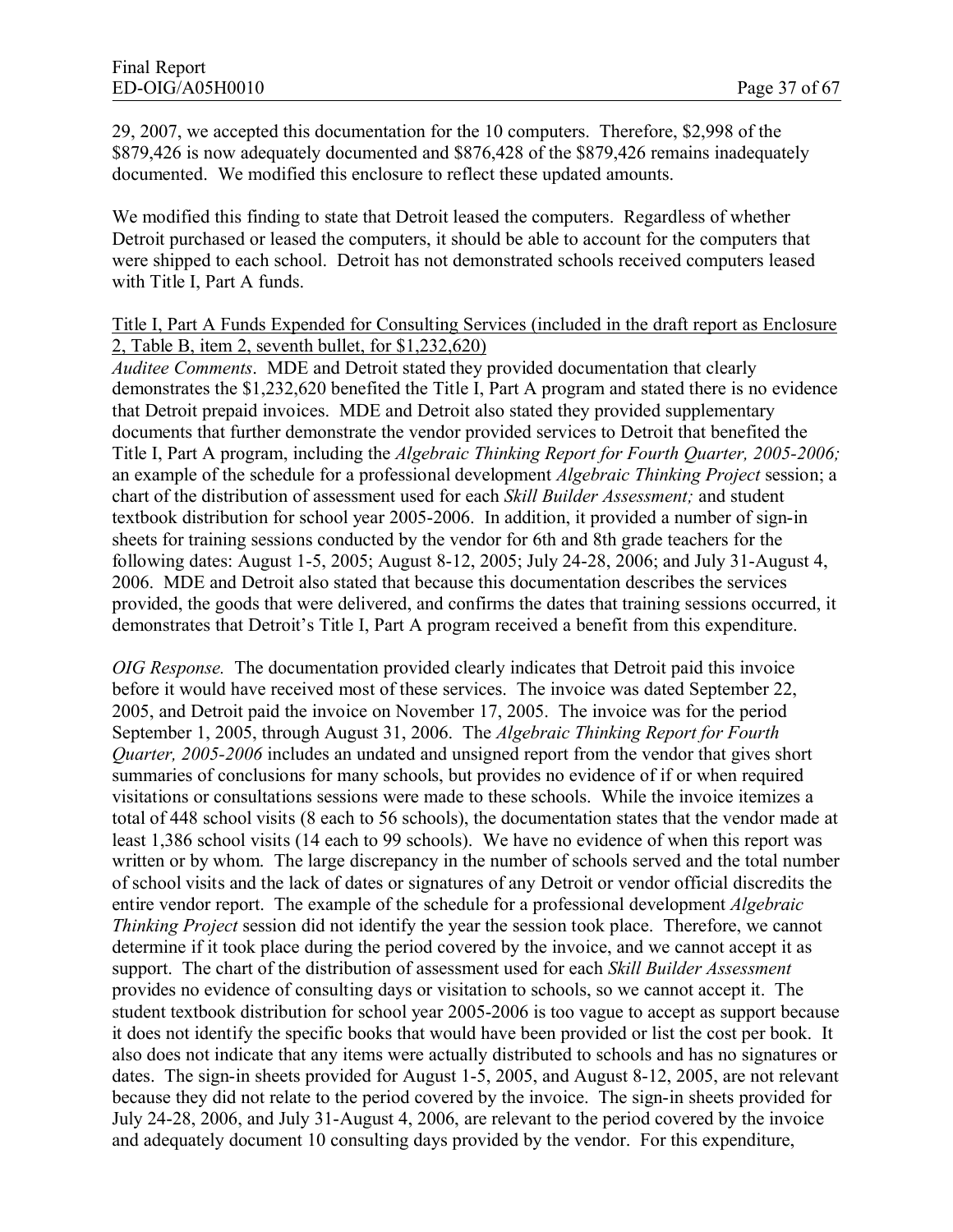29, 2007, we accepted this documentation for the 10 computers. Therefore, $2,998 of the $879,426 is now adequately documented and $876,428 of the $879,426 remains inadequately documented. We modified this enclosure to reflect these updated amounts.

We modified this finding to state that Detroit leased the computers. Regardless of whether Detroit purchased or leased the computers, it should be able to account for the computers that were shipped to each school. Detroit has not demonstrated schools received computers leased with Title I, Part A funds.

Title I, Part A Funds Expended for Consulting Services (included in the draft report as Enclosure 2, Table B, item 2, seventh bullet, for $1,232,620)

*Auditee Comments*. MDE and Detroit stated they provided documentation that clearly demonstrates the $1,232,620 benefited the Title I, Part A program and stated there is no evidence that Detroit prepaid invoices. MDE and Detroit also stated they provided supplementary documents that further demonstrate the vendor provided services to Detroit that benefited the Title I, Part A program, including the *Algebraic Thinking Report for Fourth Quarter, 2005-2006;* an example of the schedule for a professional development *Algebraic Thinking Project* session; a chart of the distribution of assessment used for each *Skill Builder Assessment;* and student textbook distribution for school year 2005-2006. In addition, it provided a number of sign-in sheets for training sessions conducted by the vendor for 6th and 8th grade teachers for the following dates: August 1-5, 2005; August 8-12, 2005; July 24-28, 2006; and July 31-August 4, 2006. MDE and Detroit also stated that because this documentation describes the services provided, the goods that were delivered, and confirms the dates that training sessions occurred, it demonstrates that Detroit's Title I, Part A program received a benefit from this expenditure.

*OIG Response.* The documentation provided clearly indicates that Detroit paid this invoice before it would have received most of these services. The invoice was dated September 22, 2005, and Detroit paid the invoice on November 17, 2005. The invoice was for the period September 1, 2005, through August 31, 2006. The *Algebraic Thinking Report for Fourth Quarter, 2005-2006* includes an undated and unsigned report from the vendor that gives short summaries of conclusions for many schools, but provides no evidence of if or when required visitations or consultations sessions were made to these schools. While the invoice itemizes a total of 448 school visits (8 each to 56 schools), the documentation states that the vendor made at least 1,386 school visits (14 each to 99 schools). We have no evidence of when this report was written or by whom. The large discrepancy in the number of schools served and the total number of school visits and the lack of dates or signatures of any Detroit or vendor official discredits the entire vendor report. The example of the schedule for a professional development *Algebraic Thinking Project* session did not identify the year the session took place. Therefore, we cannot determine if it took place during the period covered by the invoice, and we cannot accept it as support. The chart of the distribution of assessment used for each *Skill Builder Assessment* provides no evidence of consulting days or visitation to schools, so we cannot accept it. The student textbook distribution for school year 2005-2006 is too vague to accept as support because it does not identify the specific books that would have been provided or list the cost per book. It also does not indicate that any items were actually distributed to schools and has no signatures or dates. The sign-in sheets provided for August 1-5, 2005, and August 8-12, 2005, are not relevant because they did not relate to the period covered by the invoice. The sign-in sheets provided for July 24-28, 2006, and July 31-August 4, 2006, are relevant to the period covered by the invoice and adequately document 10 consulting days provided by the vendor. For this expenditure,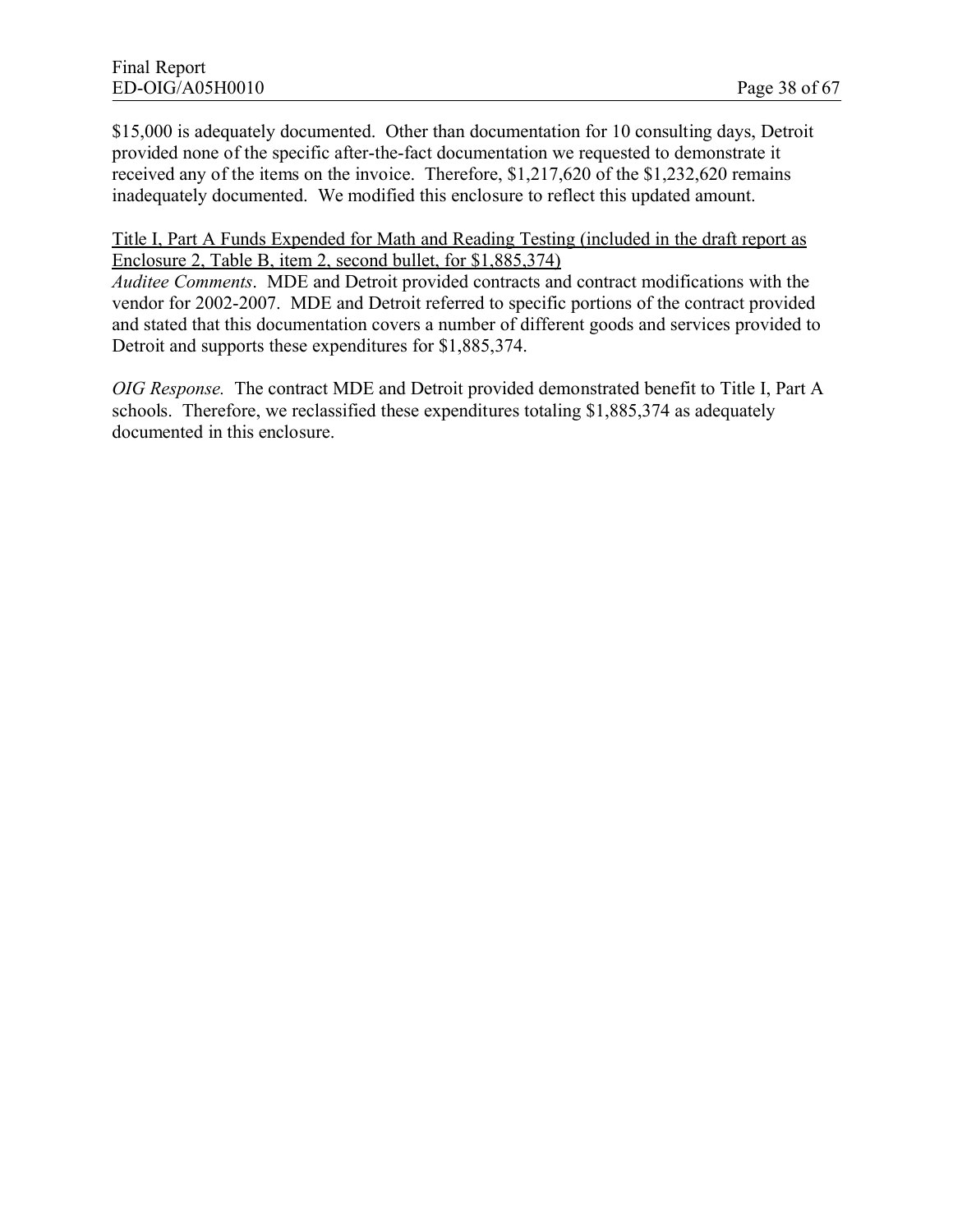$15,000 is adequately documented. Other than documentation for 10 consulting days, Detroit provided none of the specific after-the-fact documentation we requested to demonstrate it received any of the items on the invoice. Therefore, $1,217,620 of the $1,232,620 remains inadequately documented. We modified this enclosure to reflect this updated amount.

<u>Title I, Part A Funds Expended for Math and Reading Testing (included in the draft report as Enclosure 2, Table B, item 2, second bullet, for $1,885,374)</u>

*Auditee Comments*. MDE and Detroit provided contracts and contract modifications with the vendor for 2002-2007. MDE and Detroit referred to specific portions of the contract provided and stated that this documentation covers a number of different goods and services provided to Detroit and supports these expenditures for $1,885,374.

*OIG Response.* The contract MDE and Detroit provided demonstrated benefit to Title I, Part A schools. Therefore, we reclassified these expenditures totaling $1,885,374 as adequately documented in this enclosure.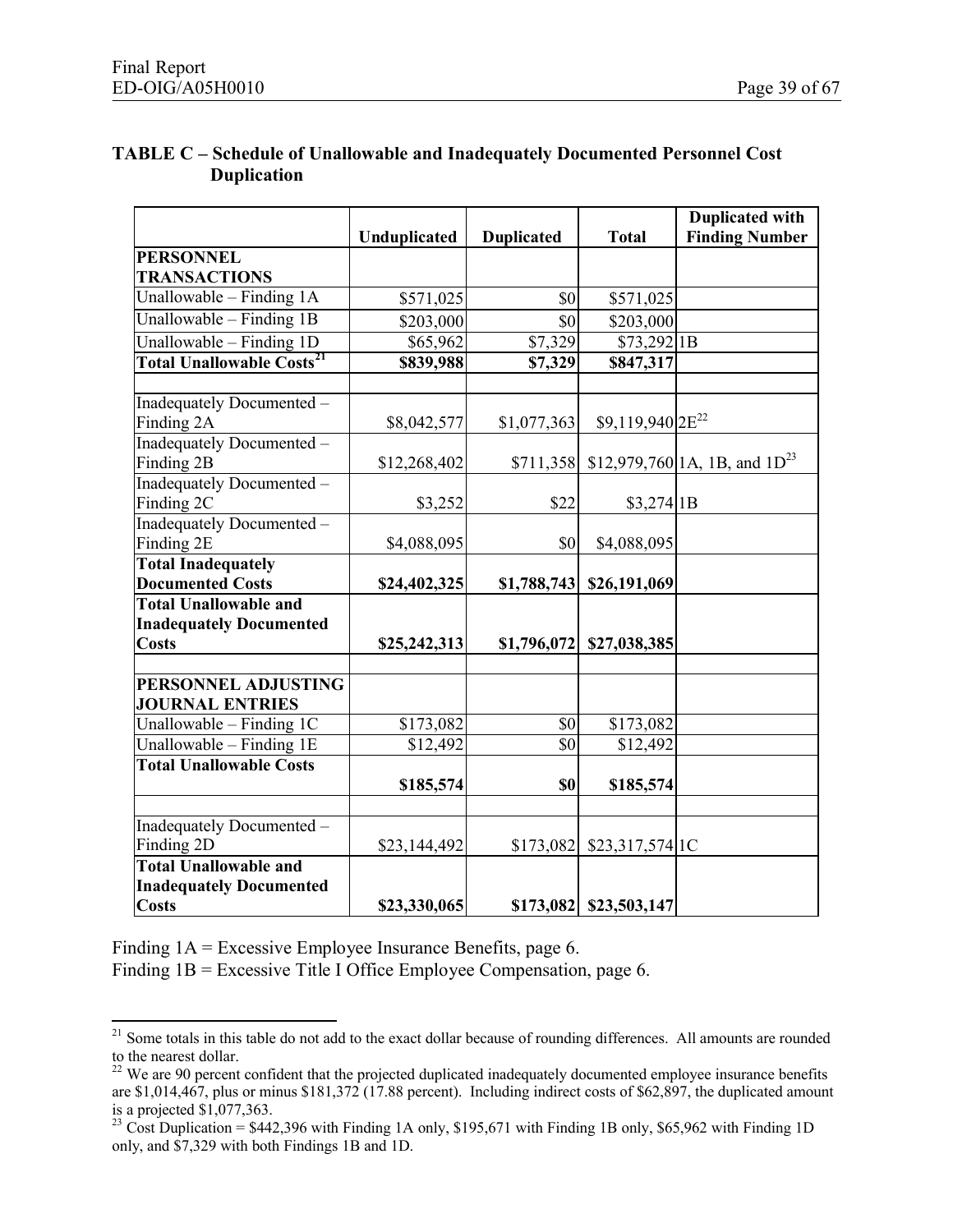### TABLE C – Schedule of Unallowable and Inadequately Documented Personnel Cost Duplication

| | Unduplicated | Duplicated | Total | Duplicated with Finding Number |
|---|---|---|---|---|
| **PERSONNEL TRANSACTIONS** | | | | |
| Unallowable – Finding 1A | $571,025 | $0 | $571,025 | |
| Unallowable – Finding 1B | $203,000 | $0 | $203,000 | |
| Unallowable – Finding 1D | $65,962 | $7,329 | $73,292 | 1B |
| **Total Unallowable Costs[21]** | **$839,988** | **$7,329** | **$847,317** | |
| | | | | |
| Inadequately Documented – Finding 2A | $8,042,577 | $1,077,363 | $9,119,940 | 2E[22] |
| Inadequately Documented – Finding 2B | $12,268,402 | $711,358 | $12,979,760 | 1A, 1B, and 1D[23] |
| Inadequately Documented – Finding 2C | $3,252 | $22 | $3,274 | 1B |
| Inadequately Documented – Finding 2E | $4,088,095 | $0 | $4,088,095 | |
| **Total Inadequately Documented Costs** | **$24,402,325** | **$1,788,743** | **$26,191,069** | |
| **Total Unallowable and Inadequately Documented Costs** | **$25,242,313** | **$1,796,072** | **$27,038,385** | |
| | | | | |
| **PERSONNEL ADJUSTING JOURNAL ENTRIES** | | | | |
| Unallowable – Finding 1C | $173,082 | $0 | $173,082 | |
| Unallowable – Finding 1E | $12,492 | $0 | $12,492 | |
| **Total Unallowable Costs** | **$185,574** | **$0** | **$185,574** | |
| | | | | |
| Inadequately Documented – Finding 2D | $23,144,492 | $173,082 | $23,317,574 | 1C |
| **Total Unallowable and Inadequately Documented Costs** | **$23,330,065** | **$173,082** | **$23,503,147** | |

Finding 1A = Excessive Employee Insurance Benefits, page 6.
Finding 1B = Excessive Title I Office Employee Compensation, page 6.

[21] Some totals in this table do not add to the exact dollar because of rounding differences. All amounts are rounded to the nearest dollar.

[22] We are 90 percent confident that the projected duplicated inadequately documented employee insurance benefits are $1,014,467, plus or minus $181,372 (17.88 percent). Including indirect costs of $62,897, the duplicated amount is a projected $1,077,363.

[23] Cost Duplication = $442,396 with Finding 1A only, $195,671 with Finding 1B only, $65,962 with Finding 1D only, and $7,329 with both Findings 1B and 1D.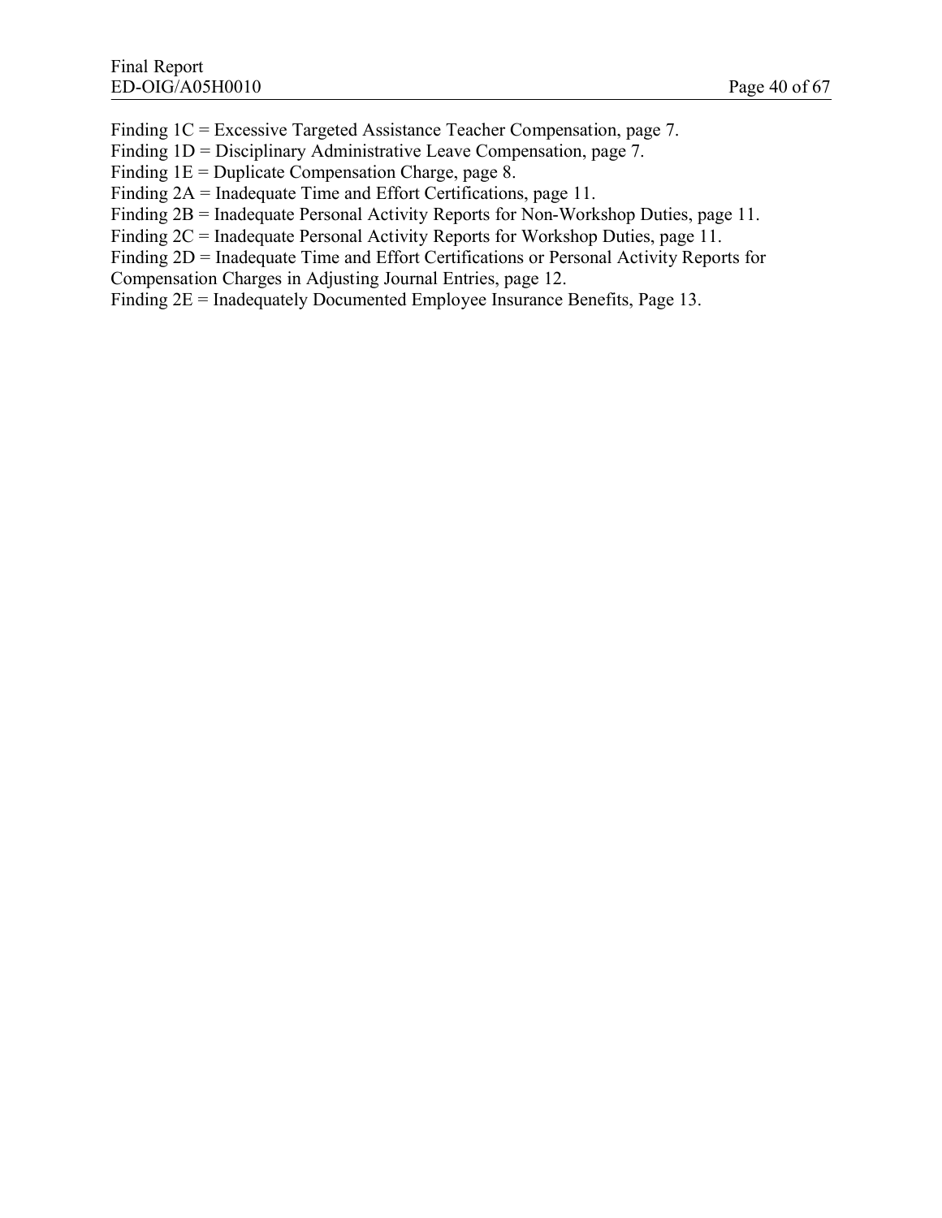Finding 1C = Excessive Targeted Assistance Teacher Compensation, page 7.
Finding 1D = Disciplinary Administrative Leave Compensation, page 7.
Finding 1E = Duplicate Compensation Charge, page 8.
Finding 2A = Inadequate Time and Effort Certifications, page 11.
Finding 2B = Inadequate Personal Activity Reports for Non-Workshop Duties, page 11.
Finding 2C = Inadequate Personal Activity Reports for Workshop Duties, page 11.
Finding 2D = Inadequate Time and Effort Certifications or Personal Activity Reports for Compensation Charges in Adjusting Journal Entries, page 12.
Finding 2E = Inadequately Documented Employee Insurance Benefits, Page 13.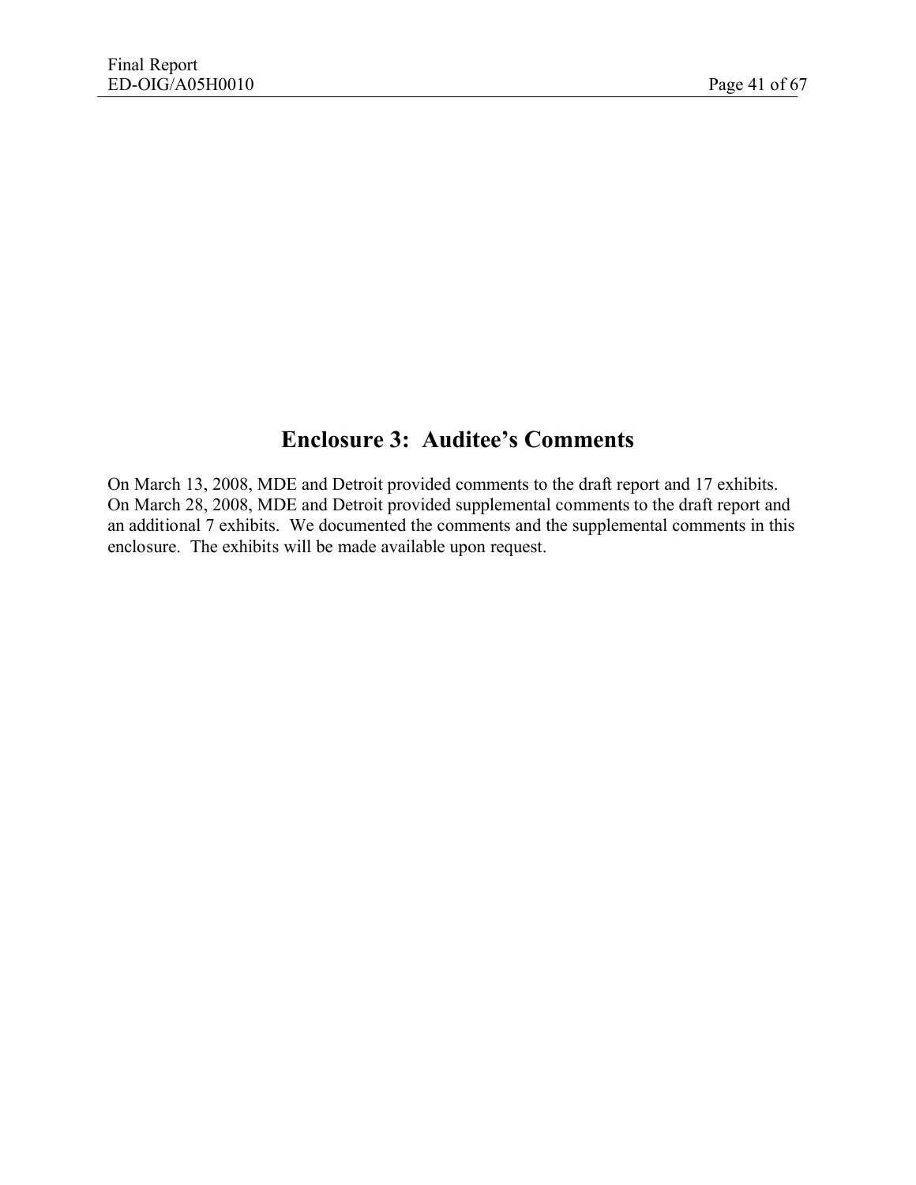# Enclosure 3: Auditee's Comments

On March 13, 2008, MDE and Detroit provided comments to the draft report and 17 exhibits. On March 28, 2008, MDE and Detroit provided supplemental comments to the draft report and an additional 7 exhibits. We documented the comments and the supplemental comments in this enclosure. The exhibits will be made available upon request.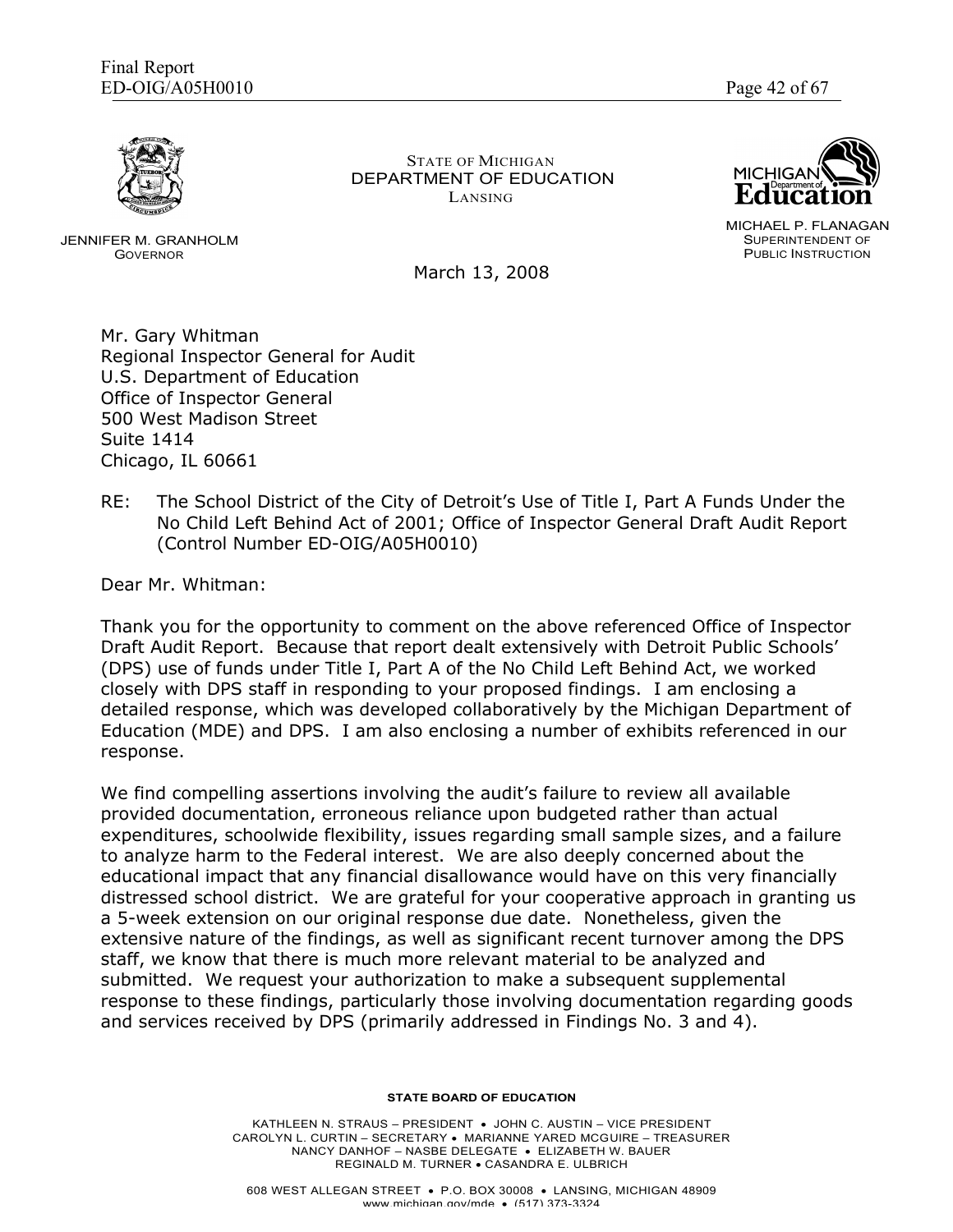STATE OF MICHIGAN
DEPARTMENT OF EDUCATION
LANSING

JENNIFER M. GRANHOLM
GOVERNOR

MICHAEL P. FLANAGAN
SUPERINTENDENT OF
PUBLIC INSTRUCTION

March 13, 2008

Mr. Gary Whitman
Regional Inspector General for Audit
U.S. Department of Education
Office of Inspector General
500 West Madison Street
Suite 1414
Chicago, IL 60661

RE: The School District of the City of Detroit's Use of Title I, Part A Funds Under the No Child Left Behind Act of 2001; Office of Inspector General Draft Audit Report (Control Number ED-OIG/A05H0010)

Dear Mr. Whitman:

Thank you for the opportunity to comment on the above referenced Office of Inspector Draft Audit Report. Because that report dealt extensively with Detroit Public Schools' (DPS) use of funds under Title I, Part A of the No Child Left Behind Act, we worked closely with DPS staff in responding to your proposed findings. I am enclosing a detailed response, which was developed collaboratively by the Michigan Department of Education (MDE) and DPS. I am also enclosing a number of exhibits referenced in our response.

We find compelling assertions involving the audit's failure to review all available provided documentation, erroneous reliance upon budgeted rather than actual expenditures, schoolwide flexibility, issues regarding small sample sizes, and a failure to analyze harm to the Federal interest. We are also deeply concerned about the educational impact that any financial disallowance would have on this very financially distressed school district. We are grateful for your cooperative approach in granting us a 5-week extension on our original response due date. Nonetheless, given the extensive nature of the findings, as well as significant recent turnover among the DPS staff, we know that there is much more relevant material to be analyzed and submitted. We request your authorization to make a subsequent supplemental response to these findings, particularly those involving documentation regarding goods and services received by DPS (primarily addressed in Findings No. 3 and 4).

**STATE BOARD OF EDUCATION**

KATHLEEN N. STRAUS – PRESIDENT • JOHN C. AUSTIN – VICE PRESIDENT
CAROLYN L. CURTIN – SECRETARY • MARIANNE YARED MCGUIRE – TREASURER
NANCY DANHOF – NASBE DELEGATE • ELIZABETH W. BAUER
REGINALD M. TURNER • CASANDRA E. ULBRICH

608 WEST ALLEGAN STREET • P.O. BOX 30008 • LANSING, MICHIGAN 48909
www.michigan.gov/mde • (517) 373-3324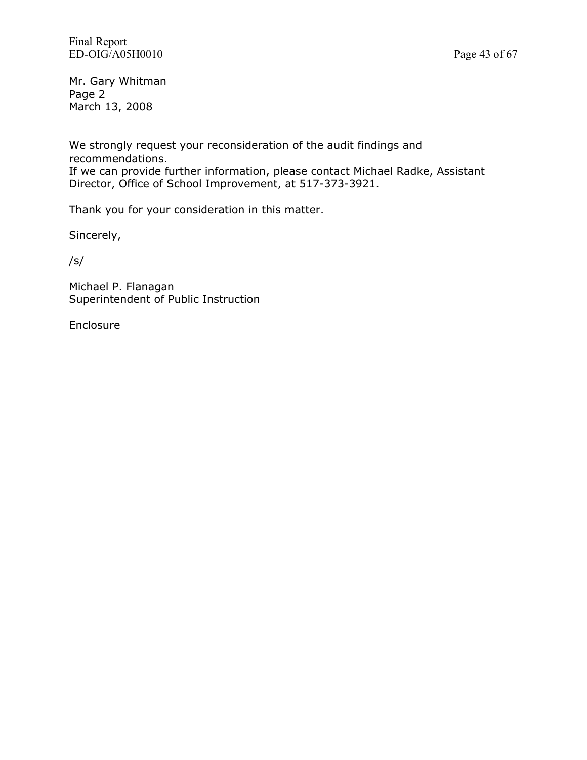Mr. Gary Whitman
Page 2
March 13, 2008

We strongly request your reconsideration of the audit findings and recommendations.
If we can provide further information, please contact Michael Radke, Assistant Director, Office of School Improvement, at 517-373-3921.

Thank you for your consideration in this matter.

Sincerely,

/s/

Michael P. Flanagan
Superintendent of Public Instruction

Enclosure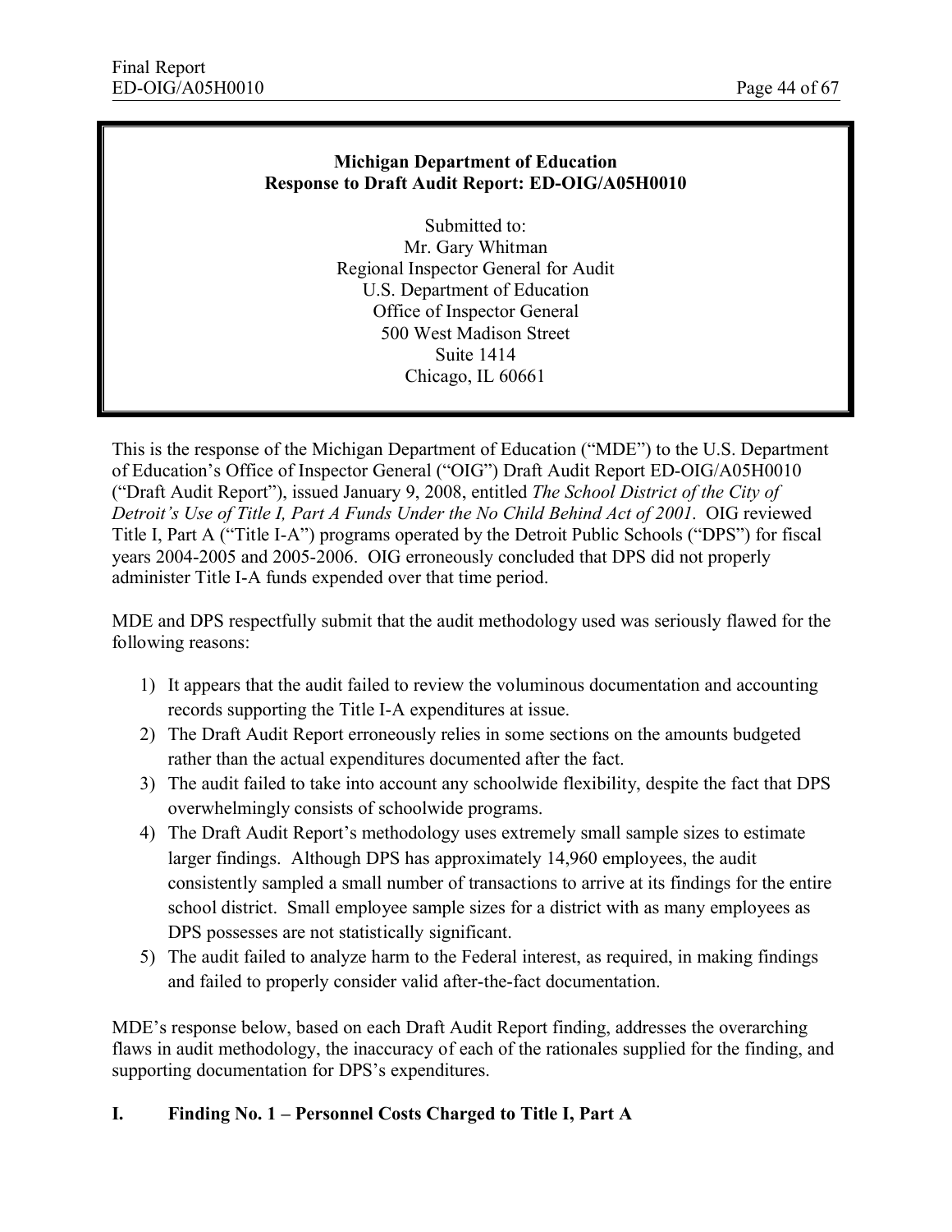**Michigan Department of Education**
**Response to Draft Audit Report: ED-OIG/A05H0010**

Submitted to:
Mr. Gary Whitman
Regional Inspector General for Audit
U.S. Department of Education
Office of Inspector General
500 West Madison Street
Suite 1414
Chicago, IL 60661

This is the response of the Michigan Department of Education ("MDE") to the U.S. Department of Education's Office of Inspector General ("OIG") Draft Audit Report ED-OIG/A05H0010 ("Draft Audit Report"), issued January 9, 2008, entitled *The School District of the City of Detroit's Use of Title I, Part A Funds Under the No Child Behind Act of 2001.* OIG reviewed Title I, Part A ("Title I-A") programs operated by the Detroit Public Schools ("DPS") for fiscal years 2004-2005 and 2005-2006. OIG erroneously concluded that DPS did not properly administer Title I-A funds expended over that time period.

MDE and DPS respectfully submit that the audit methodology used was seriously flawed for the following reasons:

1) It appears that the audit failed to review the voluminous documentation and accounting records supporting the Title I-A expenditures at issue.
2) The Draft Audit Report erroneously relies in some sections on the amounts budgeted rather than the actual expenditures documented after the fact.
3) The audit failed to take into account any schoolwide flexibility, despite the fact that DPS overwhelmingly consists of schoolwide programs.
4) The Draft Audit Report's methodology uses extremely small sample sizes to estimate larger findings. Although DPS has approximately 14,960 employees, the audit consistently sampled a small number of transactions to arrive at its findings for the entire school district. Small employee sample sizes for a district with as many employees as DPS possesses are not statistically significant.
5) The audit failed to analyze harm to the Federal interest, as required, in making findings and failed to properly consider valid after-the-fact documentation.

MDE's response below, based on each Draft Audit Report finding, addresses the overarching flaws in audit methodology, the inaccuracy of each of the rationales supplied for the finding, and supporting documentation for DPS's expenditures.

## I. Finding No. 1 – Personnel Costs Charged to Title I, Part A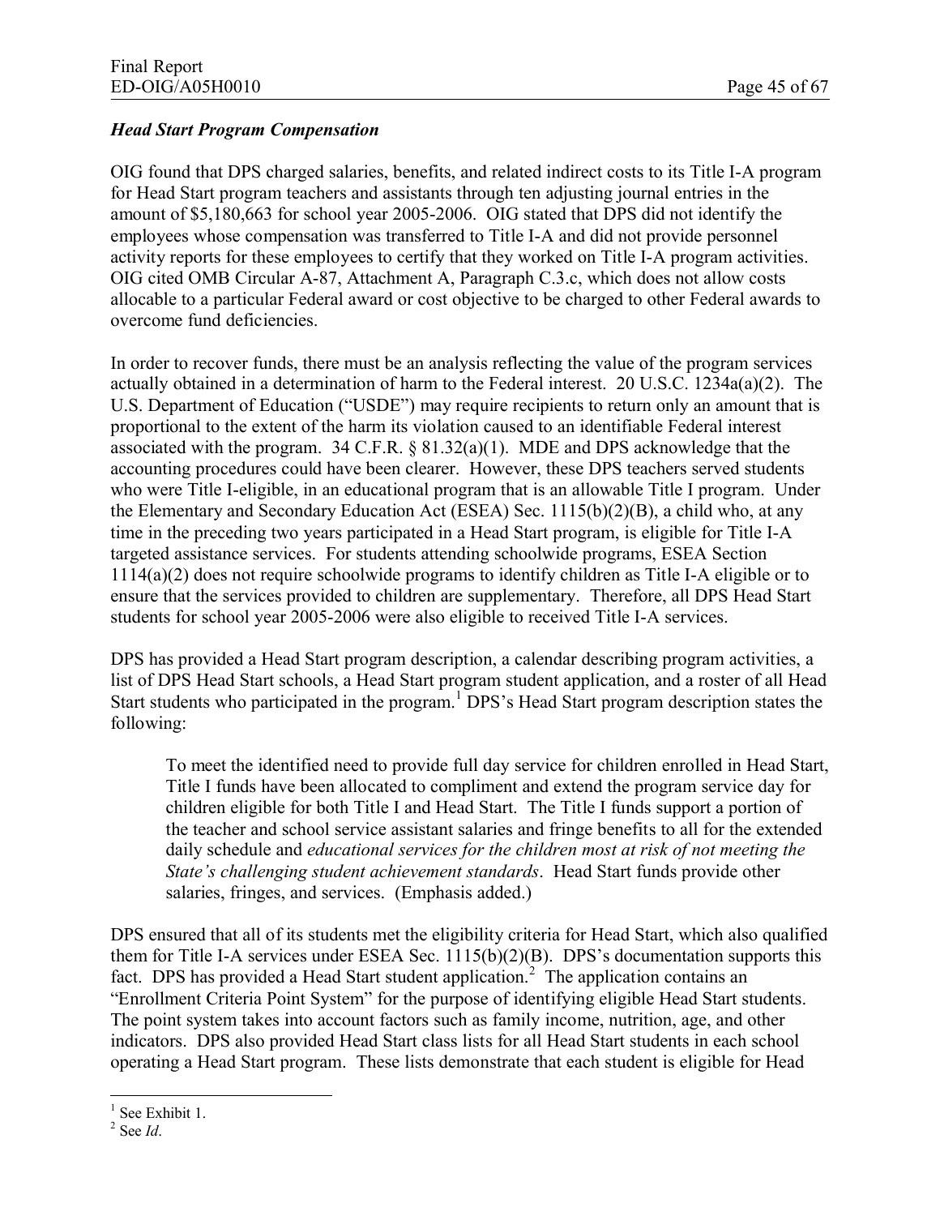*Head Start Program Compensation*

OIG found that DPS charged salaries, benefits, and related indirect costs to its Title I-A program for Head Start program teachers and assistants through ten adjusting journal entries in the amount of $5,180,663 for school year 2005-2006. OIG stated that DPS did not identify the employees whose compensation was transferred to Title I-A and did not provide personnel activity reports for these employees to certify that they worked on Title I-A program activities. OIG cited OMB Circular A-87, Attachment A, Paragraph C.3.c, which does not allow costs allocable to a particular Federal award or cost objective to be charged to other Federal awards to overcome fund deficiencies.

In order to recover funds, there must be an analysis reflecting the value of the program services actually obtained in a determination of harm to the Federal interest. 20 U.S.C. 1234a(a)(2). The U.S. Department of Education ("USDE") may require recipients to return only an amount that is proportional to the extent of the harm its violation caused to an identifiable Federal interest associated with the program. 34 C.F.R. § 81.32(a)(1). MDE and DPS acknowledge that the accounting procedures could have been clearer. However, these DPS teachers served students who were Title I-eligible, in an educational program that is an allowable Title I program. Under the Elementary and Secondary Education Act (ESEA) Sec. 1115(b)(2)(B), a child who, at any time in the preceding two years participated in a Head Start program, is eligible for Title I-A targeted assistance services. For students attending schoolwide programs, ESEA Section 1114(a)(2) does not require schoolwide programs to identify children as Title I-A eligible or to ensure that the services provided to children are supplementary. Therefore, all DPS Head Start students for school year 2005-2006 were also eligible to received Title I-A services.

DPS has provided a Head Start program description, a calendar describing program activities, a list of DPS Head Start schools, a Head Start program student application, and a roster of all Head Start students who participated in the program.[1] DPS's Head Start program description states the following:

> To meet the identified need to provide full day service for children enrolled in Head Start, Title I funds have been allocated to compliment and extend the program service day for children eligible for both Title I and Head Start. The Title I funds support a portion of the teacher and school service assistant salaries and fringe benefits to all for the extended daily schedule and *educational services for the children most at risk of not meeting the State's challenging student achievement standards*. Head Start funds provide other salaries, fringes, and services. (Emphasis added.)

DPS ensured that all of its students met the eligibility criteria for Head Start, which also qualified them for Title I-A services under ESEA Sec. 1115(b)(2)(B). DPS's documentation supports this fact. DPS has provided a Head Start student application.[2] The application contains an "Enrollment Criteria Point System" for the purpose of identifying eligible Head Start students. The point system takes into account factors such as family income, nutrition, age, and other indicators. DPS also provided Head Start class lists for all Head Start students in each school operating a Head Start program. These lists demonstrate that each student is eligible for Head

---

[1] See Exhibit 1.

[2] See *Id*.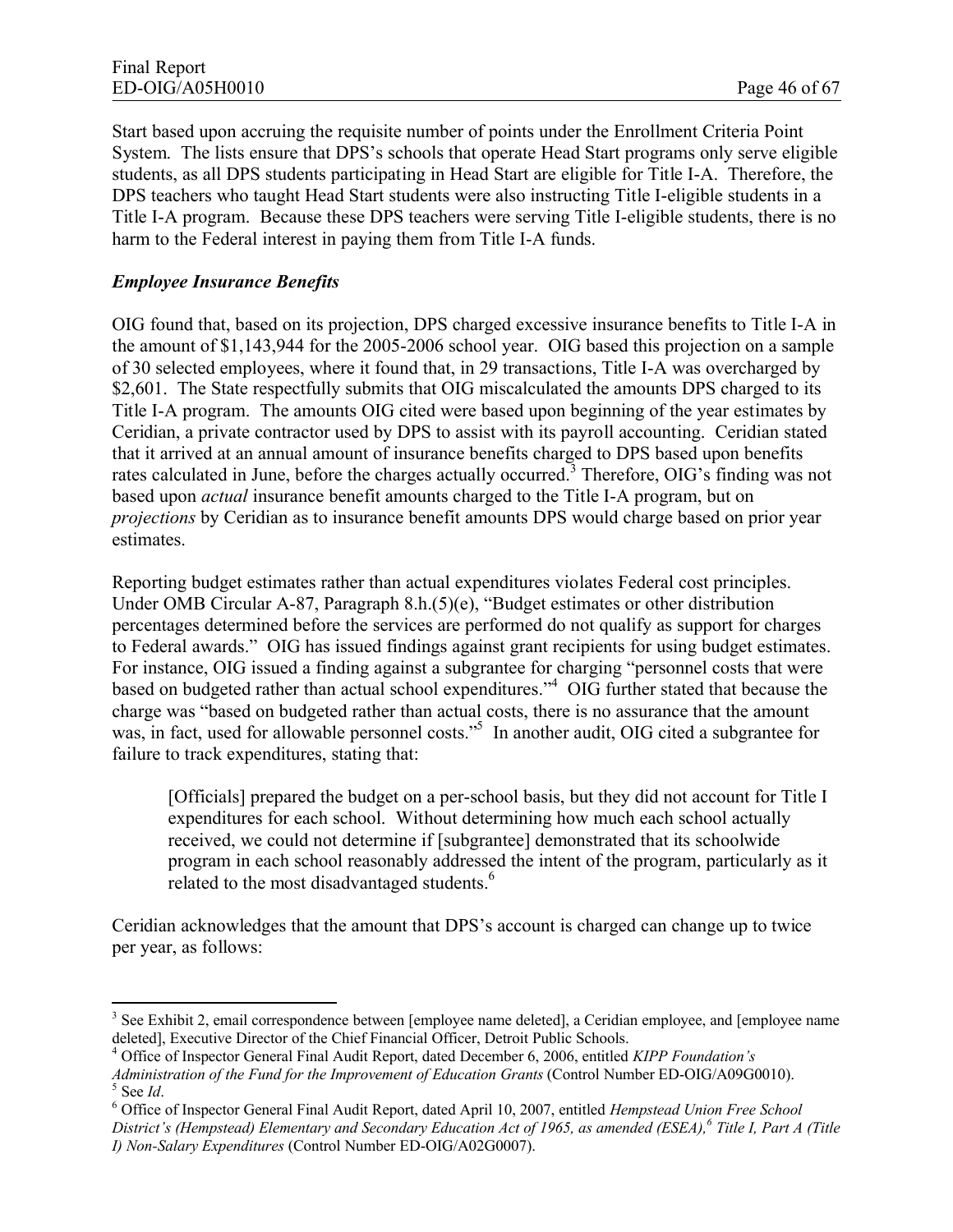Start based upon accruing the requisite number of points under the Enrollment Criteria Point System. The lists ensure that DPS's schools that operate Head Start programs only serve eligible students, as all DPS students participating in Head Start are eligible for Title I-A. Therefore, the DPS teachers who taught Head Start students were also instructing Title I-eligible students in a Title I-A program. Because these DPS teachers were serving Title I-eligible students, there is no harm to the Federal interest in paying them from Title I-A funds.

***Employee Insurance Benefits***

OIG found that, based on its projection, DPS charged excessive insurance benefits to Title I-A in the amount of $1,143,944 for the 2005-2006 school year. OIG based this projection on a sample of 30 selected employees, where it found that, in 29 transactions, Title I-A was overcharged by $2,601. The State respectfully submits that OIG miscalculated the amounts DPS charged to its Title I-A program. The amounts OIG cited were based upon beginning of the year estimates by Ceridian, a private contractor used by DPS to assist with its payroll accounting. Ceridian stated that it arrived at an annual amount of insurance benefits charged to DPS based upon benefits rates calculated in June, before the charges actually occurred.[3] Therefore, OIG's finding was not based upon *actual* insurance benefit amounts charged to the Title I-A program, but on *projections* by Ceridian as to insurance benefit amounts DPS would charge based on prior year estimates.

Reporting budget estimates rather than actual expenditures violates Federal cost principles. Under OMB Circular A-87, Paragraph 8.h.(5)(e), "Budget estimates or other distribution percentages determined before the services are performed do not qualify as support for charges to Federal awards." OIG has issued findings against grant recipients for using budget estimates. For instance, OIG issued a finding against a subgrantee for charging "personnel costs that were based on budgeted rather than actual school expenditures."[4] OIG further stated that because the charge was "based on budgeted rather than actual costs, there is no assurance that the amount was, in fact, used for allowable personnel costs."[5] In another audit, OIG cited a subgrantee for failure to track expenditures, stating that:

> [Officials] prepared the budget on a per-school basis, but they did not account for Title I expenditures for each school. Without determining how much each school actually received, we could not determine if [subgrantee] demonstrated that its schoolwide program in each school reasonably addressed the intent of the program, particularly as it related to the most disadvantaged students.[6]

Ceridian acknowledges that the amount that DPS's account is charged can change up to twice per year, as follows:

---

[3] See Exhibit 2, email correspondence between [employee name deleted], a Ceridian employee, and [employee name deleted], Executive Director of the Chief Financial Officer, Detroit Public Schools.

[4] Office of Inspector General Final Audit Report, dated December 6, 2006, entitled *KIPP Foundation's Administration of the Fund for the Improvement of Education Grants* (Control Number ED-OIG/A09G0010).

[5] See *Id*.

[6] Office of Inspector General Final Audit Report, dated April 10, 2007, entitled *Hempstead Union Free School District's (Hempstead) Elementary and Secondary Education Act of 1965, as amended (ESEA),[6] Title I, Part A (Title I) Non-Salary Expenditures* (Control Number ED-OIG/A02G0007).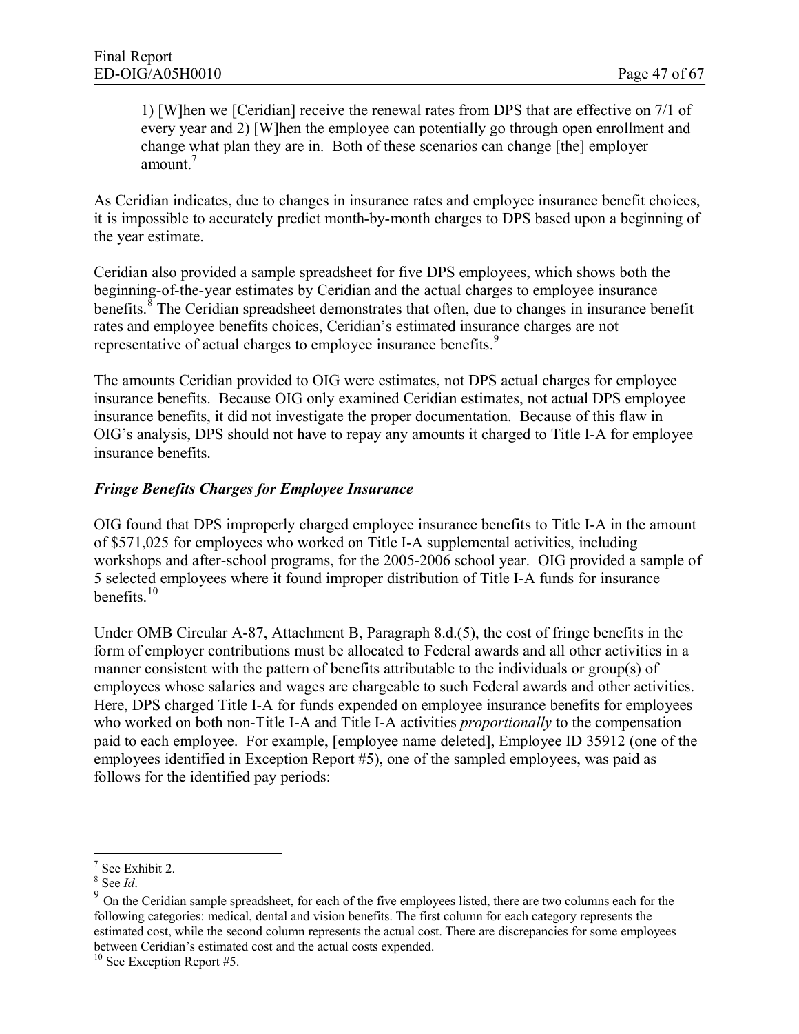1) [W]hen we [Ceridian] receive the renewal rates from DPS that are effective on 7/1 of every year and 2) [W]hen the employee can potentially go through open enrollment and change what plan they are in. Both of these scenarios can change [the] employer amount.[7]

As Ceridian indicates, due to changes in insurance rates and employee insurance benefit choices, it is impossible to accurately predict month-by-month charges to DPS based upon a beginning of the year estimate.

Ceridian also provided a sample spreadsheet for five DPS employees, which shows both the beginning-of-the-year estimates by Ceridian and the actual charges to employee insurance benefits.[8] The Ceridian spreadsheet demonstrates that often, due to changes in insurance benefit rates and employee benefits choices, Ceridian's estimated insurance charges are not representative of actual charges to employee insurance benefits.[9]

The amounts Ceridian provided to OIG were estimates, not DPS actual charges for employee insurance benefits. Because OIG only examined Ceridian estimates, not actual DPS employee insurance benefits, it did not investigate the proper documentation. Because of this flaw in OIG's analysis, DPS should not have to repay any amounts it charged to Title I-A for employee insurance benefits.

### *Fringe Benefits Charges for Employee Insurance*

OIG found that DPS improperly charged employee insurance benefits to Title I-A in the amount of $571,025 for employees who worked on Title I-A supplemental activities, including workshops and after-school programs, for the 2005-2006 school year. OIG provided a sample of 5 selected employees where it found improper distribution of Title I-A funds for insurance benefits.[10]

Under OMB Circular A-87, Attachment B, Paragraph 8.d.(5), the cost of fringe benefits in the form of employer contributions must be allocated to Federal awards and all other activities in a manner consistent with the pattern of benefits attributable to the individuals or group(s) of employees whose salaries and wages are chargeable to such Federal awards and other activities. Here, DPS charged Title I-A for funds expended on employee insurance benefits for employees who worked on both non-Title I-A and Title I-A activities *proportionally* to the compensation paid to each employee. For example, [employee name deleted], Employee ID 35912 (one of the employees identified in Exception Report #5), one of the sampled employees, was paid as follows for the identified pay periods:

---

[7] See Exhibit 2.

[8] See *Id*.

[9] On the Ceridian sample spreadsheet, for each of the five employees listed, there are two columns each for the following categories: medical, dental and vision benefits. The first column for each category represents the estimated cost, while the second column represents the actual cost. There are discrepancies for some employees between Ceridian's estimated cost and the actual costs expended.

[10] See Exception Report #5.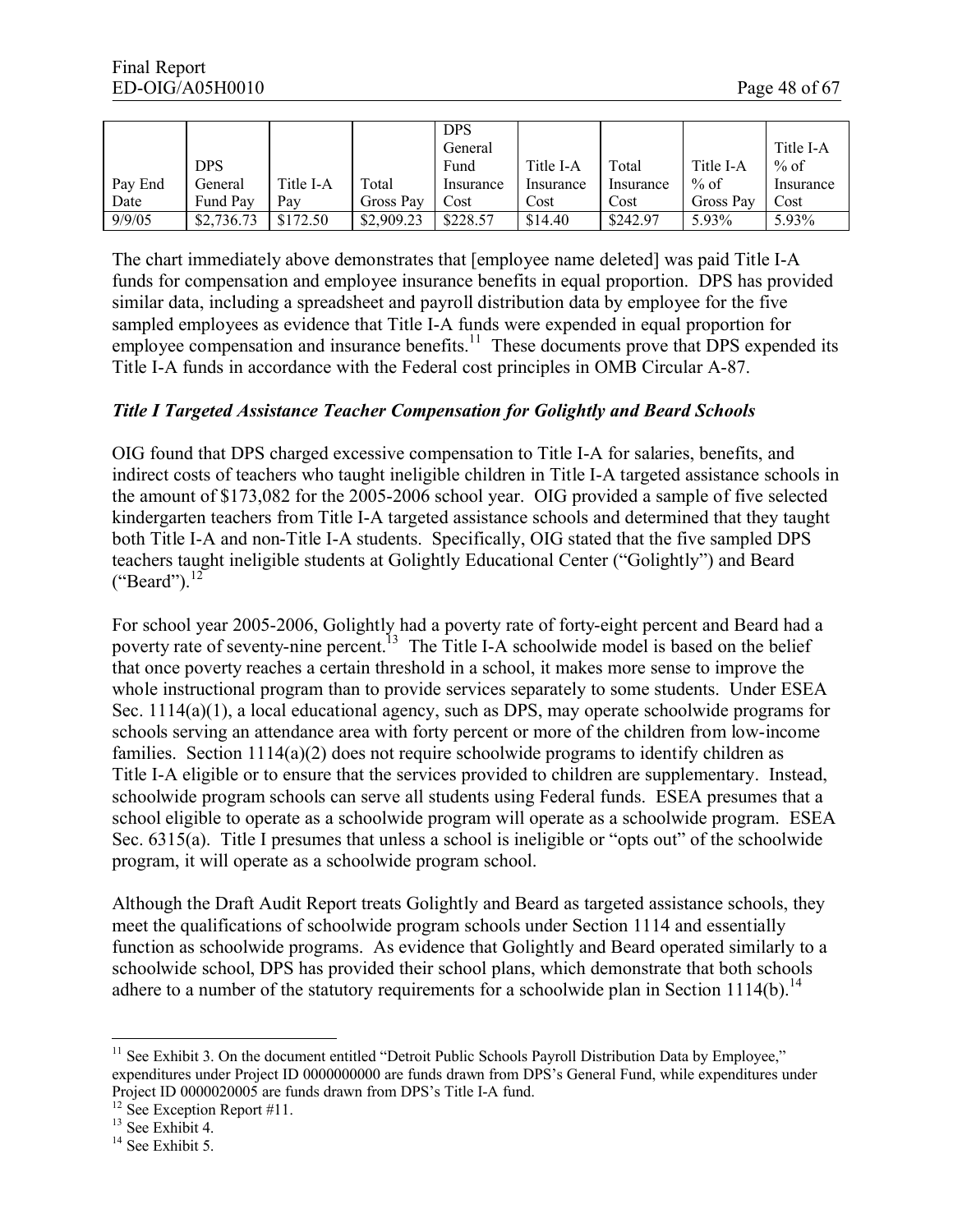| Pay End Date | DPS General Fund Pay | Title I-A Pay | Total Gross Pay | DPS General Fund Insurance Cost | Title I-A Insurance Cost | Total Insurance Cost | Title I-A % of Gross Pay | Title I-A % of Insurance Cost |
|---|---|---|---|---|---|---|---|---|
| 9/9/05 | $2,736.73 | $172.50 | $2,909.23 | $228.57 | $14.40 | $242.97 | 5.93% | 5.93% |

The chart immediately above demonstrates that [employee name deleted] was paid Title I-A funds for compensation and employee insurance benefits in equal proportion. DPS has provided similar data, including a spreadsheet and payroll distribution data by employee for the five sampled employees as evidence that Title I-A funds were expended in equal proportion for employee compensation and insurance benefits.[11] These documents prove that DPS expended its Title I-A funds in accordance with the Federal cost principles in OMB Circular A-87.

### *Title I Targeted Assistance Teacher Compensation for Golightly and Beard Schools*

OIG found that DPS charged excessive compensation to Title I-A for salaries, benefits, and indirect costs of teachers who taught ineligible children in Title I-A targeted assistance schools in the amount of $173,082 for the 2005-2006 school year. OIG provided a sample of five selected kindergarten teachers from Title I-A targeted assistance schools and determined that they taught both Title I-A and non-Title I-A students. Specifically, OIG stated that the five sampled DPS teachers taught ineligible students at Golightly Educational Center ("Golightly") and Beard ("Beard").[12]

For school year 2005-2006, Golightly had a poverty rate of forty-eight percent and Beard had a poverty rate of seventy-nine percent.[13] The Title I-A schoolwide model is based on the belief that once poverty reaches a certain threshold in a school, it makes more sense to improve the whole instructional program than to provide services separately to some students. Under ESEA Sec. 1114(a)(1), a local educational agency, such as DPS, may operate schoolwide programs for schools serving an attendance area with forty percent or more of the children from low-income families. Section 1114(a)(2) does not require schoolwide programs to identify children as Title I-A eligible or to ensure that the services provided to children are supplementary. Instead, schoolwide program schools can serve all students using Federal funds. ESEA presumes that a school eligible to operate as a schoolwide program will operate as a schoolwide program. ESEA Sec. 6315(a). Title I presumes that unless a school is ineligible or "opts out" of the schoolwide program, it will operate as a schoolwide program school.

Although the Draft Audit Report treats Golightly and Beard as targeted assistance schools, they meet the qualifications of schoolwide program schools under Section 1114 and essentially function as schoolwide programs. As evidence that Golightly and Beard operated similarly to a schoolwide school, DPS has provided their school plans, which demonstrate that both schools adhere to a number of the statutory requirements for a schoolwide plan in Section 1114(b).[14]

---

[11] See Exhibit 3. On the document entitled "Detroit Public Schools Payroll Distribution Data by Employee," expenditures under Project ID 0000000000 are funds drawn from DPS's General Fund, while expenditures under Project ID 0000020005 are funds drawn from DPS's Title I-A fund.

[12] See Exception Report #11.

[13] See Exhibit 4.

[14] See Exhibit 5.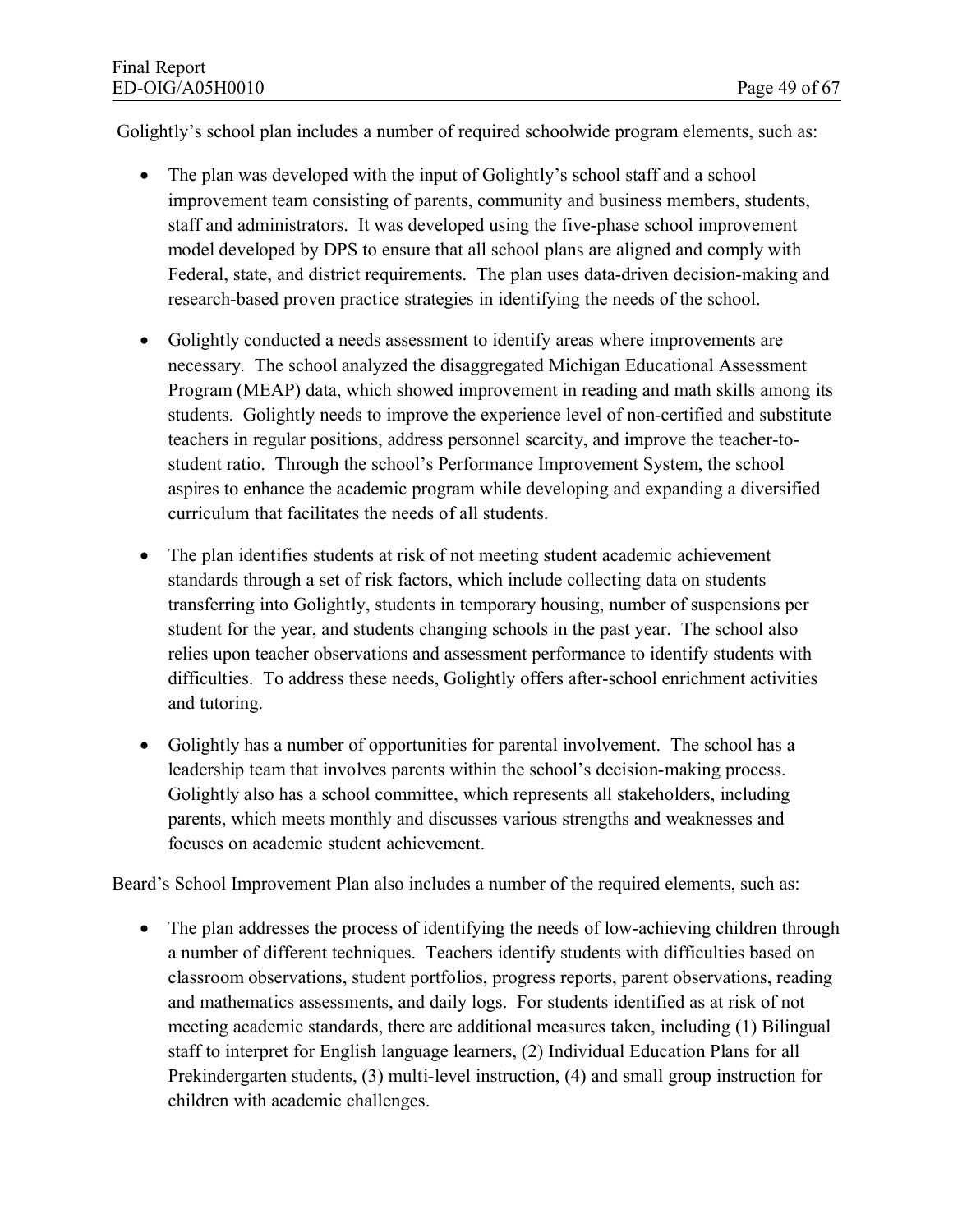Golightly's school plan includes a number of required schoolwide program elements, such as:

- The plan was developed with the input of Golightly's school staff and a school improvement team consisting of parents, community and business members, students, staff and administrators. It was developed using the five-phase school improvement model developed by DPS to ensure that all school plans are aligned and comply with Federal, state, and district requirements. The plan uses data-driven decision-making and research-based proven practice strategies in identifying the needs of the school.

- Golightly conducted a needs assessment to identify areas where improvements are necessary. The school analyzed the disaggregated Michigan Educational Assessment Program (MEAP) data, which showed improvement in reading and math skills among its students. Golightly needs to improve the experience level of non-certified and substitute teachers in regular positions, address personnel scarcity, and improve the teacher-to-student ratio. Through the school's Performance Improvement System, the school aspires to enhance the academic program while developing and expanding a diversified curriculum that facilitates the needs of all students.

- The plan identifies students at risk of not meeting student academic achievement standards through a set of risk factors, which include collecting data on students transferring into Golightly, students in temporary housing, number of suspensions per student for the year, and students changing schools in the past year. The school also relies upon teacher observations and assessment performance to identify students with difficulties. To address these needs, Golightly offers after-school enrichment activities and tutoring.

- Golightly has a number of opportunities for parental involvement. The school has a leadership team that involves parents within the school's decision-making process. Golightly also has a school committee, which represents all stakeholders, including parents, which meets monthly and discusses various strengths and weaknesses and focuses on academic student achievement.

Beard's School Improvement Plan also includes a number of the required elements, such as:

- The plan addresses the process of identifying the needs of low-achieving children through a number of different techniques. Teachers identify students with difficulties based on classroom observations, student portfolios, progress reports, parent observations, reading and mathematics assessments, and daily logs. For students identified as at risk of not meeting academic standards, there are additional measures taken, including (1) Bilingual staff to interpret for English language learners, (2) Individual Education Plans for all Prekindergarten students, (3) multi-level instruction, (4) and small group instruction for children with academic challenges.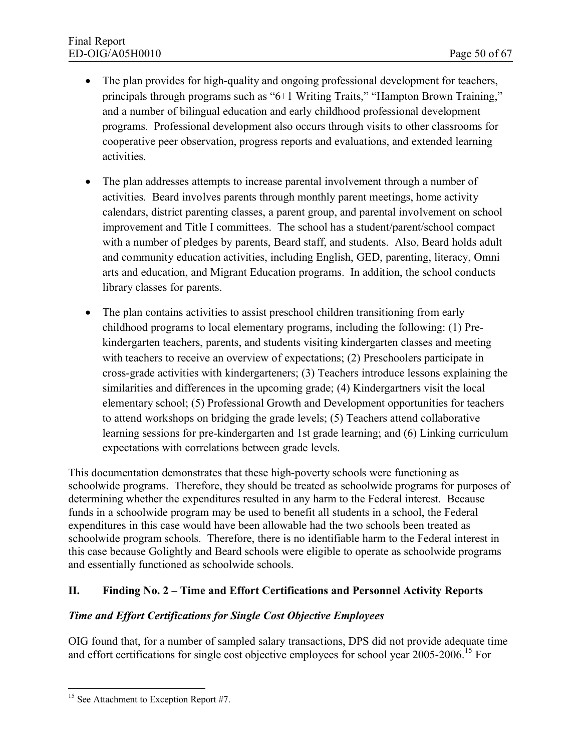- The plan provides for high-quality and ongoing professional development for teachers, principals through programs such as "6+1 Writing Traits," "Hampton Brown Training," and a number of bilingual education and early childhood professional development programs. Professional development also occurs through visits to other classrooms for cooperative peer observation, progress reports and evaluations, and extended learning activities.

- The plan addresses attempts to increase parental involvement through a number of activities. Beard involves parents through monthly parent meetings, home activity calendars, district parenting classes, a parent group, and parental involvement on school improvement and Title I committees. The school has a student/parent/school compact with a number of pledges by parents, Beard staff, and students. Also, Beard holds adult and community education activities, including English, GED, parenting, literacy, Omni arts and education, and Migrant Education programs. In addition, the school conducts library classes for parents.

- The plan contains activities to assist preschool children transitioning from early childhood programs to local elementary programs, including the following: (1) Pre-kindergarten teachers, parents, and students visiting kindergarten classes and meeting with teachers to receive an overview of expectations; (2) Preschoolers participate in cross-grade activities with kindergarteners; (3) Teachers introduce lessons explaining the similarities and differences in the upcoming grade; (4) Kindergartners visit the local elementary school; (5) Professional Growth and Development opportunities for teachers to attend workshops on bridging the grade levels; (5) Teachers attend collaborative learning sessions for pre-kindergarten and 1st grade learning; and (6) Linking curriculum expectations with correlations between grade levels.

This documentation demonstrates that these high-poverty schools were functioning as schoolwide programs. Therefore, they should be treated as schoolwide programs for purposes of determining whether the expenditures resulted in any harm to the Federal interest. Because funds in a schoolwide program may be used to benefit all students in a school, the Federal expenditures in this case would have been allowable had the two schools been treated as schoolwide program schools. Therefore, there is no identifiable harm to the Federal interest in this case because Golightly and Beard schools were eligible to operate as schoolwide programs and essentially functioned as schoolwide schools.

## II. Finding No. 2 – Time and Effort Certifications and Personnel Activity Reports

### *Time and Effort Certifications for Single Cost Objective Employees*

OIG found that, for a number of sampled salary transactions, DPS did not provide adequate time and effort certifications for single cost objective employees for school year 2005-2006.[15] For

---

[15] See Attachment to Exception Report #7.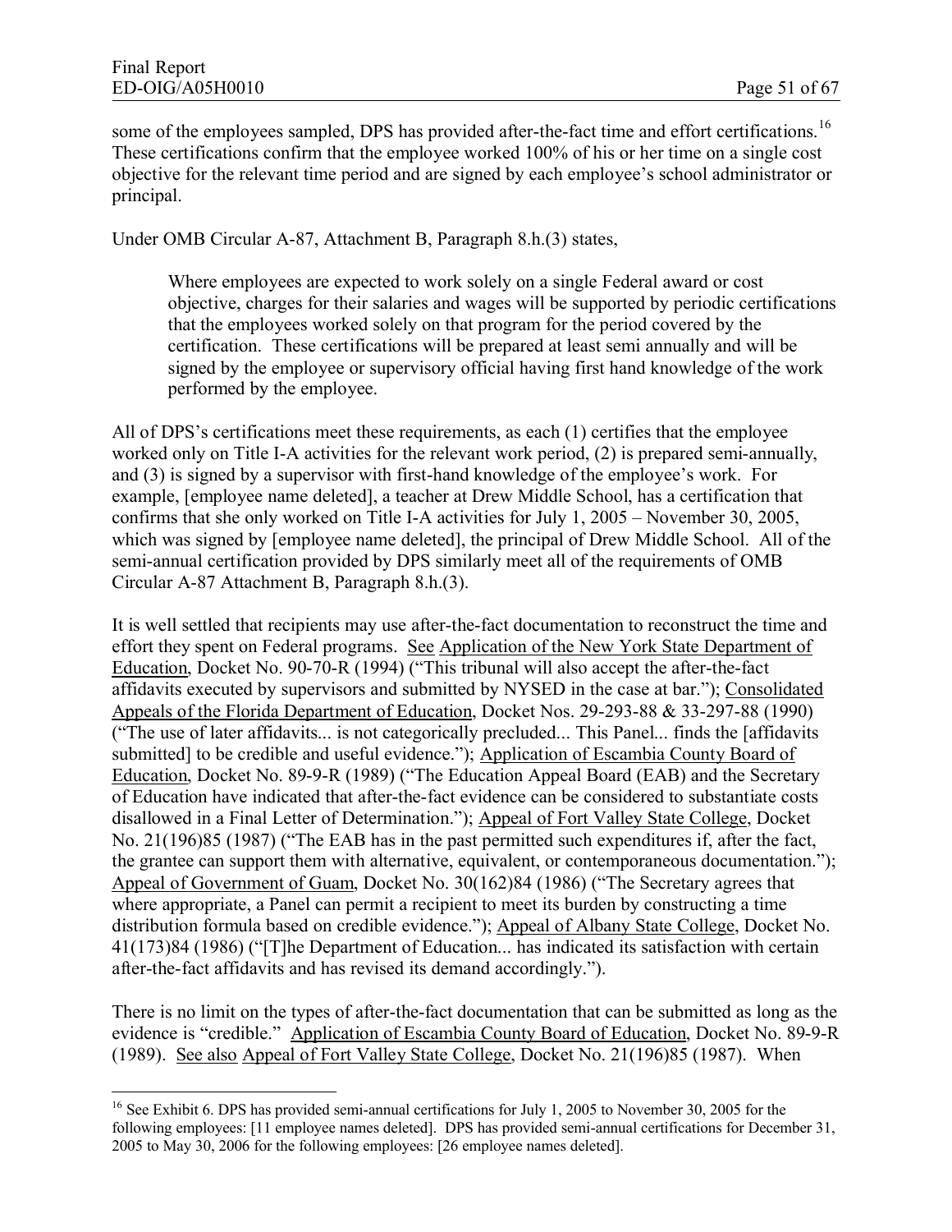some of the employees sampled, DPS has provided after-the-fact time and effort certifications.[16] These certifications confirm that the employee worked 100% of his or her time on a single cost objective for the relevant time period and are signed by each employee's school administrator or principal.

Under OMB Circular A-87, Attachment B, Paragraph 8.h.(3) states,

> Where employees are expected to work solely on a single Federal award or cost objective, charges for their salaries and wages will be supported by periodic certifications that the employees worked solely on that program for the period covered by the certification. These certifications will be prepared at least semi annually and will be signed by the employee or supervisory official having first hand knowledge of the work performed by the employee.

All of DPS's certifications meet these requirements, as each (1) certifies that the employee worked only on Title I-A activities for the relevant work period, (2) is prepared semi-annually, and (3) is signed by a supervisor with first-hand knowledge of the employee's work. For example, [employee name deleted], a teacher at Drew Middle School, has a certification that confirms that she only worked on Title I-A activities for July 1, 2005 – November 30, 2005, which was signed by [employee name deleted], the principal of Drew Middle School. All of the semi-annual certification provided by DPS similarly meet all of the requirements of OMB Circular A-87 Attachment B, Paragraph 8.h.(3).

It is well settled that recipients may use after-the-fact documentation to reconstruct the time and effort they spent on Federal programs. See Application of the New York State Department of Education, Docket No. 90-70-R (1994) ("This tribunal will also accept the after-the-fact affidavits executed by supervisors and submitted by NYSED in the case at bar."); Consolidated Appeals of the Florida Department of Education, Docket Nos. 29-293-88 & 33-297-88 (1990) ("The use of later affidavits... is not categorically precluded... This Panel... finds the [affidavits submitted] to be credible and useful evidence."); Application of Escambia County Board of Education, Docket No. 89-9-R (1989) ("The Education Appeal Board (EAB) and the Secretary of Education have indicated that after-the-fact evidence can be considered to substantiate costs disallowed in a Final Letter of Determination."); Appeal of Fort Valley State College, Docket No. 21(196)85 (1987) ("The EAB has in the past permitted such expenditures if, after the fact, the grantee can support them with alternative, equivalent, or contemporaneous documentation."); Appeal of Government of Guam, Docket No. 30(162)84 (1986) ("The Secretary agrees that where appropriate, a Panel can permit a recipient to meet its burden by constructing a time distribution formula based on credible evidence."); Appeal of Albany State College, Docket No. 41(173)84 (1986) ("[T]he Department of Education... has indicated its satisfaction with certain after-the-fact affidavits and has revised its demand accordingly.").

There is no limit on the types of after-the-fact documentation that can be submitted as long as the evidence is "credible." Application of Escambia County Board of Education, Docket No. 89-9-R (1989). See also Appeal of Fort Valley State College, Docket No. 21(196)85 (1987). When

---

[16] See Exhibit 6. DPS has provided semi-annual certifications for July 1, 2005 to November 30, 2005 for the following employees: [11 employee names deleted]. DPS has provided semi-annual certifications for December 31, 2005 to May 30, 2006 for the following employees: [26 employee names deleted].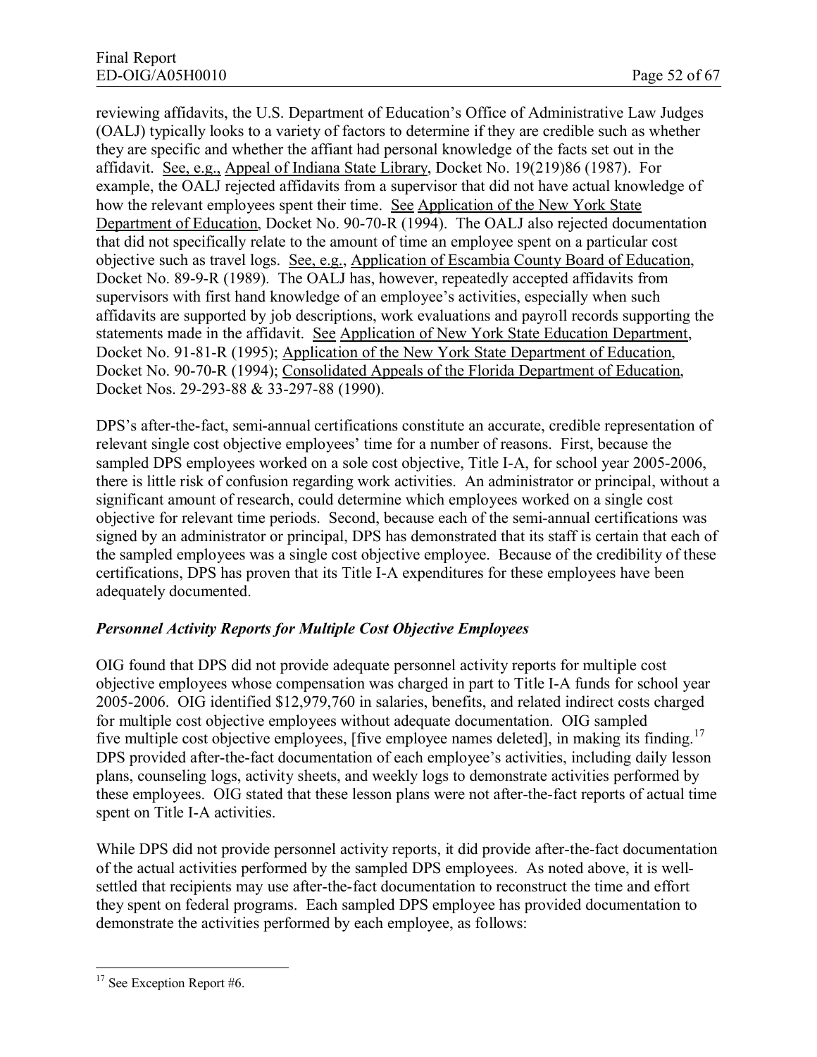reviewing affidavits, the U.S. Department of Education's Office of Administrative Law Judges (OALJ) typically looks to a variety of factors to determine if they are credible such as whether they are specific and whether the affiant had personal knowledge of the facts set out in the affidavit. See, e.g., Appeal of Indiana State Library, Docket No. 19(219)86 (1987). For example, the OALJ rejected affidavits from a supervisor that did not have actual knowledge of how the relevant employees spent their time. See Application of the New York State Department of Education, Docket No. 90-70-R (1994). The OALJ also rejected documentation that did not specifically relate to the amount of time an employee spent on a particular cost objective such as travel logs. See, e.g., Application of Escambia County Board of Education, Docket No. 89-9-R (1989). The OALJ has, however, repeatedly accepted affidavits from supervisors with first hand knowledge of an employee's activities, especially when such affidavits are supported by job descriptions, work evaluations and payroll records supporting the statements made in the affidavit. See Application of New York State Education Department, Docket No. 91-81-R (1995); Application of the New York State Department of Education, Docket No. 90-70-R (1994); Consolidated Appeals of the Florida Department of Education, Docket Nos. 29-293-88 & 33-297-88 (1990).

DPS's after-the-fact, semi-annual certifications constitute an accurate, credible representation of relevant single cost objective employees' time for a number of reasons. First, because the sampled DPS employees worked on a sole cost objective, Title I-A, for school year 2005-2006, there is little risk of confusion regarding work activities. An administrator or principal, without a significant amount of research, could determine which employees worked on a single cost objective for relevant time periods. Second, because each of the semi-annual certifications was signed by an administrator or principal, DPS has demonstrated that its staff is certain that each of the sampled employees was a single cost objective employee. Because of the credibility of these certifications, DPS has proven that its Title I-A expenditures for these employees have been adequately documented.

### *Personnel Activity Reports for Multiple Cost Objective Employees*

OIG found that DPS did not provide adequate personnel activity reports for multiple cost objective employees whose compensation was charged in part to Title I-A funds for school year 2005-2006. OIG identified $12,979,760 in salaries, benefits, and related indirect costs charged for multiple cost objective employees without adequate documentation. OIG sampled five multiple cost objective employees, [five employee names deleted], in making its finding.[17] DPS provided after-the-fact documentation of each employee's activities, including daily lesson plans, counseling logs, activity sheets, and weekly logs to demonstrate activities performed by these employees. OIG stated that these lesson plans were not after-the-fact reports of actual time spent on Title I-A activities.

While DPS did not provide personnel activity reports, it did provide after-the-fact documentation of the actual activities performed by the sampled DPS employees. As noted above, it is well-settled that recipients may use after-the-fact documentation to reconstruct the time and effort they spent on federal programs. Each sampled DPS employee has provided documentation to demonstrate the activities performed by each employee, as follows:

---

[17] See Exception Report #6.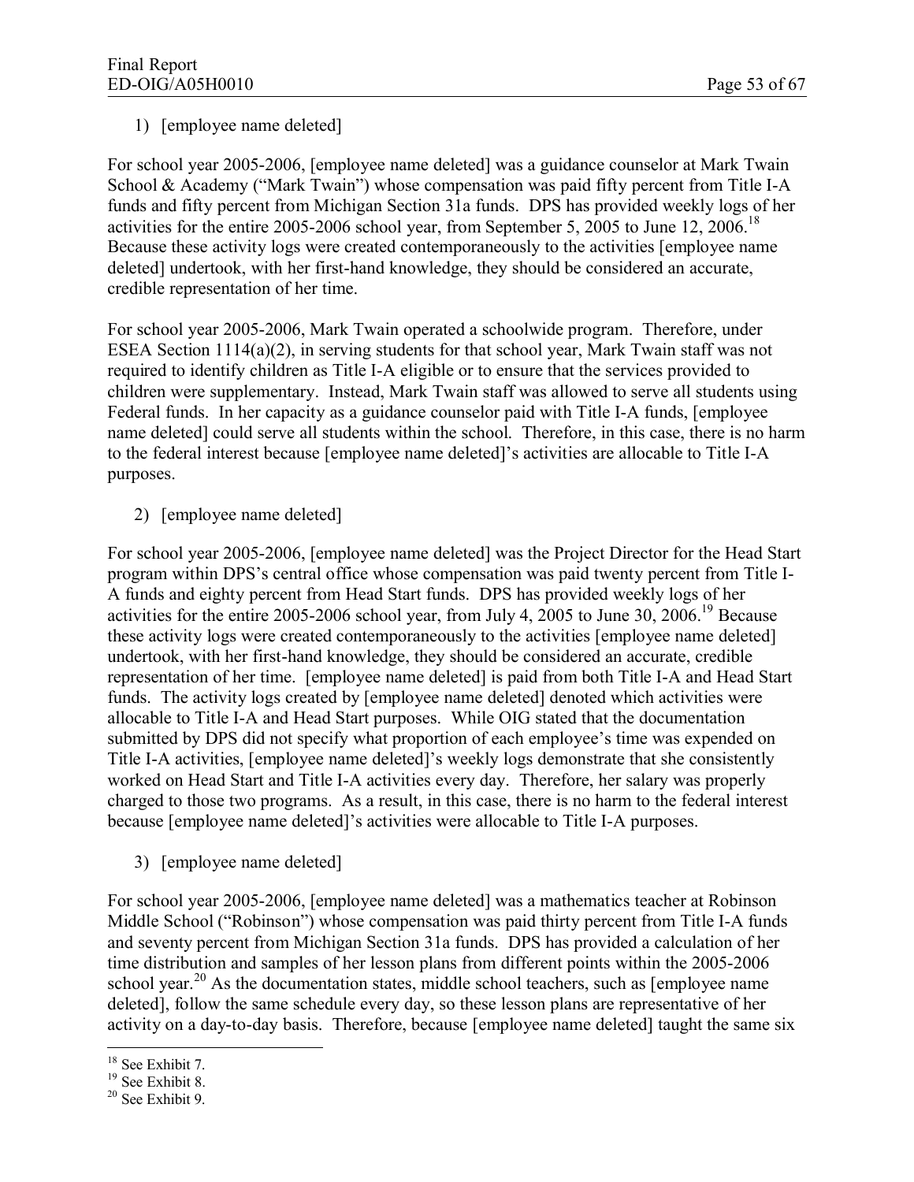1) [employee name deleted]

For school year 2005-2006, [employee name deleted] was a guidance counselor at Mark Twain School & Academy ("Mark Twain") whose compensation was paid fifty percent from Title I-A funds and fifty percent from Michigan Section 31a funds. DPS has provided weekly logs of her activities for the entire 2005-2006 school year, from September 5, 2005 to June 12, 2006.[18] Because these activity logs were created contemporaneously to the activities [employee name deleted] undertook, with her first-hand knowledge, they should be considered an accurate, credible representation of her time.

For school year 2005-2006, Mark Twain operated a schoolwide program. Therefore, under ESEA Section 1114(a)(2), in serving students for that school year, Mark Twain staff was not required to identify children as Title I-A eligible or to ensure that the services provided to children were supplementary. Instead, Mark Twain staff was allowed to serve all students using Federal funds. In her capacity as a guidance counselor paid with Title I-A funds, [employee name deleted] could serve all students within the school. Therefore, in this case, there is no harm to the federal interest because [employee name deleted]'s activities are allocable to Title I-A purposes.

2) [employee name deleted]

For school year 2005-2006, [employee name deleted] was the Project Director for the Head Start program within DPS's central office whose compensation was paid twenty percent from Title I-A funds and eighty percent from Head Start funds. DPS has provided weekly logs of her activities for the entire 2005-2006 school year, from July 4, 2005 to June 30, 2006.[19] Because these activity logs were created contemporaneously to the activities [employee name deleted] undertook, with her first-hand knowledge, they should be considered an accurate, credible representation of her time. [employee name deleted] is paid from both Title I-A and Head Start funds. The activity logs created by [employee name deleted] denoted which activities were allocable to Title I-A and Head Start purposes. While OIG stated that the documentation submitted by DPS did not specify what proportion of each employee's time was expended on Title I-A activities, [employee name deleted]'s weekly logs demonstrate that she consistently worked on Head Start and Title I-A activities every day. Therefore, her salary was properly charged to those two programs. As a result, in this case, there is no harm to the federal interest because [employee name deleted]'s activities were allocable to Title I-A purposes.

3) [employee name deleted]

For school year 2005-2006, [employee name deleted] was a mathematics teacher at Robinson Middle School ("Robinson") whose compensation was paid thirty percent from Title I-A funds and seventy percent from Michigan Section 31a funds. DPS has provided a calculation of her time distribution and samples of her lesson plans from different points within the 2005-2006 school year.[20] As the documentation states, middle school teachers, such as [employee name deleted], follow the same schedule every day, so these lesson plans are representative of her activity on a day-to-day basis. Therefore, because [employee name deleted] taught the same six

[18] See Exhibit 7.
[19] See Exhibit 8.
[20] See Exhibit 9.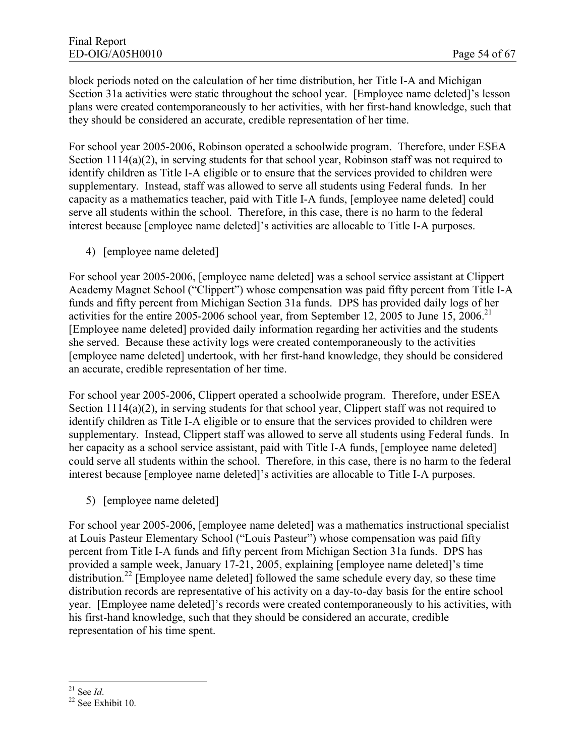block periods noted on the calculation of her time distribution, her Title I-A and Michigan Section 31a activities were static throughout the school year. [Employee name deleted]'s lesson plans were created contemporaneously to her activities, with her first-hand knowledge, such that they should be considered an accurate, credible representation of her time.

For school year 2005-2006, Robinson operated a schoolwide program. Therefore, under ESEA Section 1114(a)(2), in serving students for that school year, Robinson staff was not required to identify children as Title I-A eligible or to ensure that the services provided to children were supplementary. Instead, staff was allowed to serve all students using Federal funds. In her capacity as a mathematics teacher, paid with Title I-A funds, [employee name deleted] could serve all students within the school. Therefore, in this case, there is no harm to the federal interest because [employee name deleted]'s activities are allocable to Title I-A purposes.

4) [employee name deleted]

For school year 2005-2006, [employee name deleted] was a school service assistant at Clippert Academy Magnet School ("Clippert") whose compensation was paid fifty percent from Title I-A funds and fifty percent from Michigan Section 31a funds. DPS has provided daily logs of her activities for the entire 2005-2006 school year, from September 12, 2005 to June 15, 2006.[21] [Employee name deleted] provided daily information regarding her activities and the students she served. Because these activity logs were created contemporaneously to the activities [employee name deleted] undertook, with her first-hand knowledge, they should be considered an accurate, credible representation of her time.

For school year 2005-2006, Clippert operated a schoolwide program. Therefore, under ESEA Section 1114(a)(2), in serving students for that school year, Clippert staff was not required to identify children as Title I-A eligible or to ensure that the services provided to children were supplementary. Instead, Clippert staff was allowed to serve all students using Federal funds. In her capacity as a school service assistant, paid with Title I-A funds, [employee name deleted] could serve all students within the school. Therefore, in this case, there is no harm to the federal interest because [employee name deleted]'s activities are allocable to Title I-A purposes.

5) [employee name deleted]

For school year 2005-2006, [employee name deleted] was a mathematics instructional specialist at Louis Pasteur Elementary School ("Louis Pasteur") whose compensation was paid fifty percent from Title I-A funds and fifty percent from Michigan Section 31a funds. DPS has provided a sample week, January 17-21, 2005, explaining [employee name deleted]'s time distribution.[22] [Employee name deleted] followed the same schedule every day, so these time distribution records are representative of his activity on a day-to-day basis for the entire school year. [Employee name deleted]'s records were created contemporaneously to his activities, with his first-hand knowledge, such that they should be considered an accurate, credible representation of his time spent.

---

[21] See *Id*.

[22] See Exhibit 10.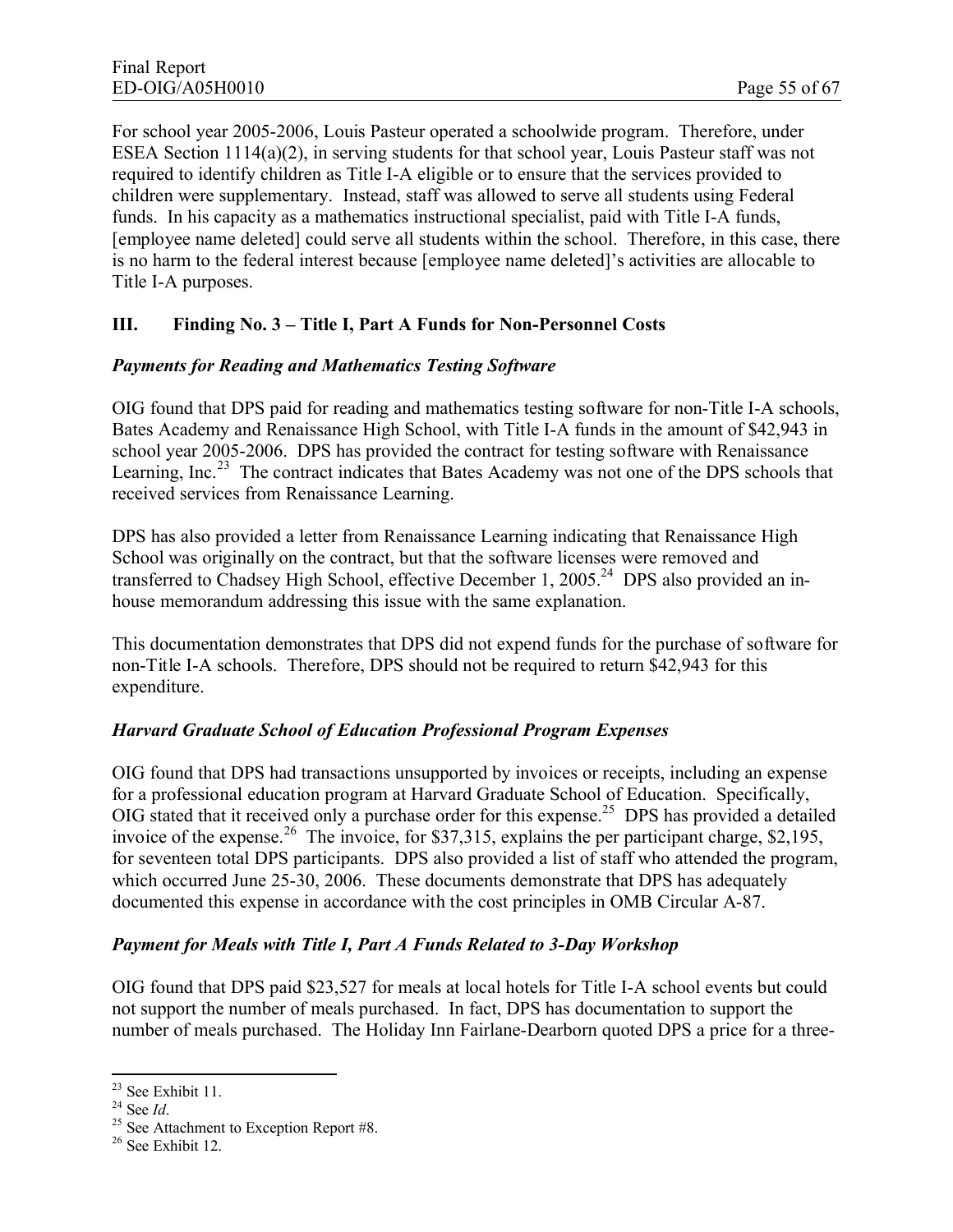For school year 2005-2006, Louis Pasteur operated a schoolwide program. Therefore, under ESEA Section 1114(a)(2), in serving students for that school year, Louis Pasteur staff was not required to identify children as Title I-A eligible or to ensure that the services provided to children were supplementary. Instead, staff was allowed to serve all students using Federal funds. In his capacity as a mathematics instructional specialist, paid with Title I-A funds, [employee name deleted] could serve all students within the school. Therefore, in this case, there is no harm to the federal interest because [employee name deleted]'s activities are allocable to Title I-A purposes.

## III. Finding No. 3 – Title I, Part A Funds for Non-Personnel Costs

### *Payments for Reading and Mathematics Testing Software*

OIG found that DPS paid for reading and mathematics testing software for non-Title I-A schools, Bates Academy and Renaissance High School, with Title I-A funds in the amount of $42,943 in school year 2005-2006. DPS has provided the contract for testing software with Renaissance Learning, Inc.[23] The contract indicates that Bates Academy was not one of the DPS schools that received services from Renaissance Learning.

DPS has also provided a letter from Renaissance Learning indicating that Renaissance High School was originally on the contract, but that the software licenses were removed and transferred to Chadsey High School, effective December 1, 2005.[24] DPS also provided an in-house memorandum addressing this issue with the same explanation.

This documentation demonstrates that DPS did not expend funds for the purchase of software for non-Title I-A schools. Therefore, DPS should not be required to return $42,943 for this expenditure.

### *Harvard Graduate School of Education Professional Program Expenses*

OIG found that DPS had transactions unsupported by invoices or receipts, including an expense for a professional education program at Harvard Graduate School of Education. Specifically, OIG stated that it received only a purchase order for this expense.[25] DPS has provided a detailed invoice of the expense.[26] The invoice, for $37,315, explains the per participant charge, $2,195, for seventeen total DPS participants. DPS also provided a list of staff who attended the program, which occurred June 25-30, 2006. These documents demonstrate that DPS has adequately documented this expense in accordance with the cost principles in OMB Circular A-87.

### *Payment for Meals with Title I, Part A Funds Related to 3-Day Workshop*

OIG found that DPS paid $23,527 for meals at local hotels for Title I-A school events but could not support the number of meals purchased. In fact, DPS has documentation to support the number of meals purchased. The Holiday Inn Fairlane-Dearborn quoted DPS a price for a three-

---

[23] See Exhibit 11.

[24] See *Id*.

[25] See Attachment to Exception Report #8.

[26] See Exhibit 12.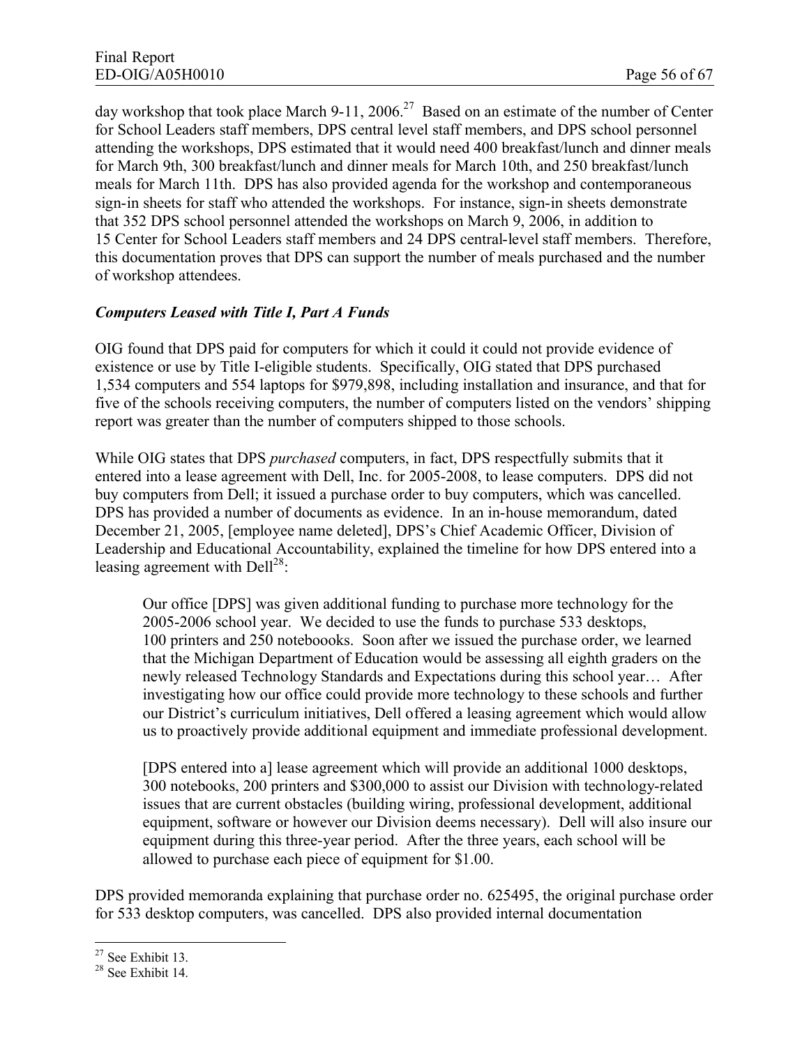day workshop that took place March 9-11, 2006.[27] Based on an estimate of the number of Center for School Leaders staff members, DPS central level staff members, and DPS school personnel attending the workshops, DPS estimated that it would need 400 breakfast/lunch and dinner meals for March 9th, 300 breakfast/lunch and dinner meals for March 10th, and 250 breakfast/lunch meals for March 11th. DPS has also provided agenda for the workshop and contemporaneous sign-in sheets for staff who attended the workshops. For instance, sign-in sheets demonstrate that 352 DPS school personnel attended the workshops on March 9, 2006, in addition to 15 Center for School Leaders staff members and 24 DPS central-level staff members. Therefore, this documentation proves that DPS can support the number of meals purchased and the number of workshop attendees.

### *Computers Leased with Title I, Part A Funds*

OIG found that DPS paid for computers for which it could it could not provide evidence of existence or use by Title I-eligible students. Specifically, OIG stated that DPS purchased 1,534 computers and 554 laptops for $979,898, including installation and insurance, and that for five of the schools receiving computers, the number of computers listed on the vendors' shipping report was greater than the number of computers shipped to those schools.

While OIG states that DPS *purchased* computers, in fact, DPS respectfully submits that it entered into a lease agreement with Dell, Inc. for 2005-2008, to lease computers. DPS did not buy computers from Dell; it issued a purchase order to buy computers, which was cancelled. DPS has provided a number of documents as evidence. In an in-house memorandum, dated December 21, 2005, [employee name deleted], DPS's Chief Academic Officer, Division of Leadership and Educational Accountability, explained the timeline for how DPS entered into a leasing agreement with Dell[28]:

> Our office [DPS] was given additional funding to purchase more technology for the 2005-2006 school year. We decided to use the funds to purchase 533 desktops, 100 printers and 250 noteboooks. Soon after we issued the purchase order, we learned that the Michigan Department of Education would be assessing all eighth graders on the newly released Technology Standards and Expectations during this school year… After investigating how our office could provide more technology to these schools and further our District's curriculum initiatives, Dell offered a leasing agreement which would allow us to proactively provide additional equipment and immediate professional development.
>
> [DPS entered into a] lease agreement which will provide an additional 1000 desktops, 300 notebooks, 200 printers and $300,000 to assist our Division with technology-related issues that are current obstacles (building wiring, professional development, additional equipment, software or however our Division deems necessary). Dell will also insure our equipment during this three-year period. After the three years, each school will be allowed to purchase each piece of equipment for $1.00.

DPS provided memoranda explaining that purchase order no. 625495, the original purchase order for 533 desktop computers, was cancelled. DPS also provided internal documentation

---

[27] See Exhibit 13.

[28] See Exhibit 14.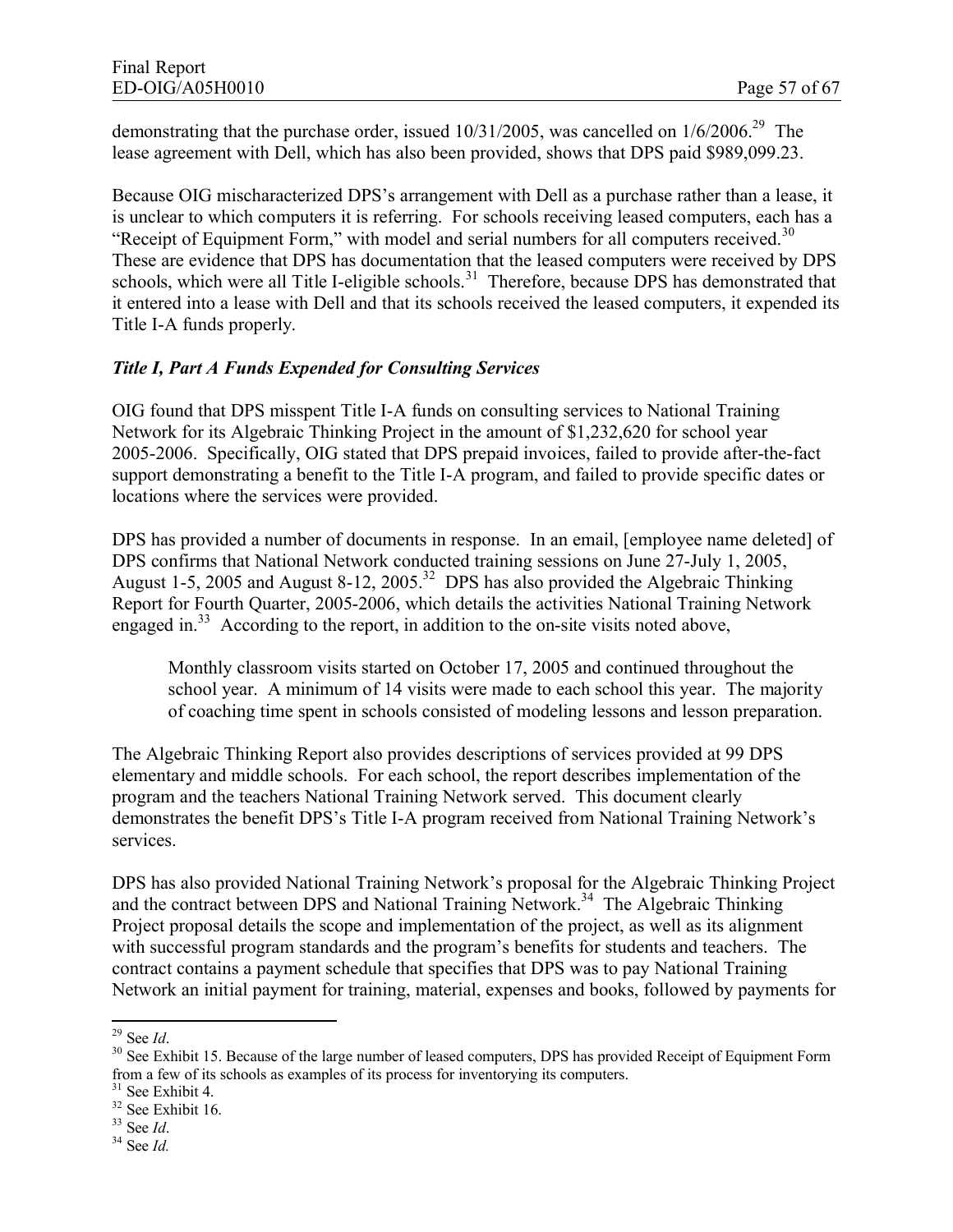demonstrating that the purchase order, issued 10/31/2005, was cancelled on 1/6/2006.[29] The lease agreement with Dell, which has also been provided, shows that DPS paid $989,099.23.

Because OIG mischaracterized DPS's arrangement with Dell as a purchase rather than a lease, it is unclear to which computers it is referring. For schools receiving leased computers, each has a "Receipt of Equipment Form," with model and serial numbers for all computers received.[30] These are evidence that DPS has documentation that the leased computers were received by DPS schools, which were all Title I-eligible schools.[31] Therefore, because DPS has demonstrated that it entered into a lease with Dell and that its schools received the leased computers, it expended its Title I-A funds properly.

### *Title I, Part A Funds Expended for Consulting Services*

OIG found that DPS misspent Title I-A funds on consulting services to National Training Network for its Algebraic Thinking Project in the amount of $1,232,620 for school year 2005-2006. Specifically, OIG stated that DPS prepaid invoices, failed to provide after-the-fact support demonstrating a benefit to the Title I-A program, and failed to provide specific dates or locations where the services were provided.

DPS has provided a number of documents in response. In an email, [employee name deleted] of DPS confirms that National Network conducted training sessions on June 27-July 1, 2005, August 1-5, 2005 and August 8-12, 2005.[32] DPS has also provided the Algebraic Thinking Report for Fourth Quarter, 2005-2006, which details the activities National Training Network engaged in.[33] According to the report, in addition to the on-site visits noted above,

> Monthly classroom visits started on October 17, 2005 and continued throughout the school year. A minimum of 14 visits were made to each school this year. The majority of coaching time spent in schools consisted of modeling lessons and lesson preparation.

The Algebraic Thinking Report also provides descriptions of services provided at 99 DPS elementary and middle schools. For each school, the report describes implementation of the program and the teachers National Training Network served. This document clearly demonstrates the benefit DPS's Title I-A program received from National Training Network's services.

DPS has also provided National Training Network's proposal for the Algebraic Thinking Project and the contract between DPS and National Training Network.[34] The Algebraic Thinking Project proposal details the scope and implementation of the project, as well as its alignment with successful program standards and the program's benefits for students and teachers. The contract contains a payment schedule that specifies that DPS was to pay National Training Network an initial payment for training, material, expenses and books, followed by payments for

---

[29] See *Id*.

[30] See Exhibit 15. Because of the large number of leased computers, DPS has provided Receipt of Equipment Form from a few of its schools as examples of its process for inventorying its computers.

[31] See Exhibit 4.

[32] See Exhibit 16.

[33] See *Id*.

[34] See *Id.*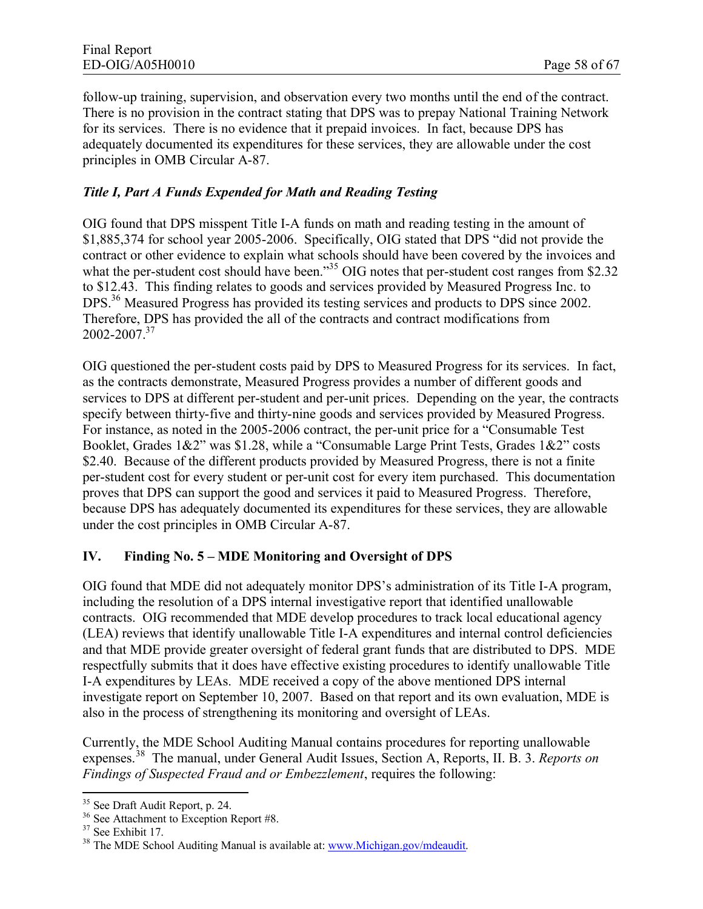follow-up training, supervision, and observation every two months until the end of the contract. There is no provision in the contract stating that DPS was to prepay National Training Network for its services. There is no evidence that it prepaid invoices. In fact, because DPS has adequately documented its expenditures for these services, they are allowable under the cost principles in OMB Circular A-87.

### *Title I, Part A Funds Expended for Math and Reading Testing*

OIG found that DPS misspent Title I-A funds on math and reading testing in the amount of $1,885,374 for school year 2005-2006. Specifically, OIG stated that DPS "did not provide the contract or other evidence to explain what schools should have been covered by the invoices and what the per-student cost should have been."[35] OIG notes that per-student cost ranges from $2.32 to $12.43. This finding relates to goods and services provided by Measured Progress Inc. to DPS.[36] Measured Progress has provided its testing services and products to DPS since 2002. Therefore, DPS has provided the all of the contracts and contract modifications from 2002-2007.[37]

OIG questioned the per-student costs paid by DPS to Measured Progress for its services. In fact, as the contracts demonstrate, Measured Progress provides a number of different goods and services to DPS at different per-student and per-unit prices. Depending on the year, the contracts specify between thirty-five and thirty-nine goods and services provided by Measured Progress. For instance, as noted in the 2005-2006 contract, the per-unit price for a "Consumable Test Booklet, Grades 1&2" was $1.28, while a "Consumable Large Print Tests, Grades 1&2" costs $2.40. Because of the different products provided by Measured Progress, there is not a finite per-student cost for every student or per-unit cost for every item purchased. This documentation proves that DPS can support the good and services it paid to Measured Progress. Therefore, because DPS has adequately documented its expenditures for these services, they are allowable under the cost principles in OMB Circular A-87.

## IV. Finding No. 5 – MDE Monitoring and Oversight of DPS

OIG found that MDE did not adequately monitor DPS's administration of its Title I-A program, including the resolution of a DPS internal investigative report that identified unallowable contracts. OIG recommended that MDE develop procedures to track local educational agency (LEA) reviews that identify unallowable Title I-A expenditures and internal control deficiencies and that MDE provide greater oversight of federal grant funds that are distributed to DPS. MDE respectfully submits that it does have effective existing procedures to identify unallowable Title I-A expenditures by LEAs. MDE received a copy of the above mentioned DPS internal investigate report on September 10, 2007. Based on that report and its own evaluation, MDE is also in the process of strengthening its monitoring and oversight of LEAs.

Currently, the MDE School Auditing Manual contains procedures for reporting unallowable expenses.[38] The manual, under General Audit Issues, Section A, Reports, II. B. 3. *Reports on Findings of Suspected Fraud and or Embezzlement*, requires the following:

---

[35] See Draft Audit Report, p. 24.

[36] See Attachment to Exception Report #8.

[37] See Exhibit 17.

[38] The MDE School Auditing Manual is available at: www.Michigan.gov/mdeaudit.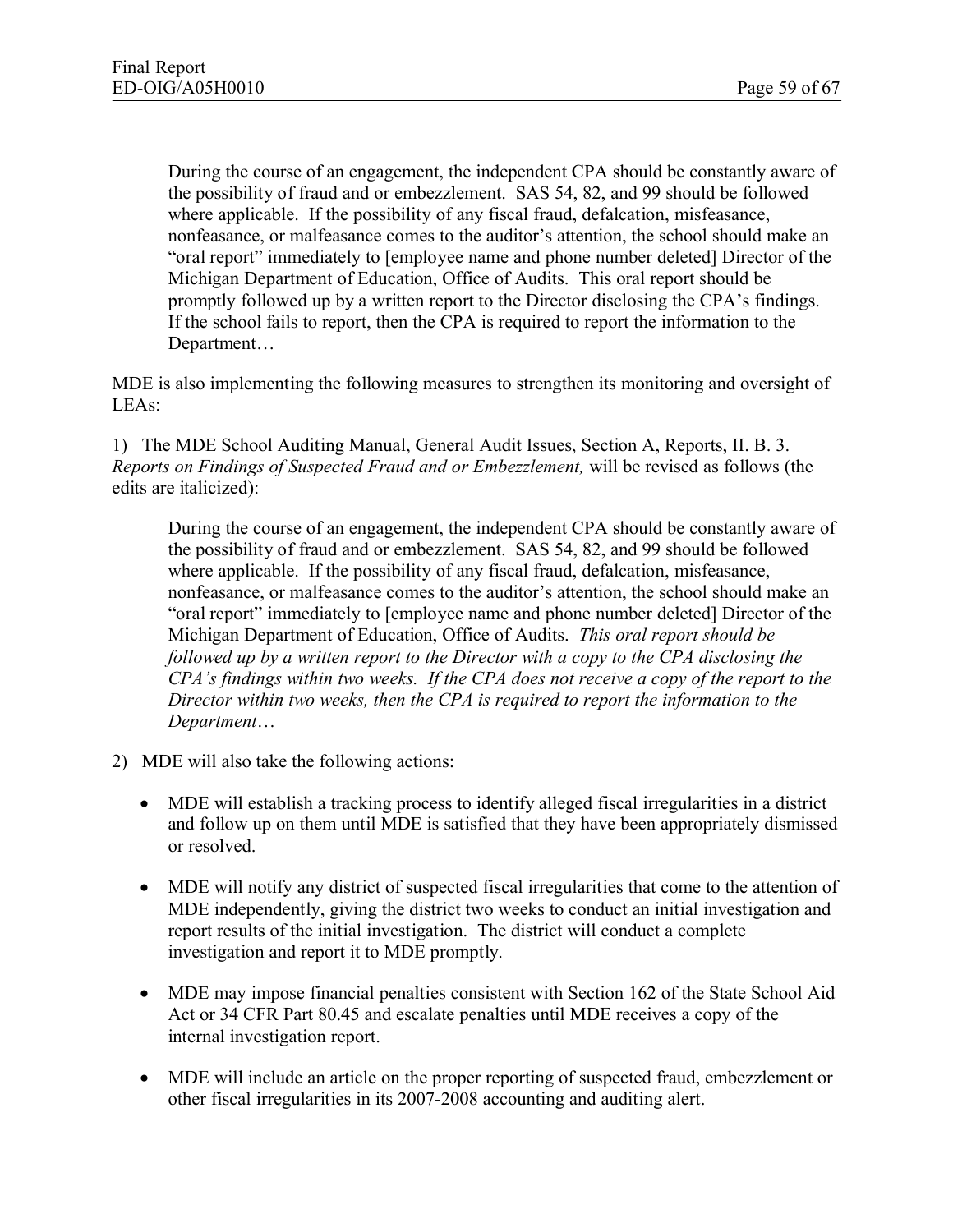> During the course of an engagement, the independent CPA should be constantly aware of the possibility of fraud and or embezzlement. SAS 54, 82, and 99 should be followed where applicable. If the possibility of any fiscal fraud, defalcation, misfeasance, nonfeasance, or malfeasance comes to the auditor's attention, the school should make an "oral report" immediately to [employee name and phone number deleted] Director of the Michigan Department of Education, Office of Audits. This oral report should be promptly followed up by a written report to the Director disclosing the CPA's findings. If the school fails to report, then the CPA is required to report the information to the Department…

MDE is also implementing the following measures to strengthen its monitoring and oversight of LEAs:

1) The MDE School Auditing Manual, General Audit Issues, Section A, Reports, II. B. 3. *Reports on Findings of Suspected Fraud and or Embezzlement,* will be revised as follows (the edits are italicized):

> During the course of an engagement, the independent CPA should be constantly aware of the possibility of fraud and or embezzlement. SAS 54, 82, and 99 should be followed where applicable. If the possibility of any fiscal fraud, defalcation, misfeasance, nonfeasance, or malfeasance comes to the auditor's attention, the school should make an "oral report" immediately to [employee name and phone number deleted] Director of the Michigan Department of Education, Office of Audits. *This oral report should be followed up by a written report to the Director with a copy to the CPA disclosing the CPA's findings within two weeks. If the CPA does not receive a copy of the report to the Director within two weeks, then the CPA is required to report the information to the Department…*

2) MDE will also take the following actions:

- MDE will establish a tracking process to identify alleged fiscal irregularities in a district and follow up on them until MDE is satisfied that they have been appropriately dismissed or resolved.
- MDE will notify any district of suspected fiscal irregularities that come to the attention of MDE independently, giving the district two weeks to conduct an initial investigation and report results of the initial investigation. The district will conduct a complete investigation and report it to MDE promptly.
- MDE may impose financial penalties consistent with Section 162 of the State School Aid Act or 34 CFR Part 80.45 and escalate penalties until MDE receives a copy of the internal investigation report.
- MDE will include an article on the proper reporting of suspected fraud, embezzlement or other fiscal irregularities in its 2007-2008 accounting and auditing alert.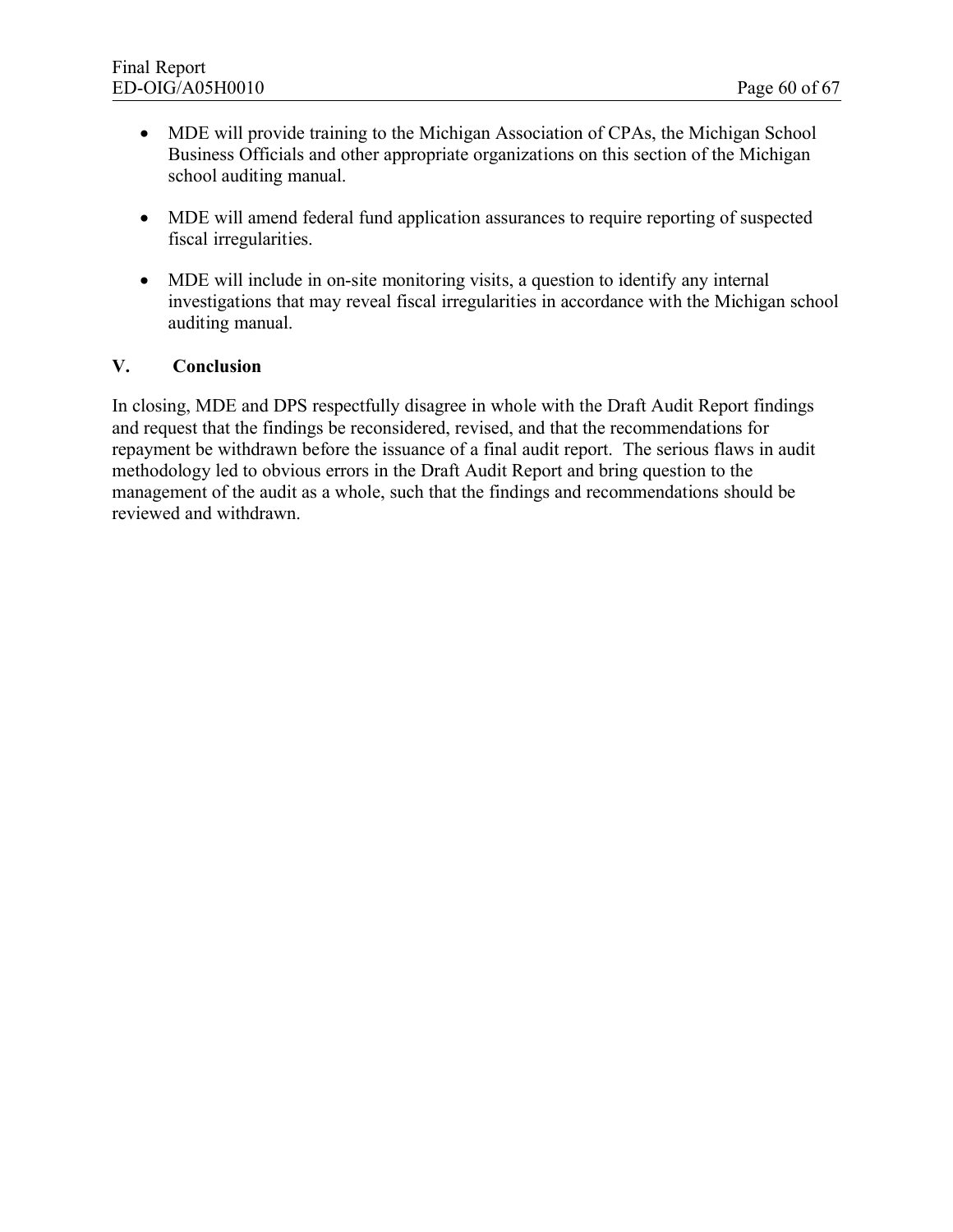- MDE will provide training to the Michigan Association of CPAs, the Michigan School Business Officials and other appropriate organizations on this section of the Michigan school auditing manual.

- MDE will amend federal fund application assurances to require reporting of suspected fiscal irregularities.

- MDE will include in on-site monitoring visits, a question to identify any internal investigations that may reveal fiscal irregularities in accordance with the Michigan school auditing manual.

## V. Conclusion

In closing, MDE and DPS respectfully disagree in whole with the Draft Audit Report findings and request that the findings be reconsidered, revised, and that the recommendations for repayment be withdrawn before the issuance of a final audit report. The serious flaws in audit methodology led to obvious errors in the Draft Audit Report and bring question to the management of the audit as a whole, such that the findings and recommendations should be reviewed and withdrawn.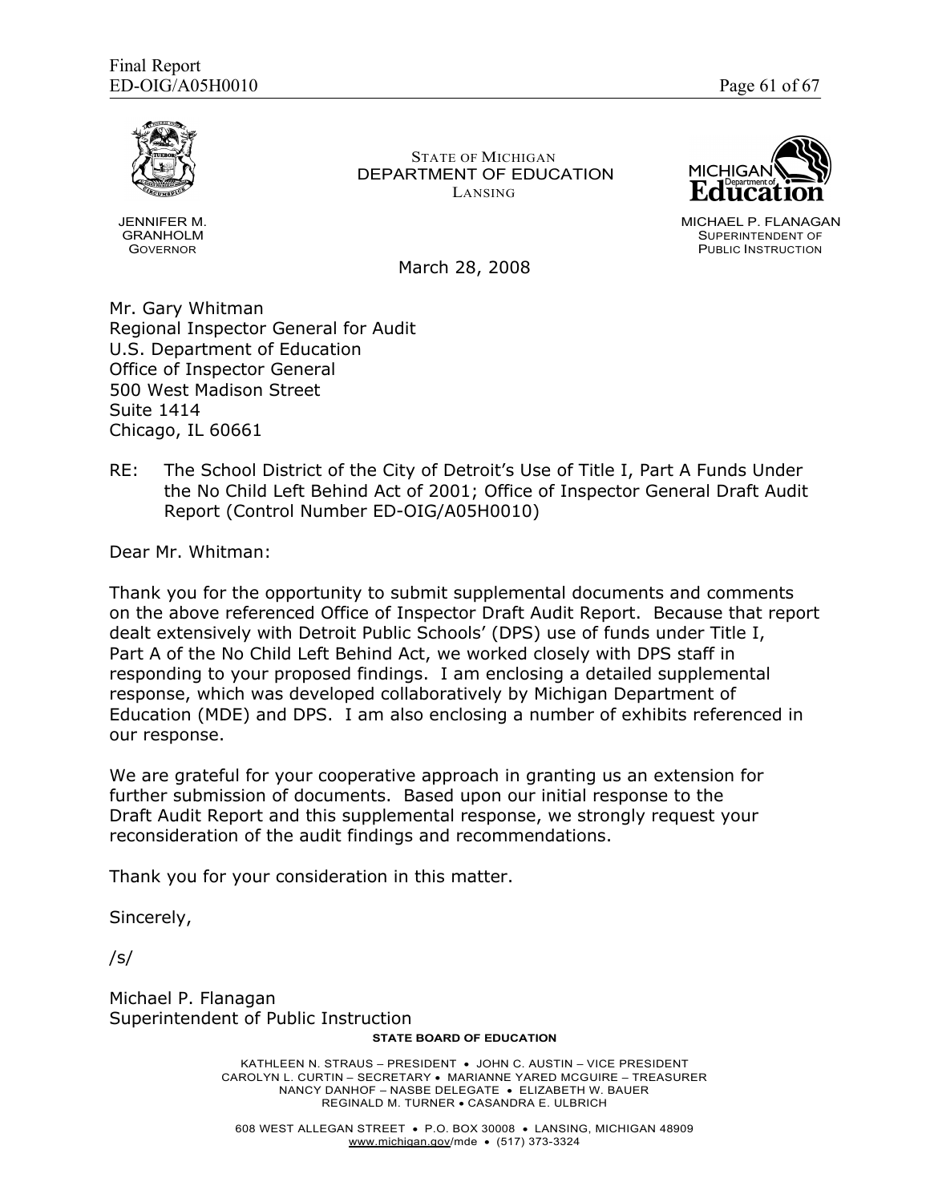STATE OF MICHIGAN
DEPARTMENT OF EDUCATION
LANSING

JENNIFER M. GRANHOLM
GOVERNOR

MICHAEL P. FLANAGAN
SUPERINTENDENT OF PUBLIC INSTRUCTION

March 28, 2008

Mr. Gary Whitman
Regional Inspector General for Audit
U.S. Department of Education
Office of Inspector General
500 West Madison Street
Suite 1414
Chicago, IL 60661

RE: The School District of the City of Detroit's Use of Title I, Part A Funds Under the No Child Left Behind Act of 2001; Office of Inspector General Draft Audit Report (Control Number ED-OIG/A05H0010)

Dear Mr. Whitman:

Thank you for the opportunity to submit supplemental documents and comments on the above referenced Office of Inspector Draft Audit Report. Because that report dealt extensively with Detroit Public Schools' (DPS) use of funds under Title I, Part A of the No Child Left Behind Act, we worked closely with DPS staff in responding to your proposed findings. I am enclosing a detailed supplemental response, which was developed collaboratively by Michigan Department of Education (MDE) and DPS. I am also enclosing a number of exhibits referenced in our response.

We are grateful for your cooperative approach in granting us an extension for further submission of documents. Based upon our initial response to the Draft Audit Report and this supplemental response, we strongly request your reconsideration of the audit findings and recommendations.

Thank you for your consideration in this matter.

Sincerely,

/s/

Michael P. Flanagan
Superintendent of Public Instruction

**STATE BOARD OF EDUCATION**

KATHLEEN N. STRAUS – PRESIDENT • JOHN C. AUSTIN – VICE PRESIDENT
CAROLYN L. CURTIN – SECRETARY • MARIANNE YARED MCGUIRE – TREASURER
NANCY DANHOF – NASBE DELEGATE • ELIZABETH W. BAUER
REGINALD M. TURNER • CASANDRA E. ULBRICH

608 WEST ALLEGAN STREET • P.O. BOX 30008 • LANSING, MICHIGAN 48909
www.michigan.gov/mde • (517) 373-3324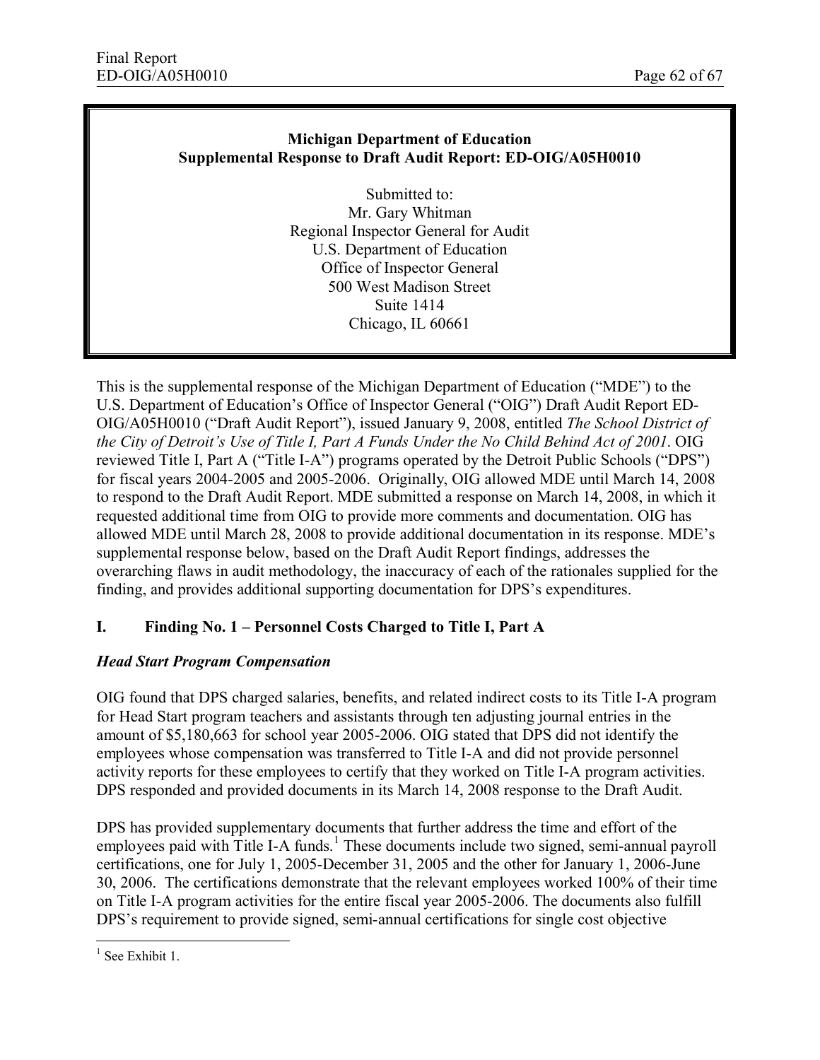**Michigan Department of Education**
**Supplemental Response to Draft Audit Report: ED-OIG/A05H0010**

Submitted to:
Mr. Gary Whitman
Regional Inspector General for Audit
U.S. Department of Education
Office of Inspector General
500 West Madison Street
Suite 1414
Chicago, IL 60661

This is the supplemental response of the Michigan Department of Education ("MDE") to the U.S. Department of Education's Office of Inspector General ("OIG") Draft Audit Report ED-OIG/A05H0010 ("Draft Audit Report"), issued January 9, 2008, entitled *The School District of the City of Detroit's Use of Title I, Part A Funds Under the No Child Behind Act of 2001*. OIG reviewed Title I, Part A ("Title I-A") programs operated by the Detroit Public Schools ("DPS") for fiscal years 2004-2005 and 2005-2006. Originally, OIG allowed MDE until March 14, 2008 to respond to the Draft Audit Report. MDE submitted a response on March 14, 2008, in which it requested additional time from OIG to provide more comments and documentation. OIG has allowed MDE until March 28, 2008 to provide additional documentation in its response. MDE's supplemental response below, based on the Draft Audit Report findings, addresses the overarching flaws in audit methodology, the inaccuracy of each of the rationales supplied for the finding, and provides additional supporting documentation for DPS's expenditures.

## I. Finding No. 1 – Personnel Costs Charged to Title I, Part A

### *Head Start Program Compensation*

OIG found that DPS charged salaries, benefits, and related indirect costs to its Title I-A program for Head Start program teachers and assistants through ten adjusting journal entries in the amount of $5,180,663 for school year 2005-2006. OIG stated that DPS did not identify the employees whose compensation was transferred to Title I-A and did not provide personnel activity reports for these employees to certify that they worked on Title I-A program activities. DPS responded and provided documents in its March 14, 2008 response to the Draft Audit.

DPS has provided supplementary documents that further address the time and effort of the employees paid with Title I-A funds.[1] These documents include two signed, semi-annual payroll certifications, one for July 1, 2005-December 31, 2005 and the other for January 1, 2006-June 30, 2006. The certifications demonstrate that the relevant employees worked 100% of their time on Title I-A program activities for the entire fiscal year 2005-2006. The documents also fulfill DPS's requirement to provide signed, semi-annual certifications for single cost objective

[1] See Exhibit 1.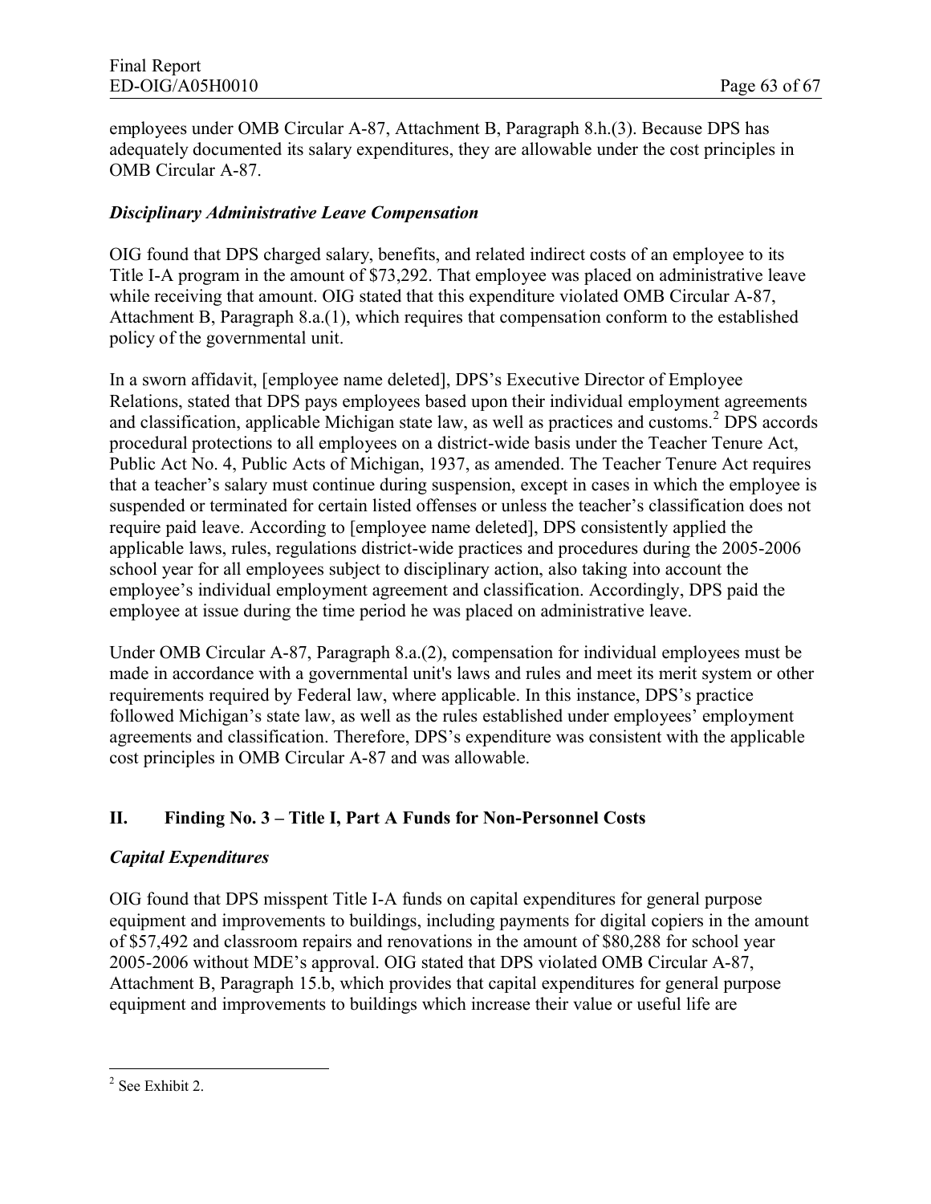employees under OMB Circular A-87, Attachment B, Paragraph 8.h.(3). Because DPS has adequately documented its salary expenditures, they are allowable under the cost principles in OMB Circular A-87.

***Disciplinary Administrative Leave Compensation***

OIG found that DPS charged salary, benefits, and related indirect costs of an employee to its Title I-A program in the amount of $73,292. That employee was placed on administrative leave while receiving that amount. OIG stated that this expenditure violated OMB Circular A-87, Attachment B, Paragraph 8.a.(1), which requires that compensation conform to the established policy of the governmental unit.

In a sworn affidavit, [employee name deleted], DPS's Executive Director of Employee Relations, stated that DPS pays employees based upon their individual employment agreements and classification, applicable Michigan state law, as well as practices and customs.[2] DPS accords procedural protections to all employees on a district-wide basis under the Teacher Tenure Act, Public Act No. 4, Public Acts of Michigan, 1937, as amended. The Teacher Tenure Act requires that a teacher's salary must continue during suspension, except in cases in which the employee is suspended or terminated for certain listed offenses or unless the teacher's classification does not require paid leave. According to [employee name deleted], DPS consistently applied the applicable laws, rules, regulations district-wide practices and procedures during the 2005-2006 school year for all employees subject to disciplinary action, also taking into account the employee's individual employment agreement and classification. Accordingly, DPS paid the employee at issue during the time period he was placed on administrative leave.

Under OMB Circular A-87, Paragraph 8.a.(2), compensation for individual employees must be made in accordance with a governmental unit's laws and rules and meet its merit system or other requirements required by Federal law, where applicable. In this instance, DPS's practice followed Michigan's state law, as well as the rules established under employees' employment agreements and classification. Therefore, DPS's expenditure was consistent with the applicable cost principles in OMB Circular A-87 and was allowable.

## II. Finding No. 3 – Title I, Part A Funds for Non-Personnel Costs

***Capital Expenditures***

OIG found that DPS misspent Title I-A funds on capital expenditures for general purpose equipment and improvements to buildings, including payments for digital copiers in the amount of $57,492 and classroom repairs and renovations in the amount of $80,288 for school year 2005-2006 without MDE's approval. OIG stated that DPS violated OMB Circular A-87, Attachment B, Paragraph 15.b, which provides that capital expenditures for general purpose equipment and improvements to buildings which increase their value or useful life are

[2] See Exhibit 2.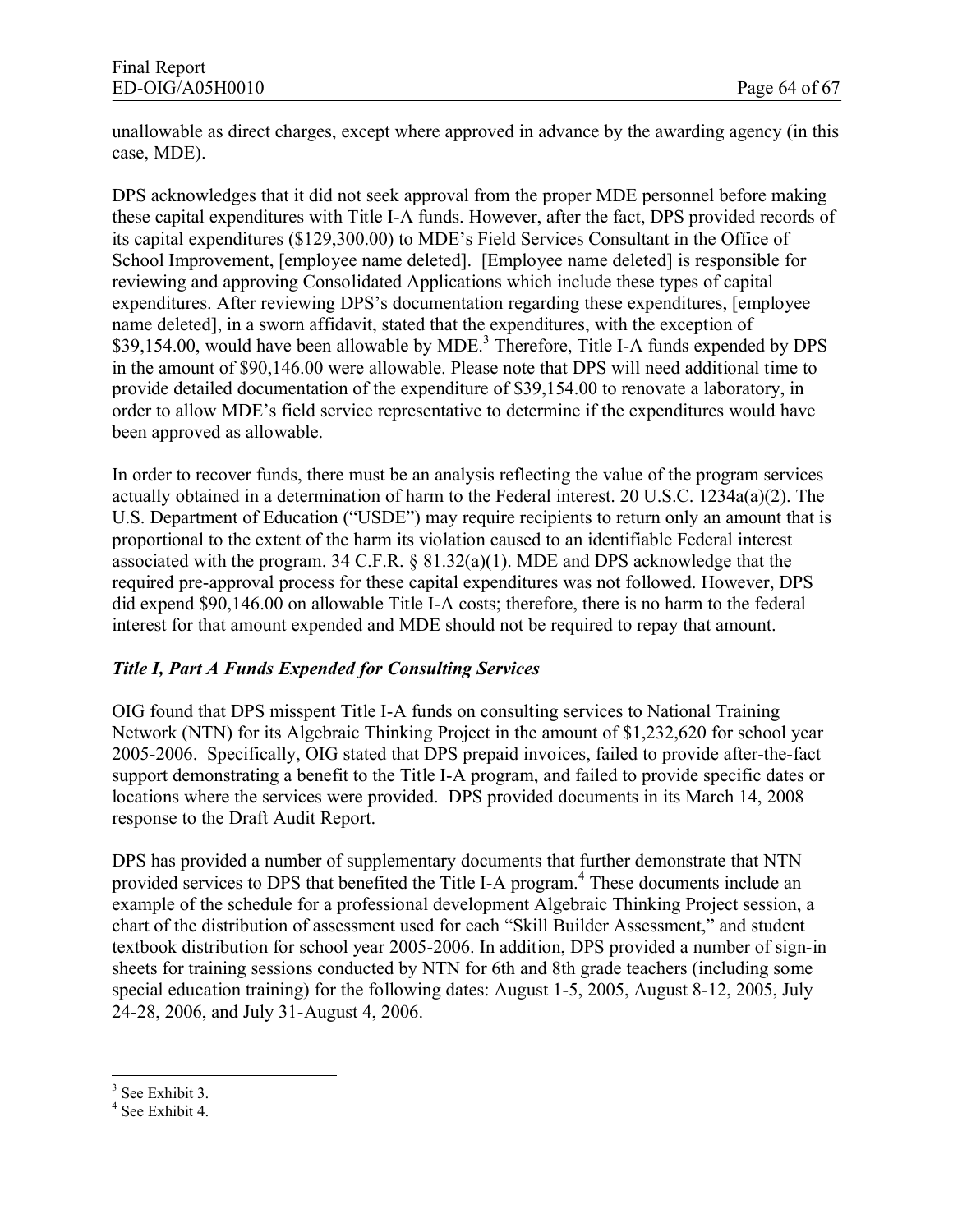unallowable as direct charges, except where approved in advance by the awarding agency (in this case, MDE).

DPS acknowledges that it did not seek approval from the proper MDE personnel before making these capital expenditures with Title I-A funds. However, after the fact, DPS provided records of its capital expenditures ($129,300.00) to MDE's Field Services Consultant in the Office of School Improvement, [employee name deleted]. [Employee name deleted] is responsible for reviewing and approving Consolidated Applications which include these types of capital expenditures. After reviewing DPS's documentation regarding these expenditures, [employee name deleted], in a sworn affidavit, stated that the expenditures, with the exception of $39,154.00, would have been allowable by MDE.[3] Therefore, Title I-A funds expended by DPS in the amount of $90,146.00 were allowable. Please note that DPS will need additional time to provide detailed documentation of the expenditure of $39,154.00 to renovate a laboratory, in order to allow MDE's field service representative to determine if the expenditures would have been approved as allowable.

In order to recover funds, there must be an analysis reflecting the value of the program services actually obtained in a determination of harm to the Federal interest. 20 U.S.C. 1234a(a)(2). The U.S. Department of Education ("USDE") may require recipients to return only an amount that is proportional to the extent of the harm its violation caused to an identifiable Federal interest associated with the program. 34 C.F.R. § 81.32(a)(1). MDE and DPS acknowledge that the required pre-approval process for these capital expenditures was not followed. However, DPS did expend $90,146.00 on allowable Title I-A costs; therefore, there is no harm to the federal interest for that amount expended and MDE should not be required to repay that amount.

### *Title I, Part A Funds Expended for Consulting Services*

OIG found that DPS misspent Title I-A funds on consulting services to National Training Network (NTN) for its Algebraic Thinking Project in the amount of $1,232,620 for school year 2005-2006. Specifically, OIG stated that DPS prepaid invoices, failed to provide after-the-fact support demonstrating a benefit to the Title I-A program, and failed to provide specific dates or locations where the services were provided. DPS provided documents in its March 14, 2008 response to the Draft Audit Report.

DPS has provided a number of supplementary documents that further demonstrate that NTN provided services to DPS that benefited the Title I-A program.[4] These documents include an example of the schedule for a professional development Algebraic Thinking Project session, a chart of the distribution of assessment used for each "Skill Builder Assessment," and student textbook distribution for school year 2005-2006. In addition, DPS provided a number of sign-in sheets for training sessions conducted by NTN for 6th and 8th grade teachers (including some special education training) for the following dates: August 1-5, 2005, August 8-12, 2005, July 24-28, 2006, and July 31-August 4, 2006.

[3] See Exhibit 3.

[4] See Exhibit 4.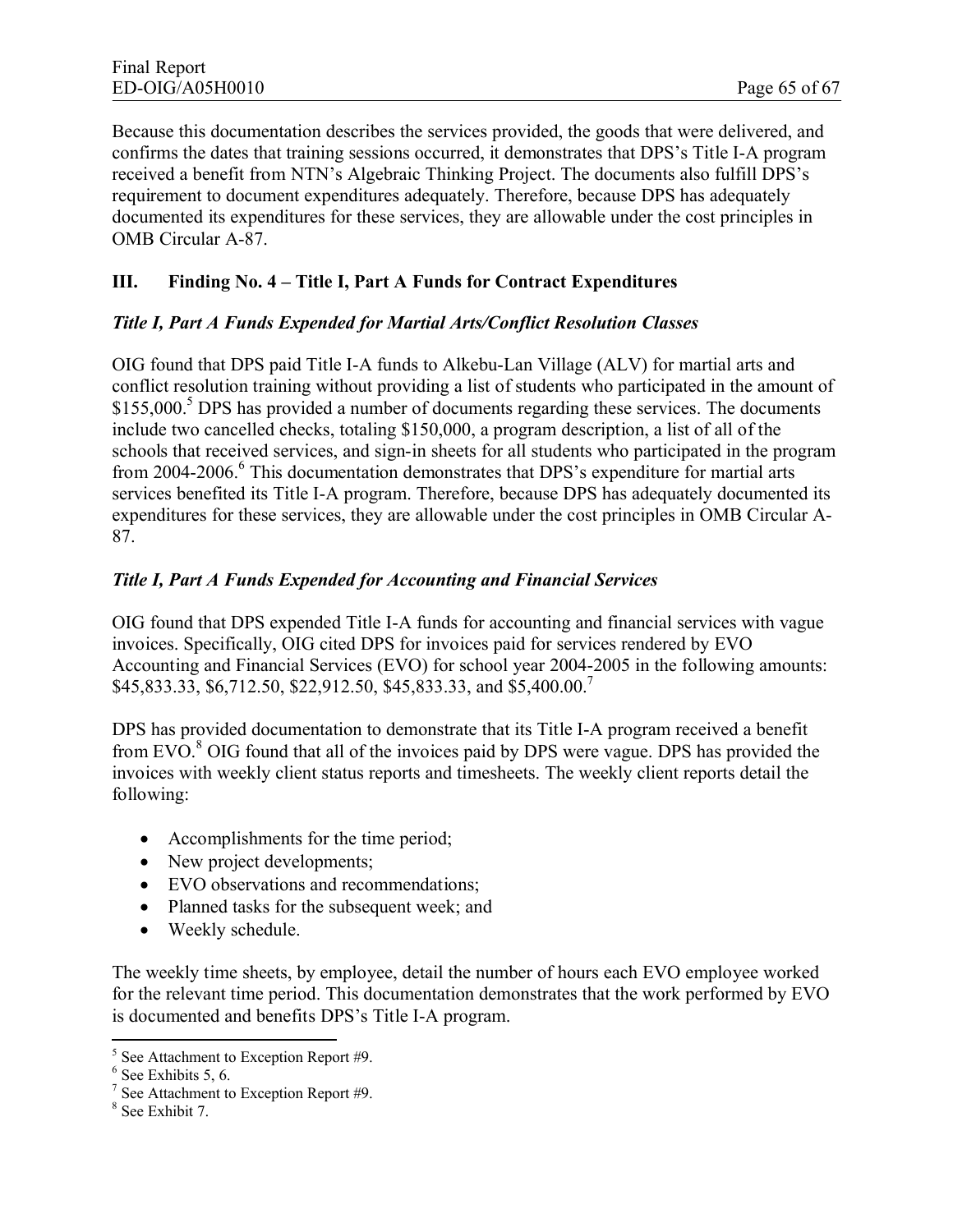Because this documentation describes the services provided, the goods that were delivered, and confirms the dates that training sessions occurred, it demonstrates that DPS's Title I-A program received a benefit from NTN's Algebraic Thinking Project. The documents also fulfill DPS's requirement to document expenditures adequately. Therefore, because DPS has adequately documented its expenditures for these services, they are allowable under the cost principles in OMB Circular A-87.

## III. Finding No. 4 – Title I, Part A Funds for Contract Expenditures

### *Title I, Part A Funds Expended for Martial Arts/Conflict Resolution Classes*

OIG found that DPS paid Title I-A funds to Alkebu-Lan Village (ALV) for martial arts and conflict resolution training without providing a list of students who participated in the amount of \$155,000.[5] DPS has provided a number of documents regarding these services. The documents include two cancelled checks, totaling \$150,000, a program description, a list of all of the schools that received services, and sign-in sheets for all students who participated in the program from 2004-2006.[6] This documentation demonstrates that DPS's expenditure for martial arts services benefited its Title I-A program. Therefore, because DPS has adequately documented its expenditures for these services, they are allowable under the cost principles in OMB Circular A-87.

### *Title I, Part A Funds Expended for Accounting and Financial Services*

OIG found that DPS expended Title I-A funds for accounting and financial services with vague invoices. Specifically, OIG cited DPS for invoices paid for services rendered by EVO Accounting and Financial Services (EVO) for school year 2004-2005 in the following amounts: \$45,833.33, \$6,712.50, \$22,912.50, \$45,833.33, and \$5,400.00.[7]

DPS has provided documentation to demonstrate that its Title I-A program received a benefit from EVO.[8] OIG found that all of the invoices paid by DPS were vague. DPS has provided the invoices with weekly client status reports and timesheets. The weekly client reports detail the following:

- Accomplishments for the time period;
- New project developments;
- EVO observations and recommendations;
- Planned tasks for the subsequent week; and
- Weekly schedule.

The weekly time sheets, by employee, detail the number of hours each EVO employee worked for the relevant time period. This documentation demonstrates that the work performed by EVO is documented and benefits DPS's Title I-A program.

---

[5] See Attachment to Exception Report #9.

[6] See Exhibits 5, 6.

[7] See Attachment to Exception Report #9.

[8] See Exhibit 7.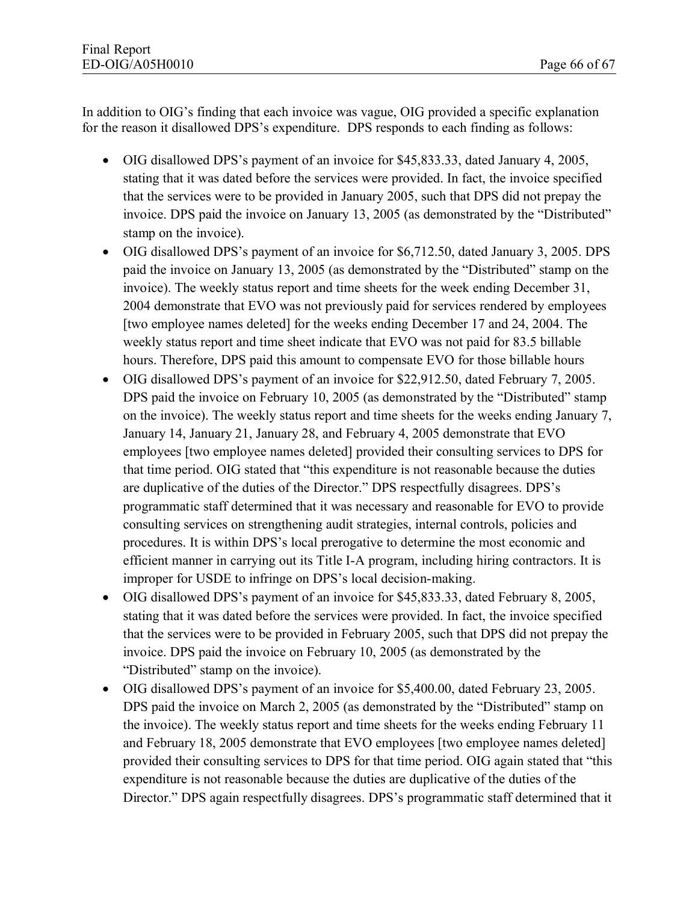In addition to OIG's finding that each invoice was vague, OIG provided a specific explanation for the reason it disallowed DPS's expenditure. DPS responds to each finding as follows:

- OIG disallowed DPS's payment of an invoice for $45,833.33, dated January 4, 2005, stating that it was dated before the services were provided. In fact, the invoice specified that the services were to be provided in January 2005, such that DPS did not prepay the invoice. DPS paid the invoice on January 13, 2005 (as demonstrated by the "Distributed" stamp on the invoice).
- OIG disallowed DPS's payment of an invoice for $6,712.50, dated January 3, 2005. DPS paid the invoice on January 13, 2005 (as demonstrated by the "Distributed" stamp on the invoice). The weekly status report and time sheets for the week ending December 31, 2004 demonstrate that EVO was not previously paid for services rendered by employees [two employee names deleted] for the weeks ending December 17 and 24, 2004. The weekly status report and time sheet indicate that EVO was not paid for 83.5 billable hours. Therefore, DPS paid this amount to compensate EVO for those billable hours
- OIG disallowed DPS's payment of an invoice for $22,912.50, dated February 7, 2005. DPS paid the invoice on February 10, 2005 (as demonstrated by the "Distributed" stamp on the invoice). The weekly status report and time sheets for the weeks ending January 7, January 14, January 21, January 28, and February 4, 2005 demonstrate that EVO employees [two employee names deleted] provided their consulting services to DPS for that time period. OIG stated that "this expenditure is not reasonable because the duties are duplicative of the duties of the Director." DPS respectfully disagrees. DPS's programmatic staff determined that it was necessary and reasonable for EVO to provide consulting services on strengthening audit strategies, internal controls, policies and procedures. It is within DPS's local prerogative to determine the most economic and efficient manner in carrying out its Title I-A program, including hiring contractors. It is improper for USDE to infringe on DPS's local decision-making.
- OIG disallowed DPS's payment of an invoice for $45,833.33, dated February 8, 2005, stating that it was dated before the services were provided. In fact, the invoice specified that the services were to be provided in February 2005, such that DPS did not prepay the invoice. DPS paid the invoice on February 10, 2005 (as demonstrated by the "Distributed" stamp on the invoice).
- OIG disallowed DPS's payment of an invoice for $5,400.00, dated February 23, 2005. DPS paid the invoice on March 2, 2005 (as demonstrated by the "Distributed" stamp on the invoice). The weekly status report and time sheets for the weeks ending February 11 and February 18, 2005 demonstrate that EVO employees [two employee names deleted] provided their consulting services to DPS for that time period. OIG again stated that "this expenditure is not reasonable because the duties are duplicative of the duties of the Director." DPS again respectfully disagrees. DPS's programmatic staff determined that it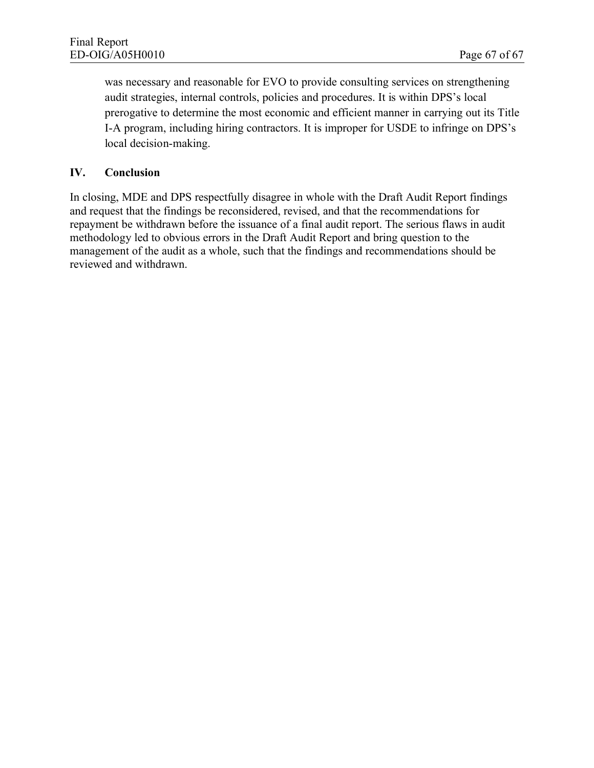was necessary and reasonable for EVO to provide consulting services on strengthening audit strategies, internal controls, policies and procedures. It is within DPS's local prerogative to determine the most economic and efficient manner in carrying out its Title I-A program, including hiring contractors. It is improper for USDE to infringe on DPS's local decision-making.

## IV. Conclusion

In closing, MDE and DPS respectfully disagree in whole with the Draft Audit Report findings and request that the findings be reconsidered, revised, and that the recommendations for repayment be withdrawn before the issuance of a final audit report. The serious flaws in audit methodology led to obvious errors in the Draft Audit Report and bring question to the management of the audit as a whole, such that the findings and recommendations should be reviewed and withdrawn.